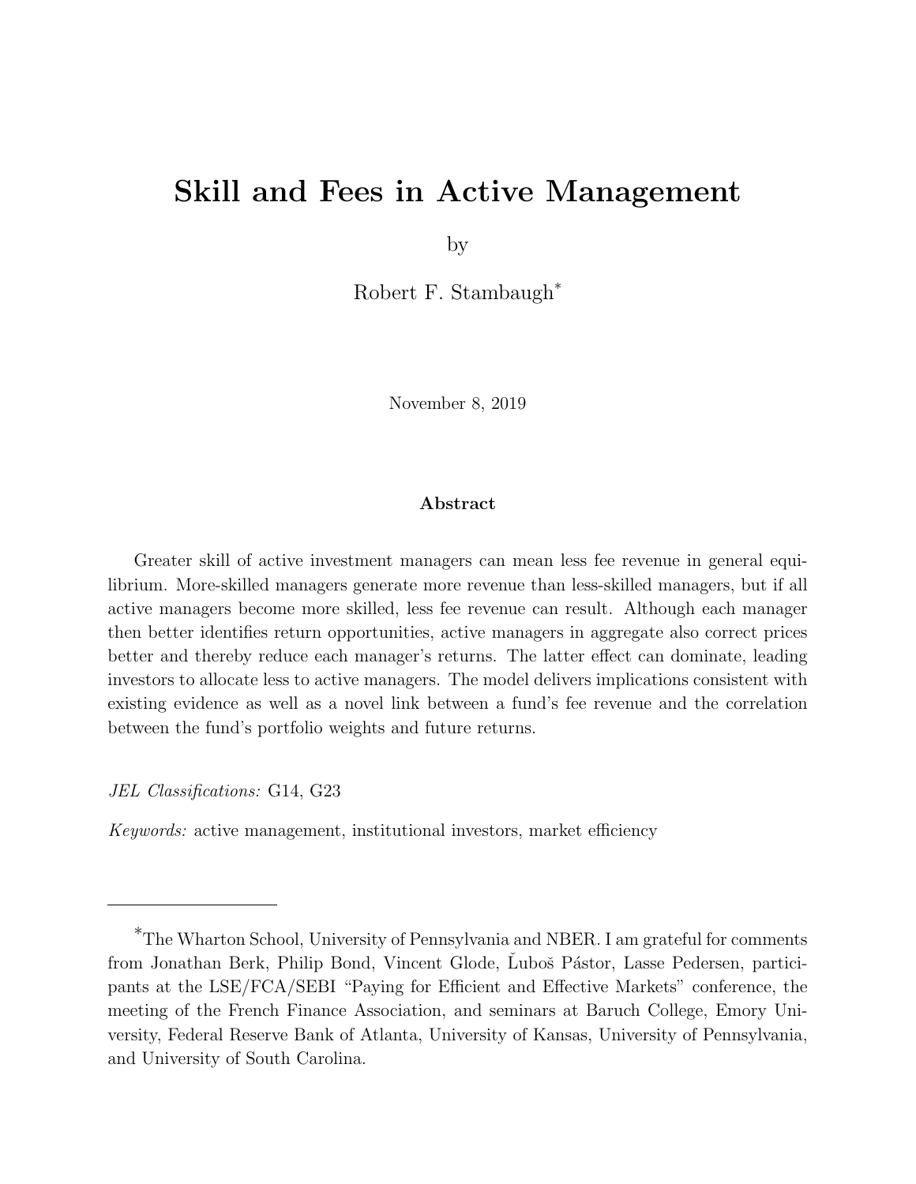# Skill and Fees in Active Management

by

Robert F. Stambaugh*

November 8, 2019

### Abstract

Greater skill of active investment managers can mean less fee revenue in general equilibrium. More-skilled managers generate more revenue than less-skilled managers, but if all active managers become more skilled, less fee revenue can result. Although each manager then better identifies return opportunities, active managers in aggregate also correct prices better and thereby reduce each manager's returns. The latter effect can dominate, leading investors to allocate less to active managers. The model delivers implications consistent with existing evidence as well as a novel link between a fund's fee revenue and the correlation between the fund's portfolio weights and future returns.

*JEL Classifications:* G14, G23

*Keywords:* active management, institutional investors, market efficiency

---

*The Wharton School, University of Pennsylvania and NBER. I am grateful for comments from Jonathan Berk, Philip Bond, Vincent Glode, Ľuboš Pástor, Lasse Pedersen, participants at the LSE/FCA/SEBI "Paying for Efficient and Effective Markets" conference, the meeting of the French Finance Association, and seminars at Baruch College, Emory University, Federal Reserve Bank of Atlanta, University of Kansas, University of Pennsylvania, and University of South Carolina.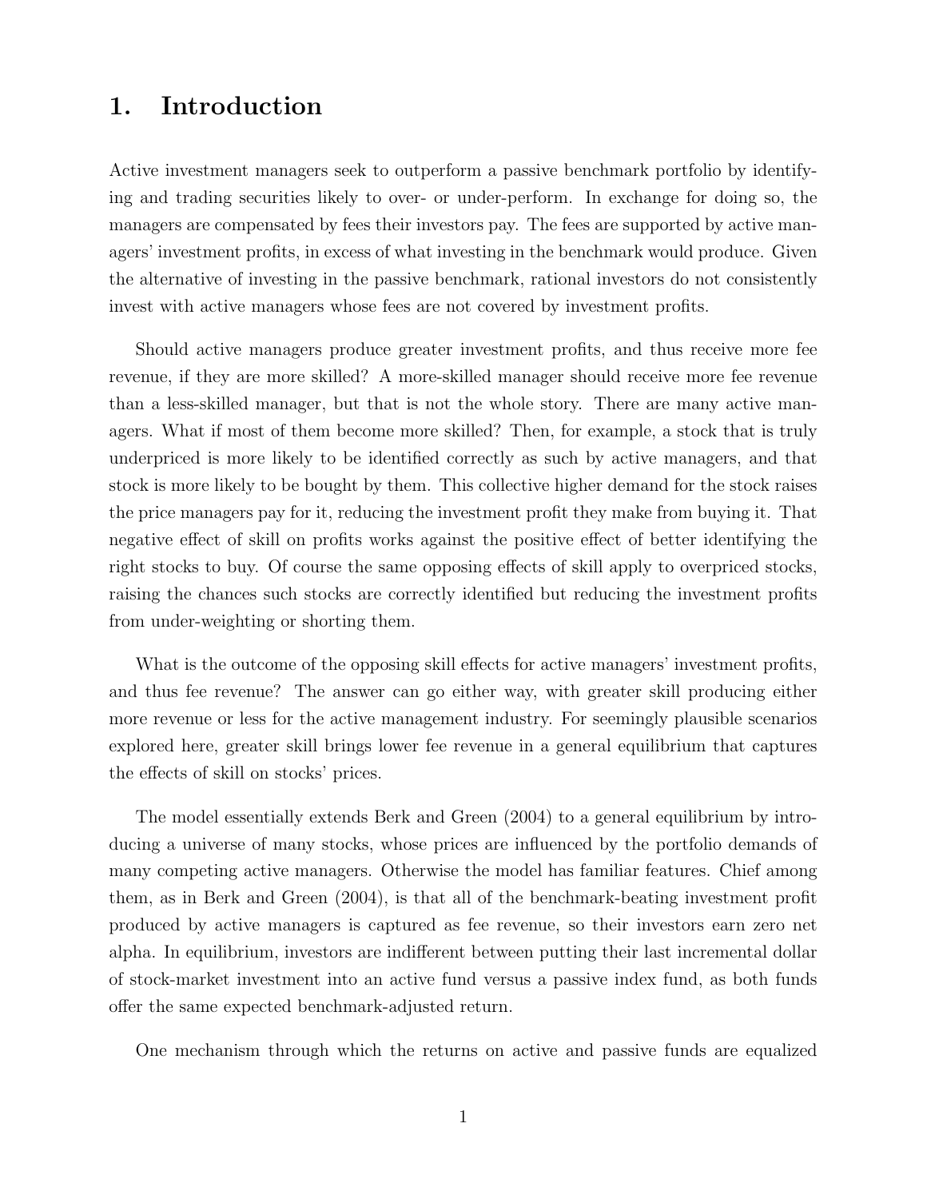# 1. Introduction

Active investment managers seek to outperform a passive benchmark portfolio by identifying and trading securities likely to over- or under-perform. In exchange for doing so, the managers are compensated by fees their investors pay. The fees are supported by active managers' investment profits, in excess of what investing in the benchmark would produce. Given the alternative of investing in the passive benchmark, rational investors do not consistently invest with active managers whose fees are not covered by investment profits.

Should active managers produce greater investment profits, and thus receive more fee revenue, if they are more skilled? A more-skilled manager should receive more fee revenue than a less-skilled manager, but that is not the whole story. There are many active managers. What if most of them become more skilled? Then, for example, a stock that is truly underpriced is more likely to be identified correctly as such by active managers, and that stock is more likely to be bought by them. This collective higher demand for the stock raises the price managers pay for it, reducing the investment profit they make from buying it. That negative effect of skill on profits works against the positive effect of better identifying the right stocks to buy. Of course the same opposing effects of skill apply to overpriced stocks, raising the chances such stocks are correctly identified but reducing the investment profits from under-weighting or shorting them.

What is the outcome of the opposing skill effects for active managers' investment profits, and thus fee revenue? The answer can go either way, with greater skill producing either more revenue or less for the active management industry. For seemingly plausible scenarios explored here, greater skill brings lower fee revenue in a general equilibrium that captures the effects of skill on stocks' prices.

The model essentially extends Berk and Green (2004) to a general equilibrium by introducing a universe of many stocks, whose prices are influenced by the portfolio demands of many competing active managers. Otherwise the model has familiar features. Chief among them, as in Berk and Green (2004), is that all of the benchmark-beating investment profit produced by active managers is captured as fee revenue, so their investors earn zero net alpha. In equilibrium, investors are indifferent between putting their last incremental dollar of stock-market investment into an active fund versus a passive index fund, as both funds offer the same expected benchmark-adjusted return.

One mechanism through which the returns on active and passive funds are equalized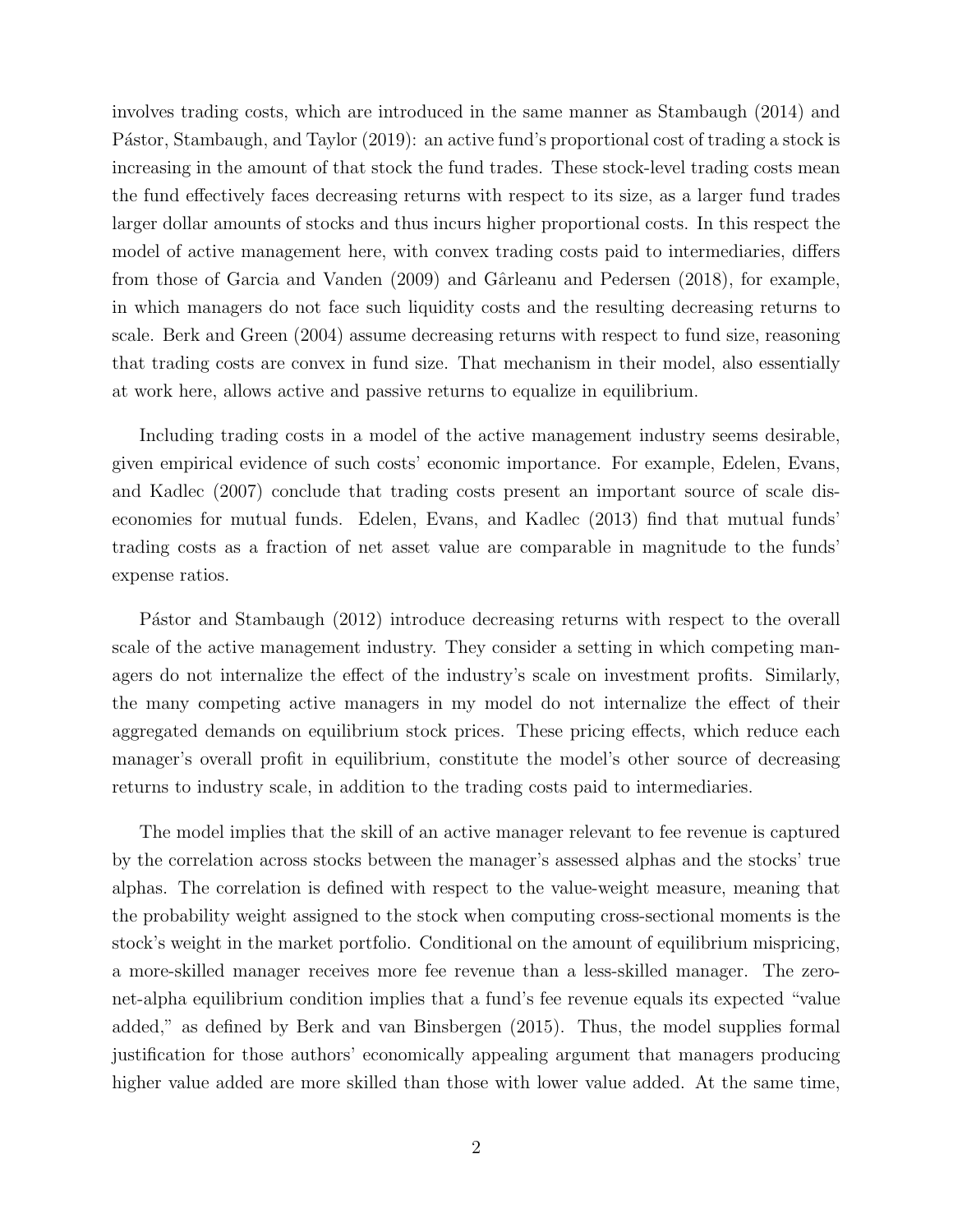involves trading costs, which are introduced in the same manner as Stambaugh (2014) and Pástor, Stambaugh, and Taylor (2019): an active fund's proportional cost of trading a stock is increasing in the amount of that stock the fund trades. These stock-level trading costs mean the fund effectively faces decreasing returns with respect to its size, as a larger fund trades larger dollar amounts of stocks and thus incurs higher proportional costs. In this respect the model of active management here, with convex trading costs paid to intermediaries, differs from those of Garcia and Vanden (2009) and Gârleanu and Pedersen (2018), for example, in which managers do not face such liquidity costs and the resulting decreasing returns to scale. Berk and Green (2004) assume decreasing returns with respect to fund size, reasoning that trading costs are convex in fund size. That mechanism in their model, also essentially at work here, allows active and passive returns to equalize in equilibrium.

Including trading costs in a model of the active management industry seems desirable, given empirical evidence of such costs' economic importance. For example, Edelen, Evans, and Kadlec (2007) conclude that trading costs present an important source of scale diseconomies for mutual funds. Edelen, Evans, and Kadlec (2013) find that mutual funds' trading costs as a fraction of net asset value are comparable in magnitude to the funds' expense ratios.

Pástor and Stambaugh (2012) introduce decreasing returns with respect to the overall scale of the active management industry. They consider a setting in which competing managers do not internalize the effect of the industry's scale on investment profits. Similarly, the many competing active managers in my model do not internalize the effect of their aggregated demands on equilibrium stock prices. These pricing effects, which reduce each manager's overall profit in equilibrium, constitute the model's other source of decreasing returns to industry scale, in addition to the trading costs paid to intermediaries.

The model implies that the skill of an active manager relevant to fee revenue is captured by the correlation across stocks between the manager's assessed alphas and the stocks' true alphas. The correlation is defined with respect to the value-weight measure, meaning that the probability weight assigned to the stock when computing cross-sectional moments is the stock's weight in the market portfolio. Conditional on the amount of equilibrium mispricing, a more-skilled manager receives more fee revenue than a less-skilled manager. The zero-net-alpha equilibrium condition implies that a fund's fee revenue equals its expected "value added," as defined by Berk and van Binsbergen (2015). Thus, the model supplies formal justification for those authors' economically appealing argument that managers producing higher value added are more skilled than those with lower value added. At the same time,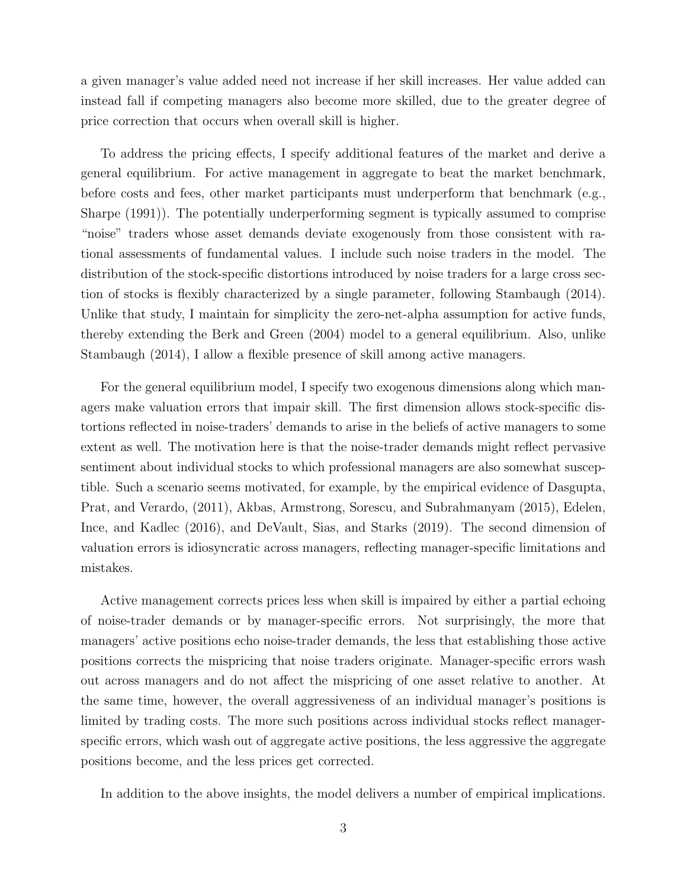a given manager's value added need not increase if her skill increases. Her value added can instead fall if competing managers also become more skilled, due to the greater degree of price correction that occurs when overall skill is higher.

To address the pricing effects, I specify additional features of the market and derive a general equilibrium. For active management in aggregate to beat the market benchmark, before costs and fees, other market participants must underperform that benchmark (e.g., Sharpe (1991)). The potentially underperforming segment is typically assumed to comprise "noise" traders whose asset demands deviate exogenously from those consistent with rational assessments of fundamental values. I include such noise traders in the model. The distribution of the stock-specific distortions introduced by noise traders for a large cross section of stocks is flexibly characterized by a single parameter, following Stambaugh (2014). Unlike that study, I maintain for simplicity the zero-net-alpha assumption for active funds, thereby extending the Berk and Green (2004) model to a general equilibrium. Also, unlike Stambaugh (2014), I allow a flexible presence of skill among active managers.

For the general equilibrium model, I specify two exogenous dimensions along which managers make valuation errors that impair skill. The first dimension allows stock-specific distortions reflected in noise-traders' demands to arise in the beliefs of active managers to some extent as well. The motivation here is that the noise-trader demands might reflect pervasive sentiment about individual stocks to which professional managers are also somewhat susceptible. Such a scenario seems motivated, for example, by the empirical evidence of Dasgupta, Prat, and Verardo, (2011), Akbas, Armstrong, Sorescu, and Subrahmanyam (2015), Edelen, Ince, and Kadlec (2016), and DeVault, Sias, and Starks (2019). The second dimension of valuation errors is idiosyncratic across managers, reflecting manager-specific limitations and mistakes.

Active management corrects prices less when skill is impaired by either a partial echoing of noise-trader demands or by manager-specific errors. Not surprisingly, the more that managers' active positions echo noise-trader demands, the less that establishing those active positions corrects the mispricing that noise traders originate. Manager-specific errors wash out across managers and do not affect the mispricing of one asset relative to another. At the same time, however, the overall aggressiveness of an individual manager's positions is limited by trading costs. The more such positions across individual stocks reflect manager-specific errors, which wash out of aggregate active positions, the less aggressive the aggregate positions become, and the less prices get corrected.

In addition to the above insights, the model delivers a number of empirical implications.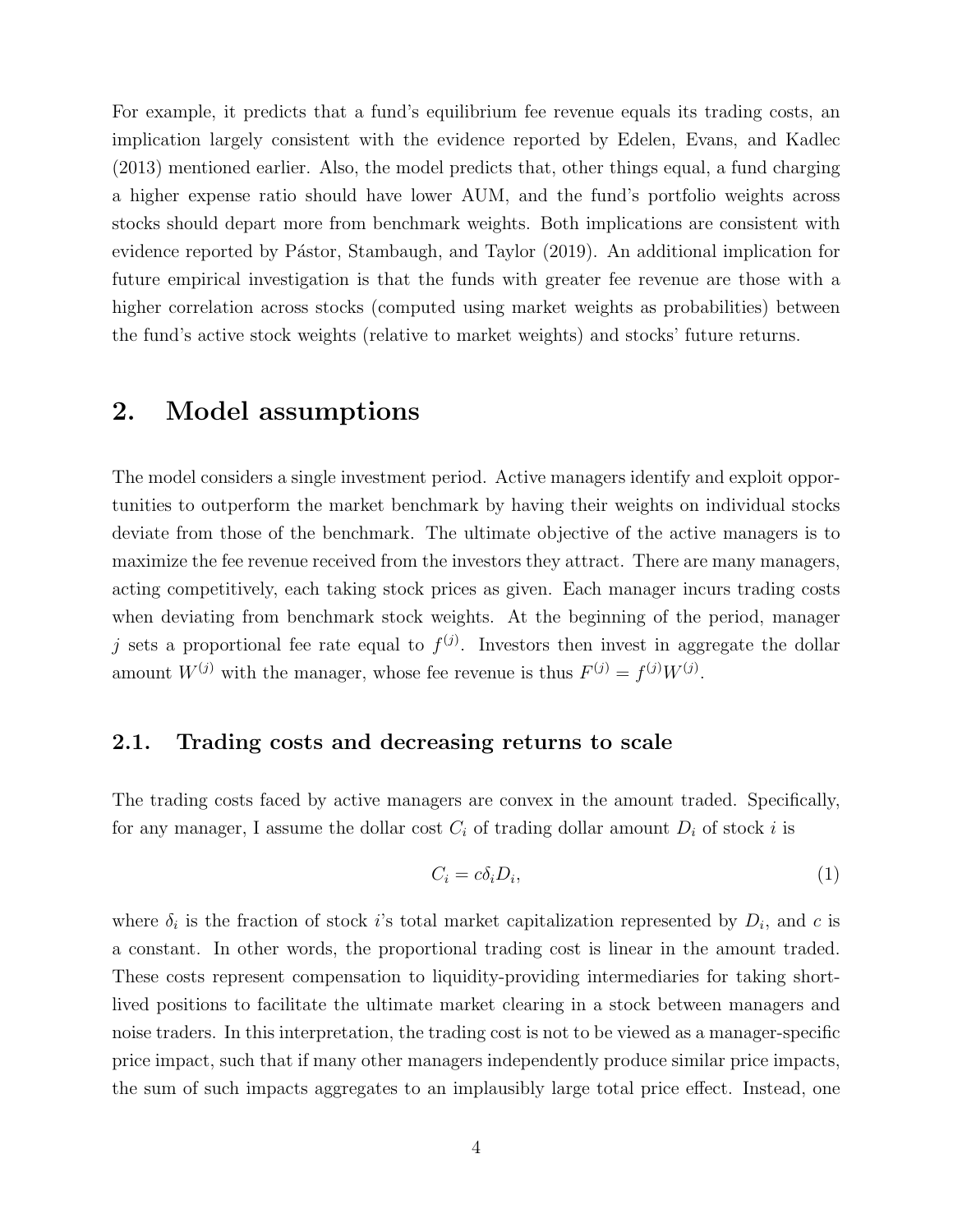For example, it predicts that a fund's equilibrium fee revenue equals its trading costs, an implication largely consistent with the evidence reported by Edelen, Evans, and Kadlec (2013) mentioned earlier. Also, the model predicts that, other things equal, a fund charging a higher expense ratio should have lower AUM, and the fund's portfolio weights across stocks should depart more from benchmark weights. Both implications are consistent with evidence reported by Pástor, Stambaugh, and Taylor (2019). An additional implication for future empirical investigation is that the funds with greater fee revenue are those with a higher correlation across stocks (computed using market weights as probabilities) between the fund's active stock weights (relative to market weights) and stocks' future returns.

## 2. Model assumptions

The model considers a single investment period. Active managers identify and exploit opportunities to outperform the market benchmark by having their weights on individual stocks deviate from those of the benchmark. The ultimate objective of the active managers is to maximize the fee revenue received from the investors they attract. There are many managers, acting competitively, each taking stock prices as given. Each manager incurs trading costs when deviating from benchmark stock weights. At the beginning of the period, manager $j$ sets a proportional fee rate equal to $f^{(j)}$. Investors then invest in aggregate the dollar amount $W^{(j)}$ with the manager, whose fee revenue is thus $F^{(j)} = f^{(j)}W^{(j)}$.

### 2.1. Trading costs and decreasing returns to scale

The trading costs faced by active managers are convex in the amount traded. Specifically, for any manager, I assume the dollar cost $C_i$ of trading dollar amount $D_i$ of stock $i$ is

$$C_i = c\delta_i D_i, \tag{1}$$

where $\delta_i$ is the fraction of stock $i$'s total market capitalization represented by $D_i$, and $c$ is a constant. In other words, the proportional trading cost is linear in the amount traded. These costs represent compensation to liquidity-providing intermediaries for taking short-lived positions to facilitate the ultimate market clearing in a stock between managers and noise traders. In this interpretation, the trading cost is not to be viewed as a manager-specific price impact, such that if many other managers independently produce similar price impacts, the sum of such impacts aggregates to an implausibly large total price effect. Instead, one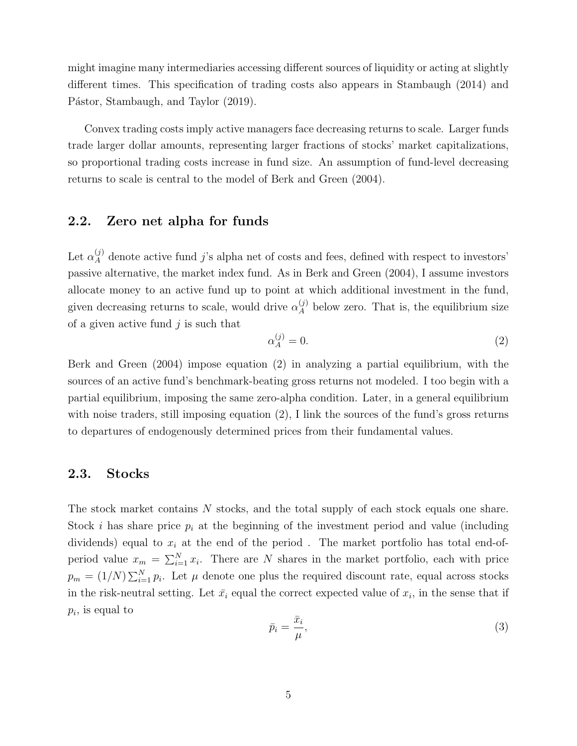might imagine many intermediaries accessing different sources of liquidity or acting at slightly different times. This specification of trading costs also appears in Stambaugh (2014) and Pástor, Stambaugh, and Taylor (2019).

Convex trading costs imply active managers face decreasing returns to scale. Larger funds trade larger dollar amounts, representing larger fractions of stocks' market capitalizations, so proportional trading costs increase in fund size. An assumption of fund-level decreasing returns to scale is central to the model of Berk and Green (2004).

## 2.2. Zero net alpha for funds

Let $\alpha_A^{(j)}$ denote active fund $j$'s alpha net of costs and fees, defined with respect to investors' passive alternative, the market index fund. As in Berk and Green (2004), I assume investors allocate money to an active fund up to point at which additional investment in the fund, given decreasing returns to scale, would drive $\alpha_A^{(j)}$ below zero. That is, the equilibrium size of a given active fund $j$ is such that

$$\alpha_A^{(j)} = 0. \tag{2}$$

Berk and Green (2004) impose equation (2) in analyzing a partial equilibrium, with the sources of an active fund's benchmark-beating gross returns not modeled. I too begin with a partial equilibrium, imposing the same zero-alpha condition. Later, in a general equilibrium with noise traders, still imposing equation (2), I link the sources of the fund's gross returns to departures of endogenously determined prices from their fundamental values.

## 2.3. Stocks

The stock market contains $N$ stocks, and the total supply of each stock equals one share. Stock $i$ has share price $p_i$ at the beginning of the investment period and value (including dividends) equal to $x_i$ at the end of the period . The market portfolio has total end-of-period value $x_m = \sum_{i=1}^{N} x_i$. There are $N$ shares in the market portfolio, each with price $p_m = (1/N)\sum_{i=1}^{N} p_i$. Let $\mu$ denote one plus the required discount rate, equal across stocks in the risk-neutral setting. Let $\bar{x}_i$ equal the correct expected value of $x_i$, in the sense that if $p_i$, is equal to

$$\bar{p}_i = \frac{\bar{x}_i}{\mu}, \tag{3}$$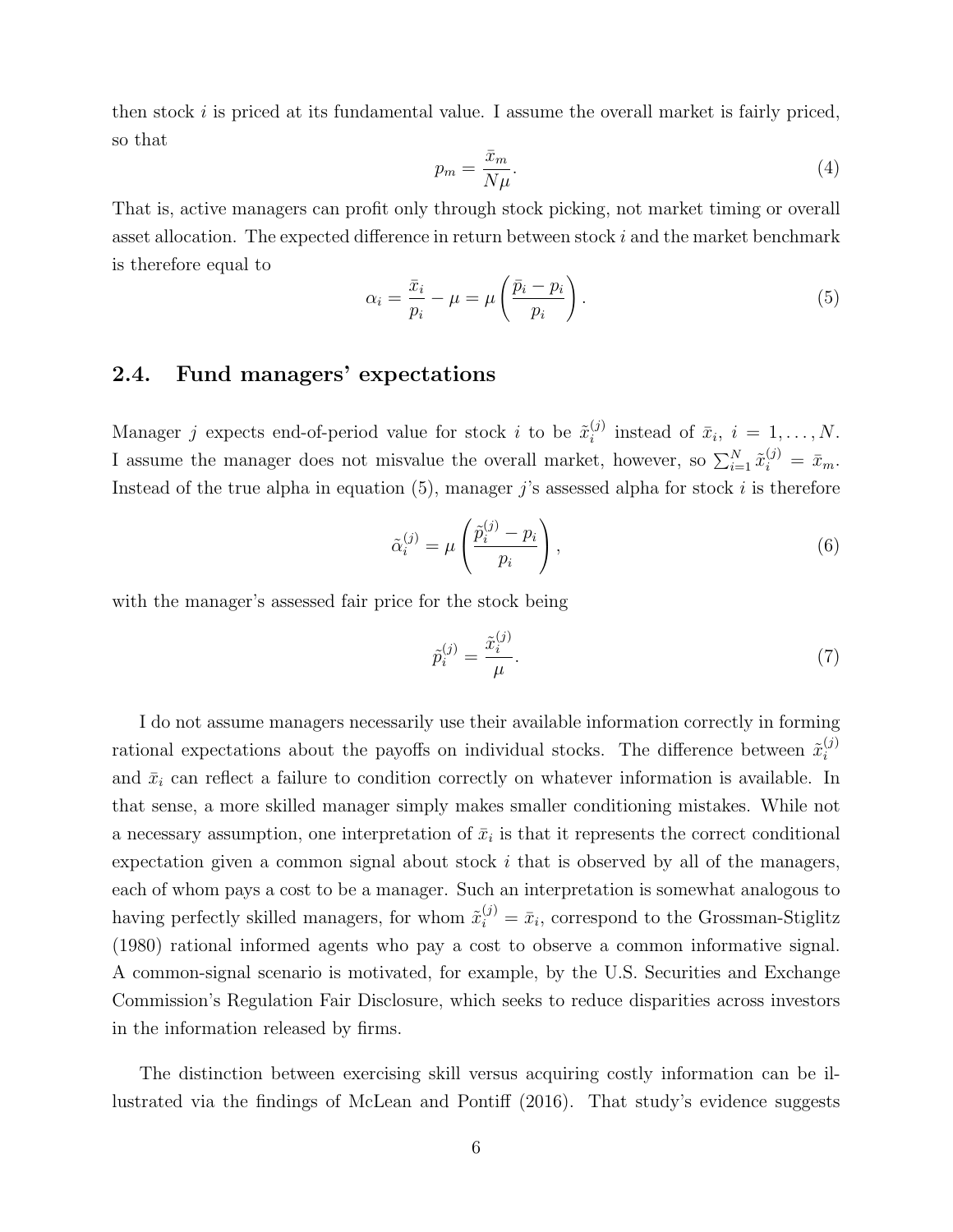then stock $i$ is priced at its fundamental value. I assume the overall market is fairly priced, so that

$$p_m = \frac{\bar{x}_m}{N\mu}. \tag{4}$$

That is, active managers can profit only through stock picking, not market timing or overall asset allocation. The expected difference in return between stock $i$ and the market benchmark is therefore equal to

$$\alpha_i = \frac{\bar{x}_i}{p_i} - \mu = \mu\left(\frac{\bar{p}_i - p_i}{p_i}\right). \tag{5}$$

## 2.4. Fund managers' expectations

Manager $j$ expects end-of-period value for stock $i$ to be $\tilde{x}_i^{(j)}$ instead of $\bar{x}_i$, $i = 1, \ldots, N$. I assume the manager does not misvalue the overall market, however, so $\sum_{i=1}^{N} \tilde{x}_i^{(j)} = \bar{x}_m$. Instead of the true alpha in equation (5), manager $j$'s assessed alpha for stock $i$ is therefore

$$\tilde{\alpha}_i^{(j)} = \mu\left(\frac{\tilde{p}_i^{(j)} - p_i}{p_i}\right), \tag{6}$$

with the manager's assessed fair price for the stock being

$$\tilde{p}_i^{(j)} = \frac{\tilde{x}_i^{(j)}}{\mu}. \tag{7}$$

I do not assume managers necessarily use their available information correctly in forming rational expectations about the payoffs on individual stocks. The difference between $\tilde{x}_i^{(j)}$ and $\bar{x}_i$ can reflect a failure to condition correctly on whatever information is available. In that sense, a more skilled manager simply makes smaller conditioning mistakes. While not a necessary assumption, one interpretation of $\bar{x}_i$ is that it represents the correct conditional expectation given a common signal about stock $i$ that is observed by all of the managers, each of whom pays a cost to be a manager. Such an interpretation is somewhat analogous to having perfectly skilled managers, for whom $\tilde{x}_i^{(j)} = \bar{x}_i$, correspond to the Grossman-Stiglitz (1980) rational informed agents who pay a cost to observe a common informative signal. A common-signal scenario is motivated, for example, by the U.S. Securities and Exchange Commission's Regulation Fair Disclosure, which seeks to reduce disparities across investors in the information released by firms.

The distinction between exercising skill versus acquiring costly information can be illustrated via the findings of McLean and Pontiff (2016). That study's evidence suggests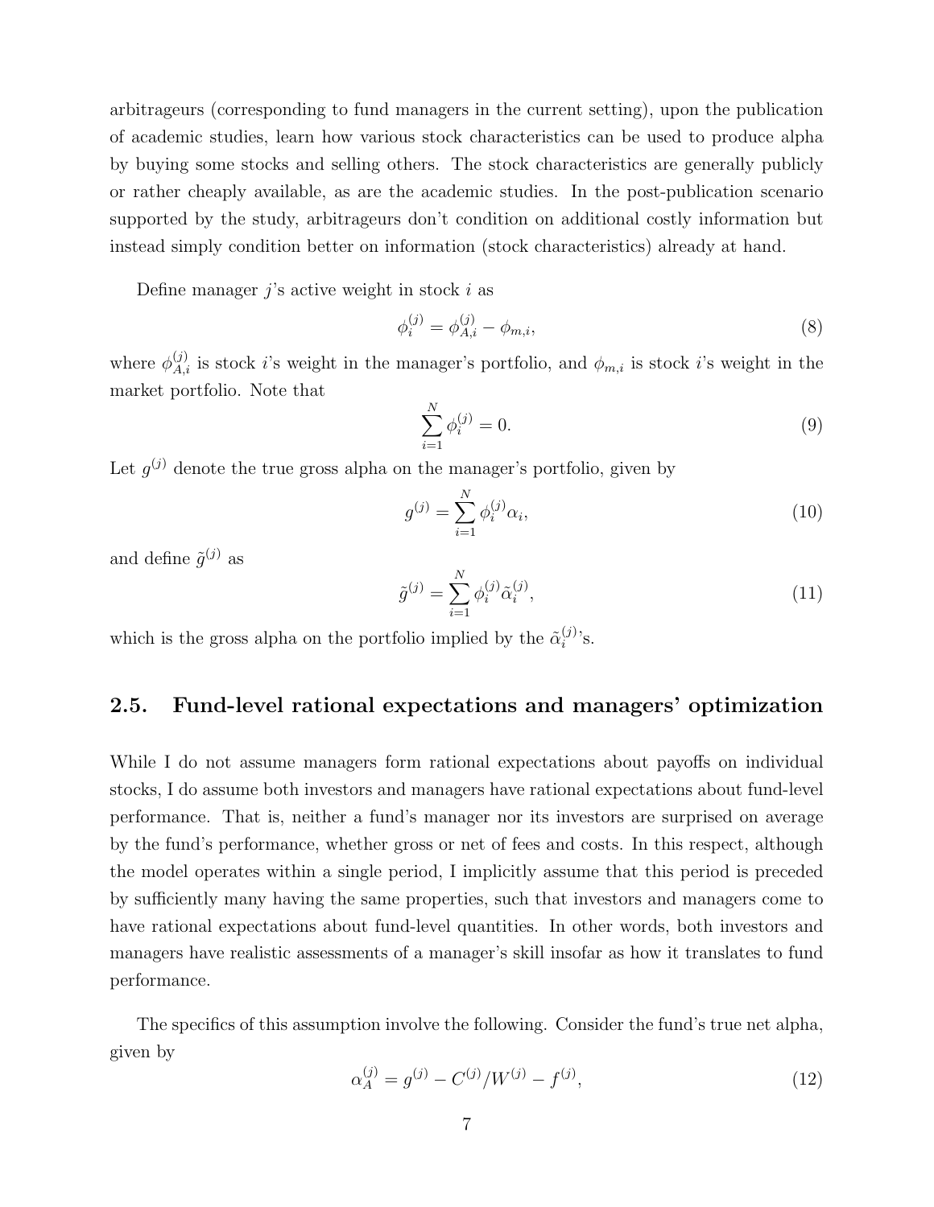arbitrageurs (corresponding to fund managers in the current setting), upon the publication of academic studies, learn how various stock characteristics can be used to produce alpha by buying some stocks and selling others. The stock characteristics are generally publicly or rather cheaply available, as are the academic studies. In the post-publication scenario supported by the study, arbitrageurs don't condition on additional costly information but instead simply condition better on information (stock characteristics) already at hand.

Define manager $j$'s active weight in stock $i$ as

$$\phi_i^{(j)} = \phi_{A,i}^{(j)} - \phi_{m,i}, \tag{8}$$

where $\phi_{A,i}^{(j)}$ is stock $i$'s weight in the manager's portfolio, and $\phi_{m,i}$ is stock $i$'s weight in the market portfolio. Note that

$$\sum_{i=1}^{N} \phi_i^{(j)} = 0. \tag{9}$$

Let $g^{(j)}$ denote the true gross alpha on the manager's portfolio, given by

$$g^{(j)} = \sum_{i=1}^{N} \phi_i^{(j)} \alpha_i, \tag{10}$$

and define $\tilde{g}^{(j)}$ as

$$\tilde{g}^{(j)} = \sum_{i=1}^{N} \phi_i^{(j)} \tilde{\alpha}_i^{(j)}, \tag{11}$$

which is the gross alpha on the portfolio implied by the $\tilde{\alpha}_i^{(j)}$'s.

## 2.5. Fund-level rational expectations and managers' optimization

While I do not assume managers form rational expectations about payoffs on individual stocks, I do assume both investors and managers have rational expectations about fund-level performance. That is, neither a fund's manager nor its investors are surprised on average by the fund's performance, whether gross or net of fees and costs. In this respect, although the model operates within a single period, I implicitly assume that this period is preceded by sufficiently many having the same properties, such that investors and managers come to have rational expectations about fund-level quantities. In other words, both investors and managers have realistic assessments of a manager's skill insofar as how it translates to fund performance.

The specifics of this assumption involve the following. Consider the fund's true net alpha, given by

$$\alpha_A^{(j)} = g^{(j)} - C^{(j)}/W^{(j)} - f^{(j)}, \tag{12}$$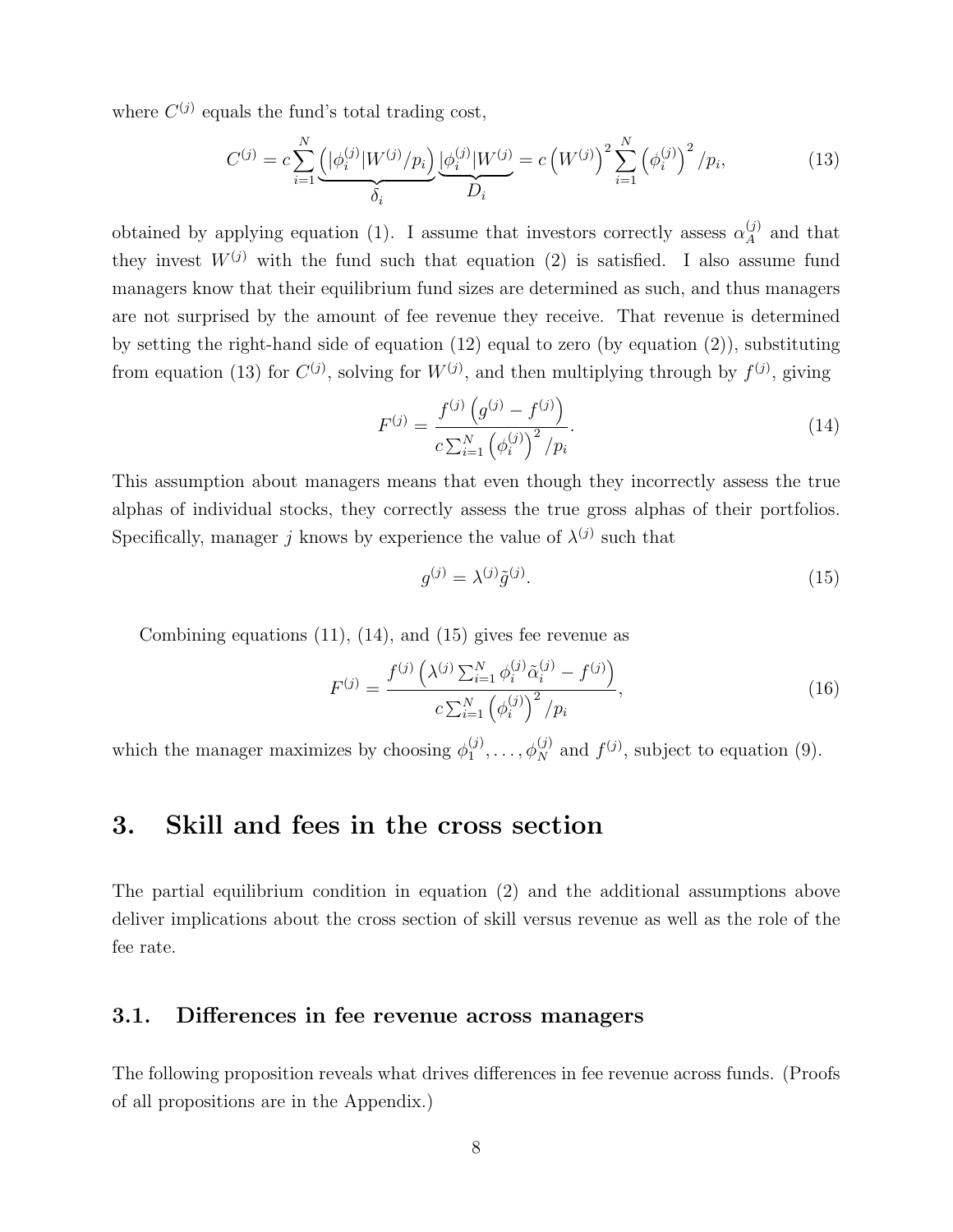where $C^{(j)}$ equals the fund's total trading cost,

$$C^{(j)} = c\sum_{i=1}^{N} \underbrace{\left(|\phi_i^{(j)}|W^{(j)}/p_i\right)}_{\delta_i} \underbrace{|\phi_i^{(j)}|W^{(j)}}_{D_i} = c\left(W^{(j)}\right)^2 \sum_{i=1}^{N}\left(\phi_i^{(j)}\right)^2/p_i, \tag{13}$$

obtained by applying equation (1). I assume that investors correctly assess $\alpha_A^{(j)}$ and that they invest $W^{(j)}$ with the fund such that equation (2) is satisfied. I also assume fund managers know that their equilibrium fund sizes are determined as such, and thus managers are not surprised by the amount of fee revenue they receive. That revenue is determined by setting the right-hand side of equation (12) equal to zero (by equation (2)), substituting from equation (13) for $C^{(j)}$, solving for $W^{(j)}$, and then multiplying through by $f^{(j)}$, giving

$$F^{(j)} = \frac{f^{(j)}\left(g^{(j)} - f^{(j)}\right)}{c\sum_{i=1}^{N}\left(\phi_i^{(j)}\right)^2/p_i}. \tag{14}$$

This assumption about managers means that even though they incorrectly assess the true alphas of individual stocks, they correctly assess the true gross alphas of their portfolios. Specifically, manager $j$ knows by experience the value of $\lambda^{(j)}$ such that

$$g^{(j)} = \lambda^{(j)}\tilde{g}^{(j)}. \tag{15}$$

Combining equations (11), (14), and (15) gives fee revenue as

$$F^{(j)} = \frac{f^{(j)}\left(\lambda^{(j)}\sum_{i=1}^{N}\phi_i^{(j)}\tilde{\alpha}_i^{(j)} - f^{(j)}\right)}{c\sum_{i=1}^{N}\left(\phi_i^{(j)}\right)^2/p_i}, \tag{16}$$

which the manager maximizes by choosing $\phi_1^{(j)}, \ldots, \phi_N^{(j)}$ and $f^{(j)}$, subject to equation (9).

# 3. Skill and fees in the cross section

The partial equilibrium condition in equation (2) and the additional assumptions above deliver implications about the cross section of skill versus revenue as well as the role of the fee rate.

## 3.1. Differences in fee revenue across managers

The following proposition reveals what drives differences in fee revenue across funds. (Proofs of all propositions are in the Appendix.)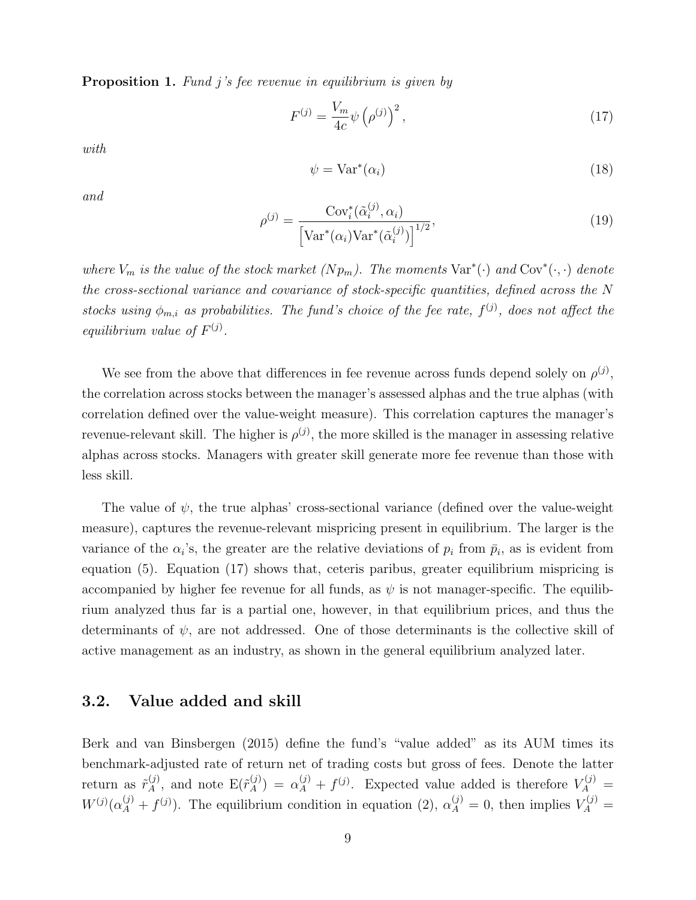**Proposition 1.** *Fund j's fee revenue in equilibrium is given by*

$$F^{(j)} = \frac{V_m}{4c}\psi\left(\rho^{(j)}\right)^2, \tag{17}$$

*with*

$$\psi = \mathrm{Var}^*(\alpha_i) \tag{18}$$

*and*

$$\rho^{(j)} = \frac{\mathrm{Cov}_i^*(\tilde{\alpha}_i^{(j)}, \alpha_i)}{\left[\mathrm{Var}^*(\alpha_i)\mathrm{Var}^*(\tilde{\alpha}_i^{(j)})\right]^{1/2}}, \tag{19}$$

*where $V_m$ is the value of the stock market ($Np_m$). The moments $\mathrm{Var}^*(\cdot)$ and $\mathrm{Cov}^*(\cdot,\cdot)$ denote the cross-sectional variance and covariance of stock-specific quantities, defined across the N stocks using $\phi_{m,i}$ as probabilities. The fund's choice of the fee rate, $f^{(j)}$, does not affect the equilibrium value of $F^{(j)}$.*

We see from the above that differences in fee revenue across funds depend solely on $\rho^{(j)}$, the correlation across stocks between the manager's assessed alphas and the true alphas (with correlation defined over the value-weight measure). This correlation captures the manager's revenue-relevant skill. The higher is $\rho^{(j)}$, the more skilled is the manager in assessing relative alphas across stocks. Managers with greater skill generate more fee revenue than those with less skill.

The value of $\psi$, the true alphas' cross-sectional variance (defined over the value-weight measure), captures the revenue-relevant mispricing present in equilibrium. The larger is the variance of the $\alpha_i$'s, the greater are the relative deviations of $p_i$ from $\bar{p}_i$, as is evident from equation (5). Equation (17) shows that, ceteris paribus, greater equilibrium mispricing is accompanied by higher fee revenue for all funds, as $\psi$ is not manager-specific. The equilibrium analyzed thus far is a partial one, however, in that equilibrium prices, and thus the determinants of $\psi$, are not addressed. One of those determinants is the collective skill of active management as an industry, as shown in the general equilibrium analyzed later.

## 3.2. Value added and skill

Berk and van Binsbergen (2015) define the fund's "value added" as its AUM times its benchmark-adjusted rate of return net of trading costs but gross of fees. Denote the latter return as $\tilde{r}_A^{(j)}$, and note $\mathrm{E}(\tilde{r}_A^{(j)}) = \alpha_A^{(j)} + f^{(j)}$. Expected value added is therefore $V_A^{(j)} = W^{(j)}(\alpha_A^{(j)} + f^{(j)})$. The equilibrium condition in equation (2), $\alpha_A^{(j)} = 0$, then implies $V_A^{(j)} =$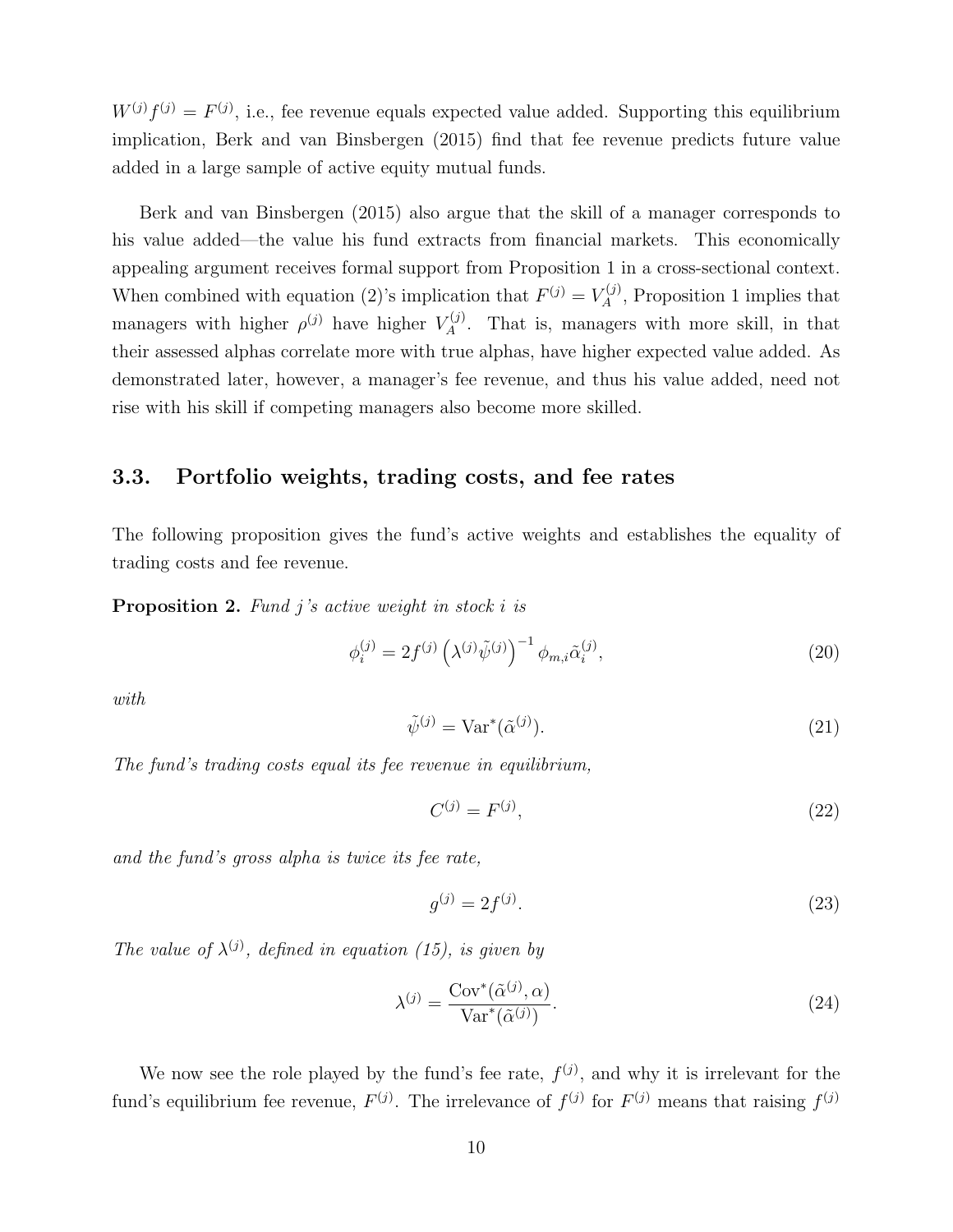$W^{(j)} f^{(j)} = F^{(j)}$, i.e., fee revenue equals expected value added. Supporting this equilibrium implication, Berk and van Binsbergen (2015) find that fee revenue predicts future value added in a large sample of active equity mutual funds.

Berk and van Binsbergen (2015) also argue that the skill of a manager corresponds to his value added—the value his fund extracts from financial markets. This economically appealing argument receives formal support from Proposition 1 in a cross-sectional context. When combined with equation (2)'s implication that $F^{(j)} = V_A^{(j)}$, Proposition 1 implies that managers with higher $\rho^{(j)}$ have higher $V_A^{(j)}$. That is, managers with more skill, in that their assessed alphas correlate more with true alphas, have higher expected value added. As demonstrated later, however, a manager's fee revenue, and thus his value added, need not rise with his skill if competing managers also become more skilled.

### 3.3. Portfolio weights, trading costs, and fee rates

The following proposition gives the fund's active weights and establishes the equality of trading costs and fee revenue.

**Proposition 2.** *Fund j's active weight in stock i is*

$$\phi_i^{(j)} = 2f^{(j)} \left(\lambda^{(j)} \tilde{\psi}^{(j)}\right)^{-1} \phi_{m,i} \tilde{\alpha}_i^{(j)}, \tag{20}$$

*with*

$$\tilde{\psi}^{(j)} = \mathrm{Var}^*(\tilde{\alpha}^{(j)}). \tag{21}$$

*The fund's trading costs equal its fee revenue in equilibrium,*

$$C^{(j)} = F^{(j)}, \tag{22}$$

*and the fund's gross alpha is twice its fee rate,*

$$g^{(j)} = 2f^{(j)}. \tag{23}$$

*The value of $\lambda^{(j)}$, defined in equation (15), is given by*

$$\lambda^{(j)} = \frac{\mathrm{Cov}^*(\tilde{\alpha}^{(j)}, \alpha)}{\mathrm{Var}^*(\tilde{\alpha}^{(j)})}. \tag{24}$$

We now see the role played by the fund's fee rate, $f^{(j)}$, and why it is irrelevant for the fund's equilibrium fee revenue, $F^{(j)}$. The irrelevance of $f^{(j)}$ for $F^{(j)}$ means that raising $f^{(j)}$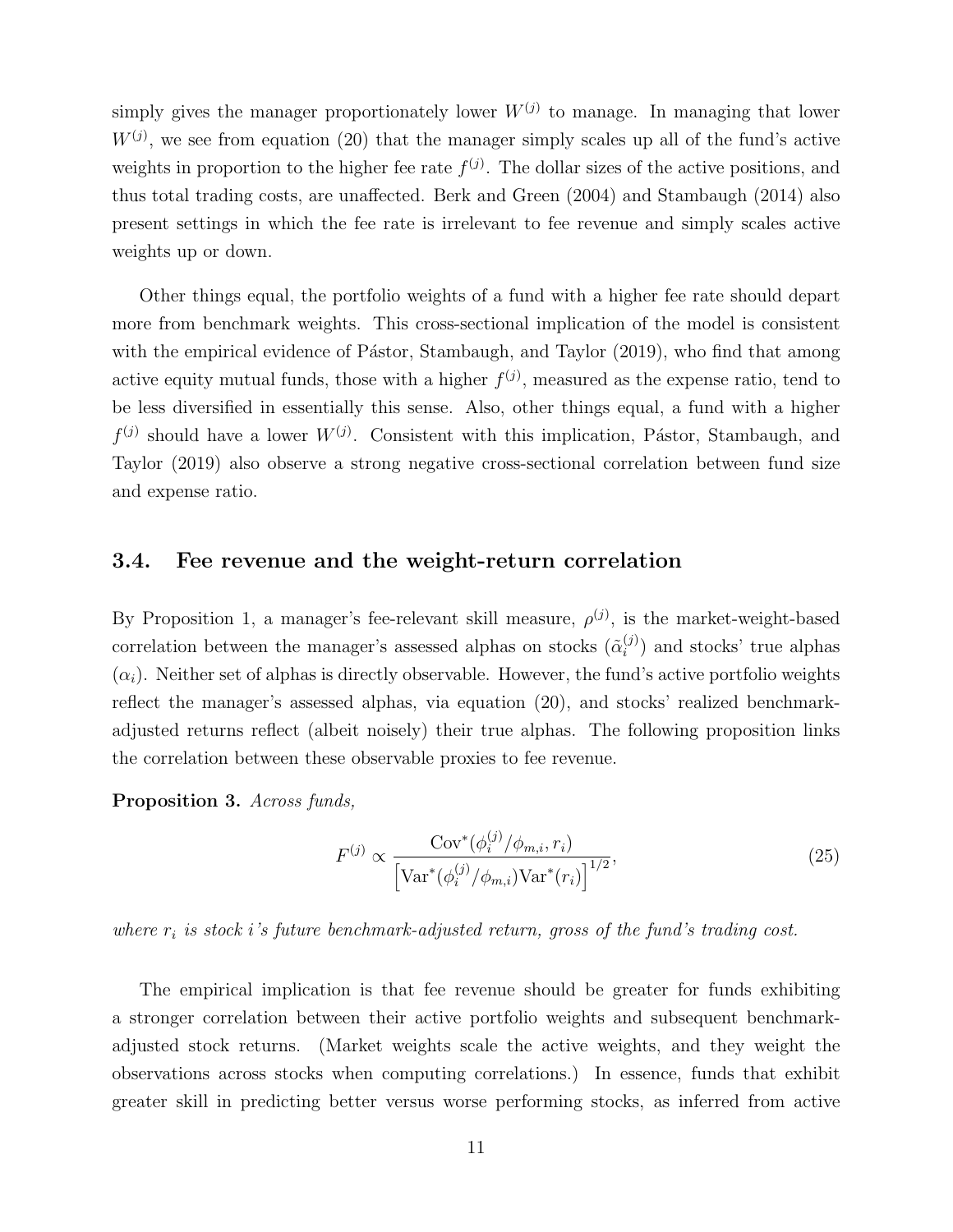simply gives the manager proportionately lower $W^{(j)}$ to manage. In managing that lower $W^{(j)}$, we see from equation (20) that the manager simply scales up all of the fund's active weights in proportion to the higher fee rate $f^{(j)}$. The dollar sizes of the active positions, and thus total trading costs, are unaffected. Berk and Green (2004) and Stambaugh (2014) also present settings in which the fee rate is irrelevant to fee revenue and simply scales active weights up or down.

Other things equal, the portfolio weights of a fund with a higher fee rate should depart more from benchmark weights. This cross-sectional implication of the model is consistent with the empirical evidence of Pástor, Stambaugh, and Taylor (2019), who find that among active equity mutual funds, those with a higher $f^{(j)}$, measured as the expense ratio, tend to be less diversified in essentially this sense. Also, other things equal, a fund with a higher $f^{(j)}$ should have a lower $W^{(j)}$. Consistent with this implication, Pástor, Stambaugh, and Taylor (2019) also observe a strong negative cross-sectional correlation between fund size and expense ratio.

## 3.4. Fee revenue and the weight-return correlation

By Proposition 1, a manager's fee-relevant skill measure, $\rho^{(j)}$, is the market-weight-based correlation between the manager's assessed alphas on stocks ($\tilde{\alpha}_i^{(j)}$) and stocks' true alphas ($\alpha_i$). Neither set of alphas is directly observable. However, the fund's active portfolio weights reflect the manager's assessed alphas, via equation (20), and stocks' realized benchmark-adjusted returns reflect (albeit noisely) their true alphas. The following proposition links the correlation between these observable proxies to fee revenue.

**Proposition 3.** *Across funds,*

$$F^{(j)} \propto \frac{\text{Cov}^*(\phi_i^{(j)}/\phi_{m,i}, r_i)}{\left[\text{Var}^*(\phi_i^{(j)}/\phi_{m,i})\text{Var}^*(r_i)\right]^{1/2}}, \tag{25}$$

*where $r_i$ is stock $i$'s future benchmark-adjusted return, gross of the fund's trading cost.*

The empirical implication is that fee revenue should be greater for funds exhibiting a stronger correlation between their active portfolio weights and subsequent benchmark-adjusted stock returns. (Market weights scale the active weights, and they weight the observations across stocks when computing correlations.) In essence, funds that exhibit greater skill in predicting better versus worse performing stocks, as inferred from active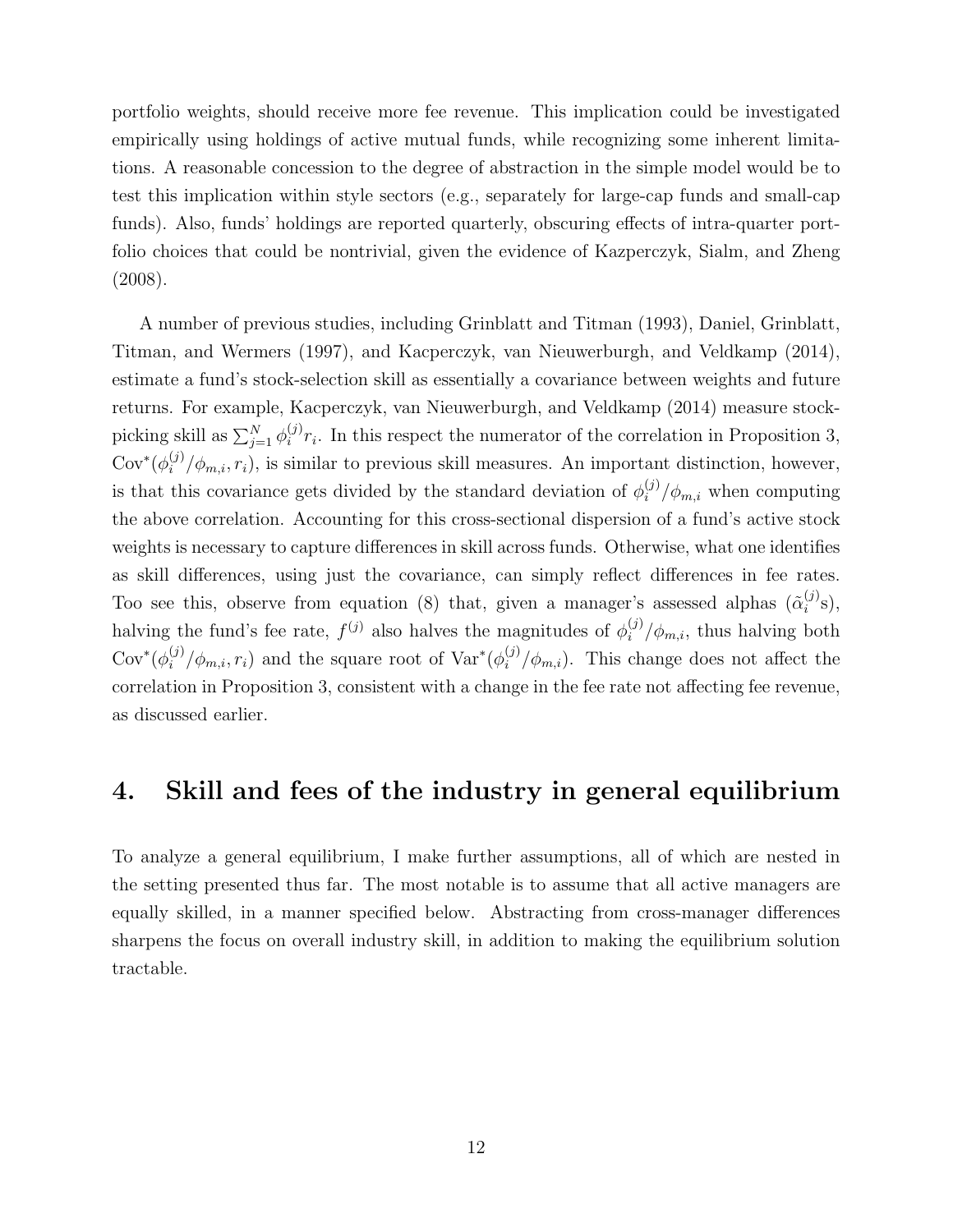portfolio weights, should receive more fee revenue. This implication could be investigated empirically using holdings of active mutual funds, while recognizing some inherent limitations. A reasonable concession to the degree of abstraction in the simple model would be to test this implication within style sectors (e.g., separately for large-cap funds and small-cap funds). Also, funds' holdings are reported quarterly, obscuring effects of intra-quarter portfolio choices that could be nontrivial, given the evidence of Kazperczyk, Sialm, and Zheng (2008).

A number of previous studies, including Grinblatt and Titman (1993), Daniel, Grinblatt, Titman, and Wermers (1997), and Kacperczyk, van Nieuwerburgh, and Veldkamp (2014), estimate a fund's stock-selection skill as essentially a covariance between weights and future returns. For example, Kacperczyk, van Nieuwerburgh, and Veldkamp (2014) measure stock-picking skill as $\sum_{j=1}^{N} \phi_i^{(j)} r_i$. In this respect the numerator of the correlation in Proposition 3, $\mathrm{Cov}^*(\phi_i^{(j)}/\phi_{m,i}, r_i)$, is similar to previous skill measures. An important distinction, however, is that this covariance gets divided by the standard deviation of $\phi_i^{(j)}/\phi_{m,i}$ when computing the above correlation. Accounting for this cross-sectional dispersion of a fund's active stock weights is necessary to capture differences in skill across funds. Otherwise, what one identifies as skill differences, using just the covariance, can simply reflect differences in fee rates. Too see this, observe from equation (8) that, given a manager's assessed alphas ($\tilde{\alpha}_i^{(j)}$s), halving the fund's fee rate, $f^{(j)}$ also halves the magnitudes of $\phi_i^{(j)}/\phi_{m,i}$, thus halving both $\mathrm{Cov}^*(\phi_i^{(j)}/\phi_{m,i}, r_i)$ and the square root of $\mathrm{Var}^*(\phi_i^{(j)}/\phi_{m,i})$. This change does not affect the correlation in Proposition 3, consistent with a change in the fee rate not affecting fee revenue, as discussed earlier.

# 4. Skill and fees of the industry in general equilibrium

To analyze a general equilibrium, I make further assumptions, all of which are nested in the setting presented thus far. The most notable is to assume that all active managers are equally skilled, in a manner specified below. Abstracting from cross-manager differences sharpens the focus on overall industry skill, in addition to making the equilibrium solution tractable.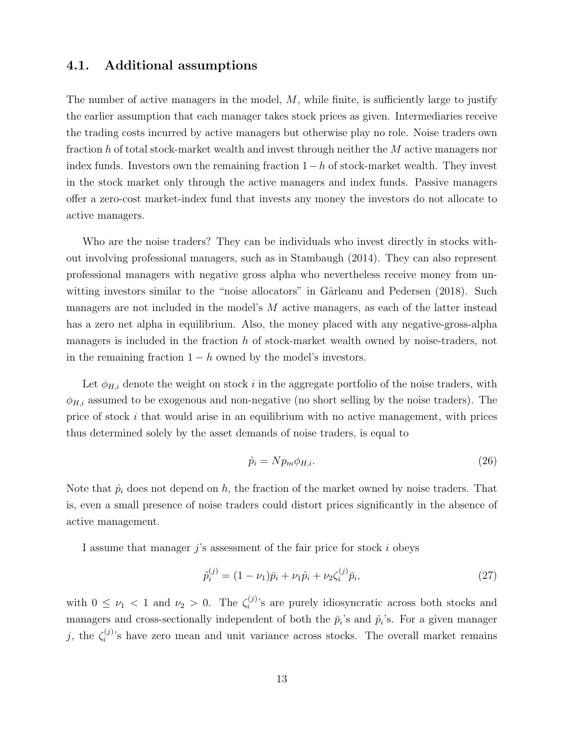## 4.1. Additional assumptions

The number of active managers in the model, $M$, while finite, is sufficiently large to justify the earlier assumption that each manager takes stock prices as given. Intermediaries receive the trading costs incurred by active managers but otherwise play no role. Noise traders own fraction $h$ of total stock-market wealth and invest through neither the $M$ active managers nor index funds. Investors own the remaining fraction $1-h$ of stock-market wealth. They invest in the stock market only through the active managers and index funds. Passive managers offer a zero-cost market-index fund that invests any money the investors do not allocate to active managers.

Who are the noise traders? They can be individuals who invest directly in stocks without involving professional managers, such as in Stambaugh (2014). They can also represent professional managers with negative gross alpha who nevertheless receive money from unwitting investors similar to the "noise allocators" in Gârleanu and Pedersen (2018). Such managers are not included in the model's $M$ active managers, as each of the latter instead has a zero net alpha in equilibrium. Also, the money placed with any negative-gross-alpha managers is included in the fraction $h$ of stock-market wealth owned by noise-traders, not in the remaining fraction $1-h$ owned by the model's investors.

Let $\phi_{H,i}$ denote the weight on stock $i$ in the aggregate portfolio of the noise traders, with $\phi_{H,i}$ assumed to be exogenous and non-negative (no short selling by the noise traders). The price of stock $i$ that would arise in an equilibrium with no active management, with prices thus determined solely by the asset demands of noise traders, is equal to

$$\hat{p}_i = N p_m \phi_{H,i}. \tag{26}$$

Note that $\hat{p}_i$ does not depend on $h$, the fraction of the market owned by noise traders. That is, even a small presence of noise traders could distort prices significantly in the absence of active management.

I assume that manager $j$'s assessment of the fair price for stock $i$ obeys

$$\tilde{p}_i^{(j)} = (1-\nu_1)\bar{p}_i + \nu_1 \hat{p}_i + \nu_2 \zeta_i^{(j)} \bar{p}_i, \tag{27}$$

with $0 \leq \nu_1 < 1$ and $\nu_2 > 0$. The $\zeta_i^{(j)}$'s are purely idiosyncratic across both stocks and managers and cross-sectionally independent of both the $\bar{p}_i$'s and $\hat{p}_i$'s. For a given manager $j$, the $\zeta_i^{(j)}$'s have zero mean and unit variance across stocks. The overall market remains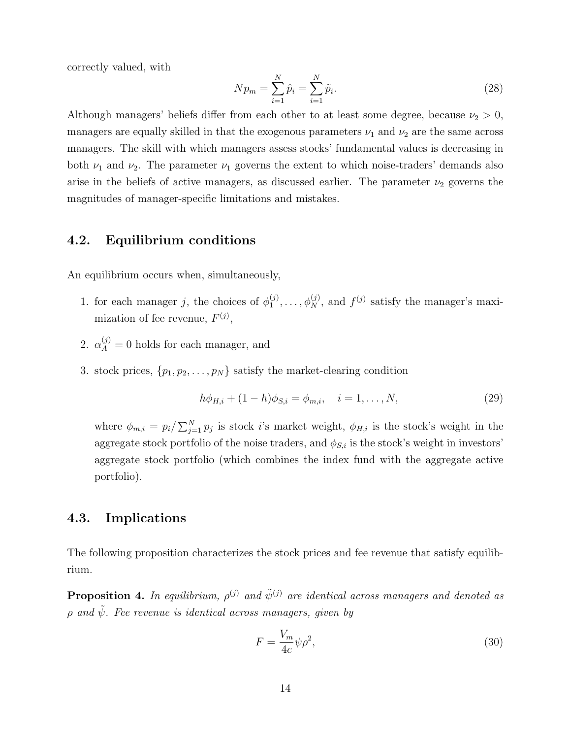correctly valued, with

$$Np_m = \sum_{i=1}^{N} \hat{p}_i = \sum_{i=1}^{N} \tilde{p}_i. \tag{28}$$

Although managers' beliefs differ from each other to at least some degree, because $\nu_2 > 0$, managers are equally skilled in that the exogenous parameters $\nu_1$ and $\nu_2$ are the same across managers. The skill with which managers assess stocks' fundamental values is decreasing in both $\nu_1$ and $\nu_2$. The parameter $\nu_1$ governs the extent to which noise-traders' demands also arise in the beliefs of active managers, as discussed earlier. The parameter $\nu_2$ governs the magnitudes of manager-specific limitations and mistakes.

## 4.2. Equilibrium conditions

An equilibrium occurs when, simultaneously,

1. for each manager $j$, the choices of $\phi_1^{(j)}, \ldots, \phi_N^{(j)}$, and $f^{(j)}$ satisfy the manager's maximization of fee revenue, $F^{(j)}$,
2. $\alpha_A^{(j)} = 0$ holds for each manager, and
3. stock prices, $\{p_1, p_2, \ldots, p_N\}$ satisfy the market-clearing condition

$$h\phi_{H,i} + (1-h)\phi_{S,i} = \phi_{m,i}, \quad i = 1, \ldots, N, \tag{29}$$

where $\phi_{m,i} = p_i / \sum_{j=1}^{N} p_j$ is stock $i$'s market weight, $\phi_{H,i}$ is the stock's weight in the aggregate stock portfolio of the noise traders, and $\phi_{S,i}$ is the stock's weight in investors' aggregate stock portfolio (which combines the index fund with the aggregate active portfolio).

## 4.3. Implications

The following proposition characterizes the stock prices and fee revenue that satisfy equilibrium.

**Proposition 4.** *In equilibrium, $\rho^{(j)}$ and $\tilde{\psi}^{(j)}$ are identical across managers and denoted as $\rho$ and $\tilde{\psi}$. Fee revenue is identical across managers, given by*

$$F = \frac{V_m}{4c} \psi \rho^2, \tag{30}$$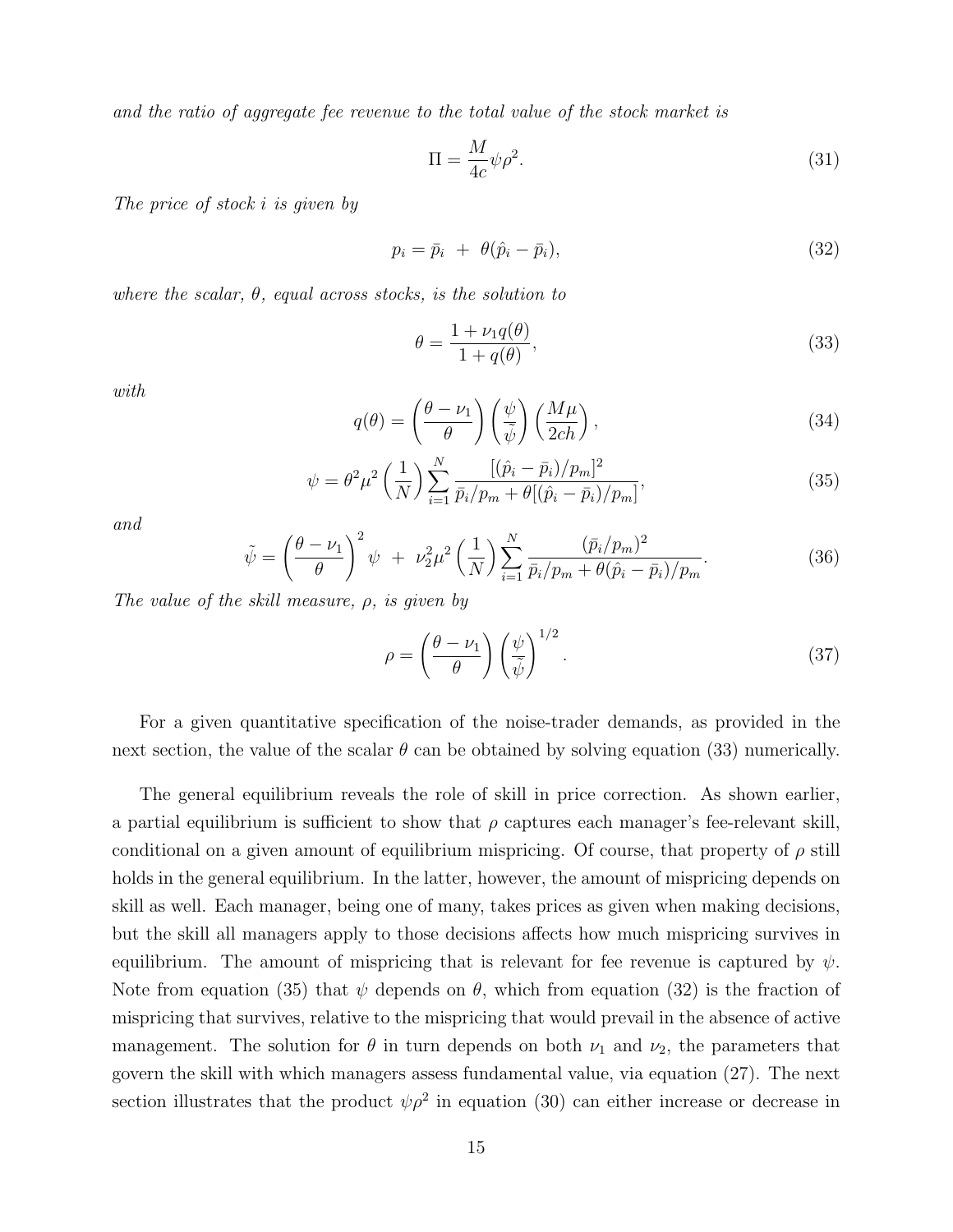*and the ratio of aggregate fee revenue to the total value of the stock market is*

$$\Pi = \frac{M}{4c}\psi\rho^2. \tag{31}$$

*The price of stock i is given by*

$$p_i = \bar{p}_i \ + \ \theta(\hat{p}_i - \bar{p}_i), \tag{32}$$

*where the scalar, $\theta$, equal across stocks, is the solution to*

$$\theta = \frac{1 + \nu_1 q(\theta)}{1 + q(\theta)}, \tag{33}$$

*with*

$$q(\theta) = \left(\frac{\theta - \nu_1}{\theta}\right)\left(\frac{\psi}{\tilde{\psi}}\right)\left(\frac{M\mu}{2ch}\right), \tag{34}$$

$$\psi = \theta^2\mu^2\left(\frac{1}{N}\right)\sum_{i=1}^{N}\frac{[(\hat{p}_i - \bar{p}_i)/p_m]^2}{\bar{p}_i/p_m + \theta[(\hat{p}_i - \bar{p}_i)/p_m]}, \tag{35}$$

*and*

$$\tilde{\psi} = \left(\frac{\theta - \nu_1}{\theta}\right)^2\psi \ + \ \nu_2^2\mu^2\left(\frac{1}{N}\right)\sum_{i=1}^{N}\frac{(\bar{p}_i/p_m)^2}{\bar{p}_i/p_m + \theta(\hat{p}_i - \bar{p}_i)/p_m}. \tag{36}$$

*The value of the skill measure, $\rho$, is given by*

$$\rho = \left(\frac{\theta - \nu_1}{\theta}\right)\left(\frac{\psi}{\tilde{\psi}}\right)^{1/2}. \tag{37}$$

For a given quantitative specification of the noise-trader demands, as provided in the next section, the value of the scalar $\theta$ can be obtained by solving equation (33) numerically.

The general equilibrium reveals the role of skill in price correction. As shown earlier, a partial equilibrium is sufficient to show that $\rho$ captures each manager's fee-relevant skill, conditional on a given amount of equilibrium mispricing. Of course, that property of $\rho$ still holds in the general equilibrium. In the latter, however, the amount of mispricing depends on skill as well. Each manager, being one of many, takes prices as given when making decisions, but the skill all managers apply to those decisions affects how much mispricing survives in equilibrium. The amount of mispricing that is relevant for fee revenue is captured by $\psi$. Note from equation (35) that $\psi$ depends on $\theta$, which from equation (32) is the fraction of mispricing that survives, relative to the mispricing that would prevail in the absence of active management. The solution for $\theta$ in turn depends on both $\nu_1$ and $\nu_2$, the parameters that govern the skill with which managers assess fundamental value, via equation (27). The next section illustrates that the product $\psi\rho^2$ in equation (30) can either increase or decrease in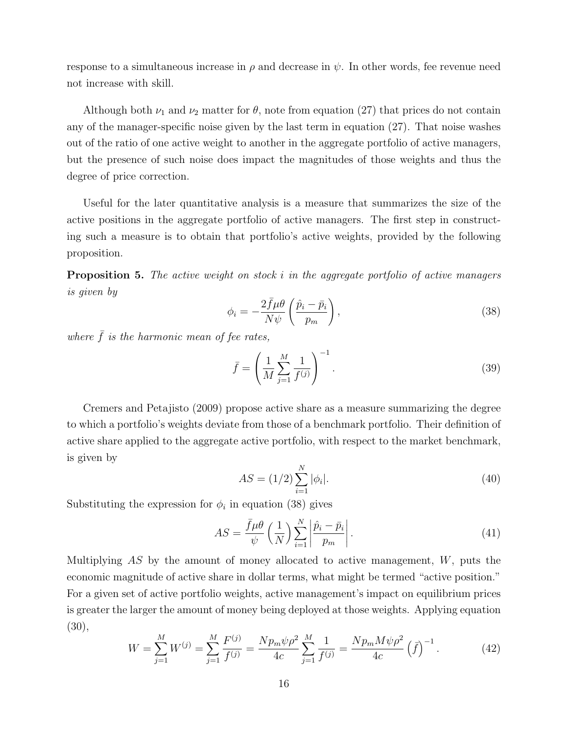response to a simultaneous increase in $\rho$ and decrease in $\psi$. In other words, fee revenue need not increase with skill.

Although both $\nu_1$ and $\nu_2$ matter for $\theta$, note from equation (27) that prices do not contain any of the manager-specific noise given by the last term in equation (27). That noise washes out of the ratio of one active weight to another in the aggregate portfolio of active managers, but the presence of such noise does impact the magnitudes of those weights and thus the degree of price correction.

Useful for the later quantitative analysis is a measure that summarizes the size of the active positions in the aggregate portfolio of active managers. The first step in constructing such a measure is to obtain that portfolio's active weights, provided by the following proposition.

**Proposition 5.** *The active weight on stock $i$ in the aggregate portfolio of active managers is given by*

$$\phi_i = -\frac{2\bar{f}\mu\theta}{N\psi}\left(\frac{\hat{p}_i - \bar{p}_i}{p_m}\right), \tag{38}$$

*where $\bar{f}$ is the harmonic mean of fee rates,*

$$\bar{f} = \left(\frac{1}{M}\sum_{j=1}^{M}\frac{1}{f^{(j)}}\right)^{-1}. \tag{39}$$

Cremers and Petajisto (2009) propose active share as a measure summarizing the degree to which a portfolio's weights deviate from those of a benchmark portfolio. Their definition of active share applied to the aggregate active portfolio, with respect to the market benchmark, is given by

$$AS = (1/2)\sum_{i=1}^{N}|\phi_i|. \tag{40}$$

Substituting the expression for $\phi_i$ in equation (38) gives

$$AS = \frac{\bar{f}\mu\theta}{\psi}\left(\frac{1}{N}\right)\sum_{i=1}^{N}\left|\frac{\hat{p}_i - \bar{p}_i}{p_m}\right|. \tag{41}$$

Multiplying $AS$ by the amount of money allocated to active management, $W$, puts the economic magnitude of active share in dollar terms, what might be termed "active position." For a given set of active portfolio weights, active management's impact on equilibrium prices is greater the larger the amount of money being deployed at those weights. Applying equation (30),

$$W = \sum_{j=1}^{M}W^{(j)} = \sum_{j=1}^{M}\frac{F^{(j)}}{f^{(j)}} = \frac{Np_m\psi\rho^2}{4c}\sum_{j=1}^{M}\frac{1}{f^{(j)}} = \frac{Np_m M\psi\rho^2}{4c}\left(\bar{f}\right)^{-1}. \tag{42}$$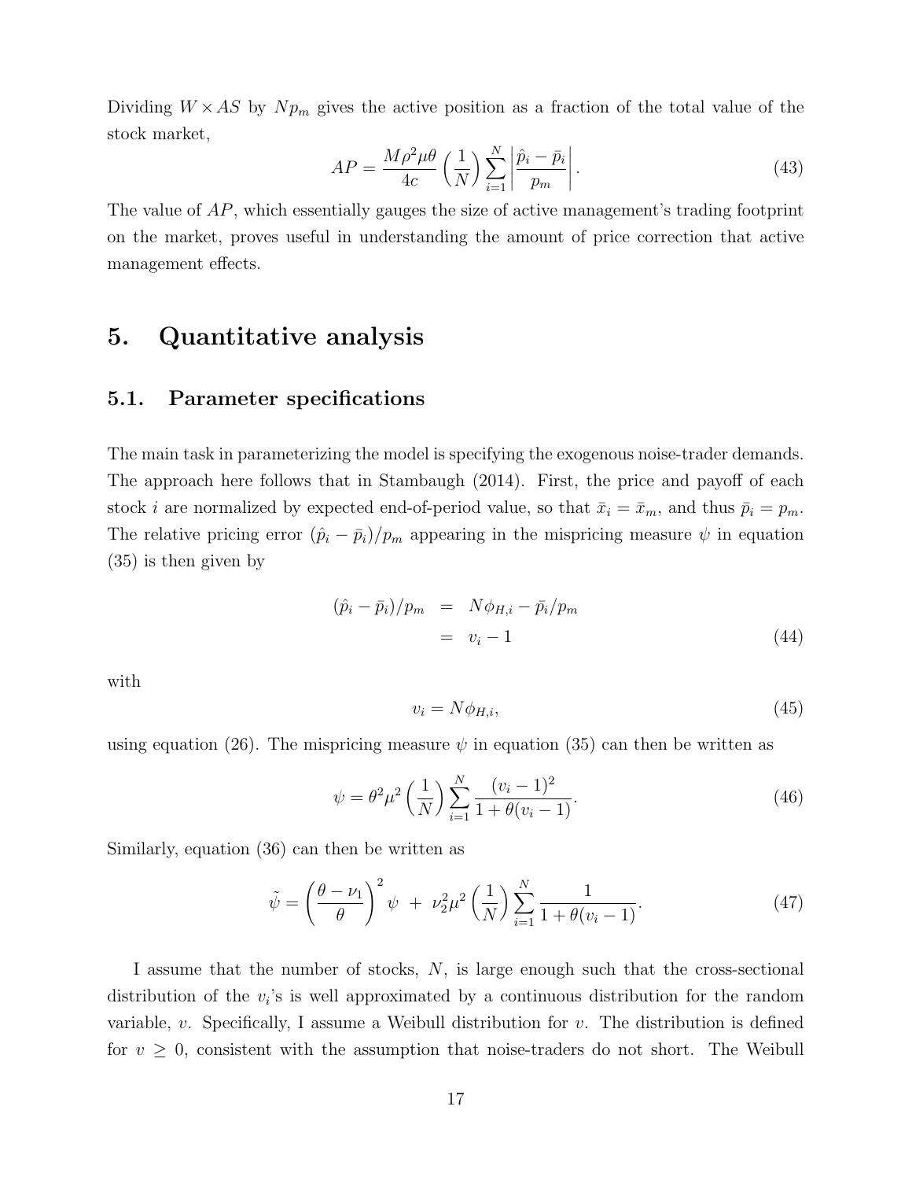Dividing $W \times AS$ by $Np_m$ gives the active position as a fraction of the total value of the stock market,

$$AP = \frac{M\rho^2\mu\theta}{4c}\left(\frac{1}{N}\right)\sum_{i=1}^{N}\left|\frac{\hat{p}_i - \bar{p}_i}{p_m}\right|. \tag{43}$$

The value of $AP$, which essentially gauges the size of active management's trading footprint on the market, proves useful in understanding the amount of price correction that active management effects.

# 5. Quantitative analysis

## 5.1. Parameter specifications

The main task in parameterizing the model is specifying the exogenous noise-trader demands. The approach here follows that in Stambaugh (2014). First, the price and payoff of each stock $i$ are normalized by expected end-of-period value, so that $\bar{x}_i = \bar{x}_m$, and thus $\bar{p}_i = p_m$. The relative pricing error $(\hat{p}_i - \bar{p}_i)/p_m$ appearing in the mispricing measure $\psi$ in equation (35) is then given by

$$\begin{aligned}(\hat{p}_i - \bar{p}_i)/p_m &= N\phi_{H,i} - \bar{p}_i/p_m \\ &= v_i - 1 \end{aligned} \tag{44}$$

with

$$v_i = N\phi_{H,i}, \tag{45}$$

using equation (26). The mispricing measure $\psi$ in equation (35) can then be written as

$$\psi = \theta^2\mu^2\left(\frac{1}{N}\right)\sum_{i=1}^{N}\frac{(v_i - 1)^2}{1 + \theta(v_i - 1)}. \tag{46}$$

Similarly, equation (36) can then be written as

$$\tilde{\psi} = \left(\frac{\theta - \nu_1}{\theta}\right)^2 \psi \; + \; \nu_2^2\mu^2\left(\frac{1}{N}\right)\sum_{i=1}^{N}\frac{1}{1 + \theta(v_i - 1)}. \tag{47}$$

I assume that the number of stocks, $N$, is large enough such that the cross-sectional distribution of the $v_i$'s is well approximated by a continuous distribution for the random variable, $v$. Specifically, I assume a Weibull distribution for $v$. The distribution is defined for $v \geq 0$, consistent with the assumption that noise-traders do not short. The Weibull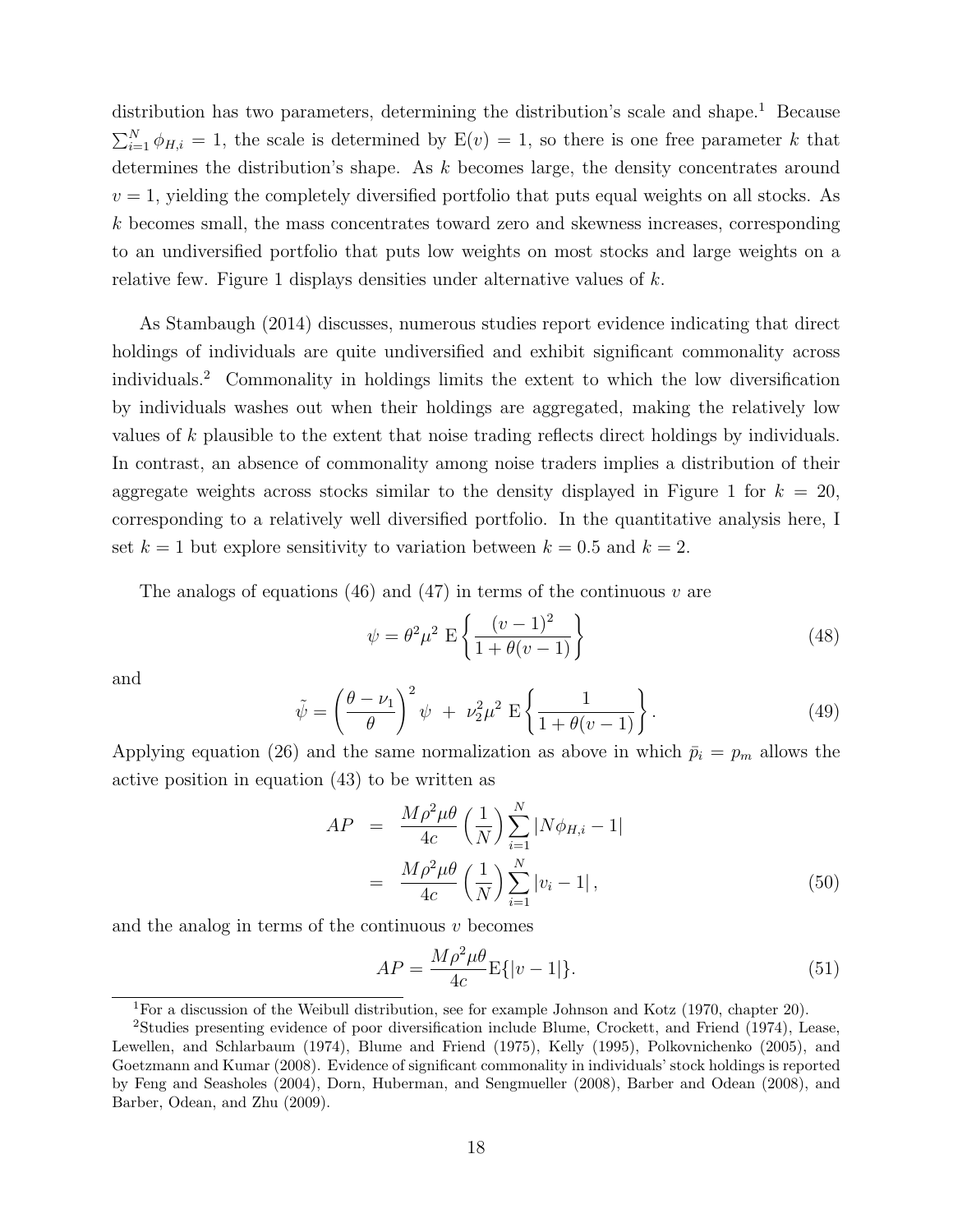distribution has two parameters, determining the distribution's scale and shape.[1] Because $\sum_{i=1}^{N} \phi_{H,i} = 1$, the scale is determined by $\mathrm{E}(v) = 1$, so there is one free parameter $k$ that determines the distribution's shape. As $k$ becomes large, the density concentrates around $v = 1$, yielding the completely diversified portfolio that puts equal weights on all stocks. As $k$ becomes small, the mass concentrates toward zero and skewness increases, corresponding to an undiversified portfolio that puts low weights on most stocks and large weights on a relative few. Figure 1 displays densities under alternative values of $k$.

As Stambaugh (2014) discusses, numerous studies report evidence indicating that direct holdings of individuals are quite undiversified and exhibit significant commonality across individuals.[2] Commonality in holdings limits the extent to which the low diversification by individuals washes out when their holdings are aggregated, making the relatively low values of $k$ plausible to the extent that noise trading reflects direct holdings by individuals. In contrast, an absence of commonality among noise traders implies a distribution of their aggregate weights across stocks similar to the density displayed in Figure 1 for $k = 20$, corresponding to a relatively well diversified portfolio. In the quantitative analysis here, I set $k = 1$ but explore sensitivity to variation between $k = 0.5$ and $k = 2$.

The analogs of equations (46) and (47) in terms of the continuous $v$ are

$$\psi = \theta^2 \mu^2 \ \mathrm{E}\left\{ \frac{(v-1)^2}{1 + \theta(v-1)} \right\} \tag{48}$$

and

$$\tilde{\psi} = \left( \frac{\theta - \nu_1}{\theta} \right)^2 \psi \ + \ \nu_2^2 \mu^2 \ \mathrm{E}\left\{ \frac{1}{1 + \theta(v-1)} \right\}. \tag{49}$$

Applying equation (26) and the same normalization as above in which $\bar{p}_i = p_m$ allows the active position in equation (43) to be written as

$$\begin{aligned} AP &= \frac{M\rho^2\mu\theta}{4c} \left( \frac{1}{N} \right) \sum_{i=1}^{N} |N\phi_{H,i} - 1| \\ &= \frac{M\rho^2\mu\theta}{4c} \left( \frac{1}{N} \right) \sum_{i=1}^{N} |v_i - 1| \, , \end{aligned} \tag{50}$$

and the analog in terms of the continuous $v$ becomes

$$AP = \frac{M\rho^2\mu\theta}{4c} \mathrm{E}\{|v - 1|\}. \tag{51}$$

[1] For a discussion of the Weibull distribution, see for example Johnson and Kotz (1970, chapter 20).

[2] Studies presenting evidence of poor diversification include Blume, Crockett, and Friend (1974), Lease, Lewellen, and Schlarbaum (1974), Blume and Friend (1975), Kelly (1995), Polkovnichenko (2005), and Goetzmann and Kumar (2008). Evidence of significant commonality in individuals' stock holdings is reported by Feng and Seasholes (2004), Dorn, Huberman, and Sengmueller (2008), Barber and Odean (2008), and Barber, Odean, and Zhu (2009).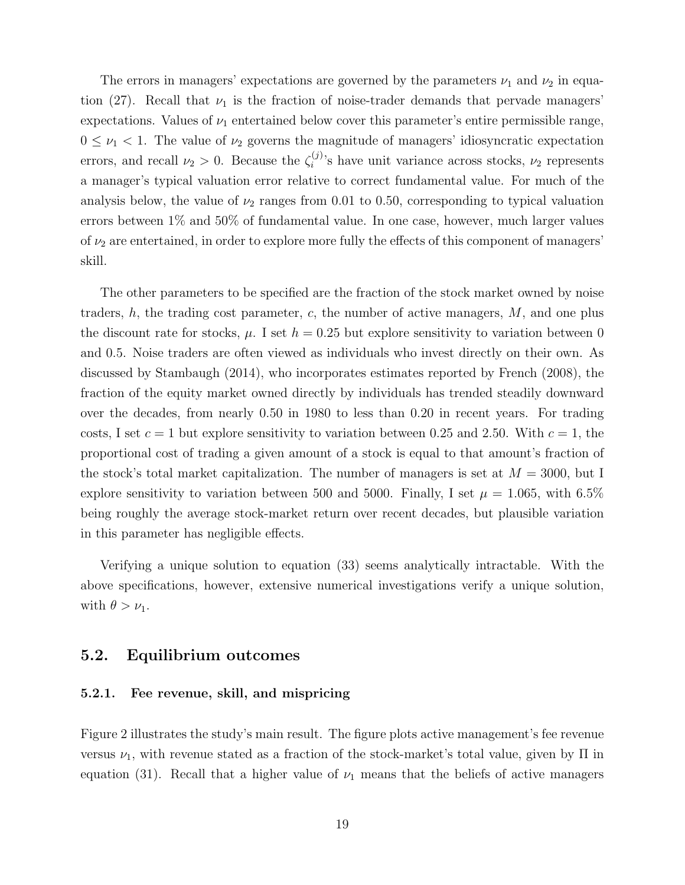The errors in managers' expectations are governed by the parameters $\nu_1$ and $\nu_2$ in equation (27). Recall that $\nu_1$ is the fraction of noise-trader demands that pervade managers' expectations. Values of $\nu_1$ entertained below cover this parameter's entire permissible range, $0 \leq \nu_1 < 1$. The value of $\nu_2$ governs the magnitude of managers' idiosyncratic expectation errors, and recall $\nu_2 > 0$. Because the $\zeta_i^{(j)}$'s have unit variance across stocks, $\nu_2$ represents a manager's typical valuation error relative to correct fundamental value. For much of the analysis below, the value of $\nu_2$ ranges from 0.01 to 0.50, corresponding to typical valuation errors between 1% and 50% of fundamental value. In one case, however, much larger values of $\nu_2$ are entertained, in order to explore more fully the effects of this component of managers' skill.

The other parameters to be specified are the fraction of the stock market owned by noise traders, $h$, the trading cost parameter, $c$, the number of active managers, $M$, and one plus the discount rate for stocks, $\mu$. I set $h = 0.25$ but explore sensitivity to variation between 0 and 0.5. Noise traders are often viewed as individuals who invest directly on their own. As discussed by Stambaugh (2014), who incorporates estimates reported by French (2008), the fraction of the equity market owned directly by individuals has trended steadily downward over the decades, from nearly 0.50 in 1980 to less than 0.20 in recent years. For trading costs, I set $c = 1$ but explore sensitivity to variation between 0.25 and 2.50. With $c = 1$, the proportional cost of trading a given amount of a stock is equal to that amount's fraction of the stock's total market capitalization. The number of managers is set at $M = 3000$, but I explore sensitivity to variation between 500 and 5000. Finally, I set $\mu = 1.065$, with 6.5% being roughly the average stock-market return over recent decades, but plausible variation in this parameter has negligible effects.

Verifying a unique solution to equation (33) seems analytically intractable. With the above specifications, however, extensive numerical investigations verify a unique solution, with $\theta > \nu_1$.

## 5.2. Equilibrium outcomes

### 5.2.1. Fee revenue, skill, and mispricing

Figure 2 illustrates the study's main result. The figure plots active management's fee revenue versus $\nu_1$, with revenue stated as a fraction of the stock-market's total value, given by $\Pi$ in equation (31). Recall that a higher value of $\nu_1$ means that the beliefs of active managers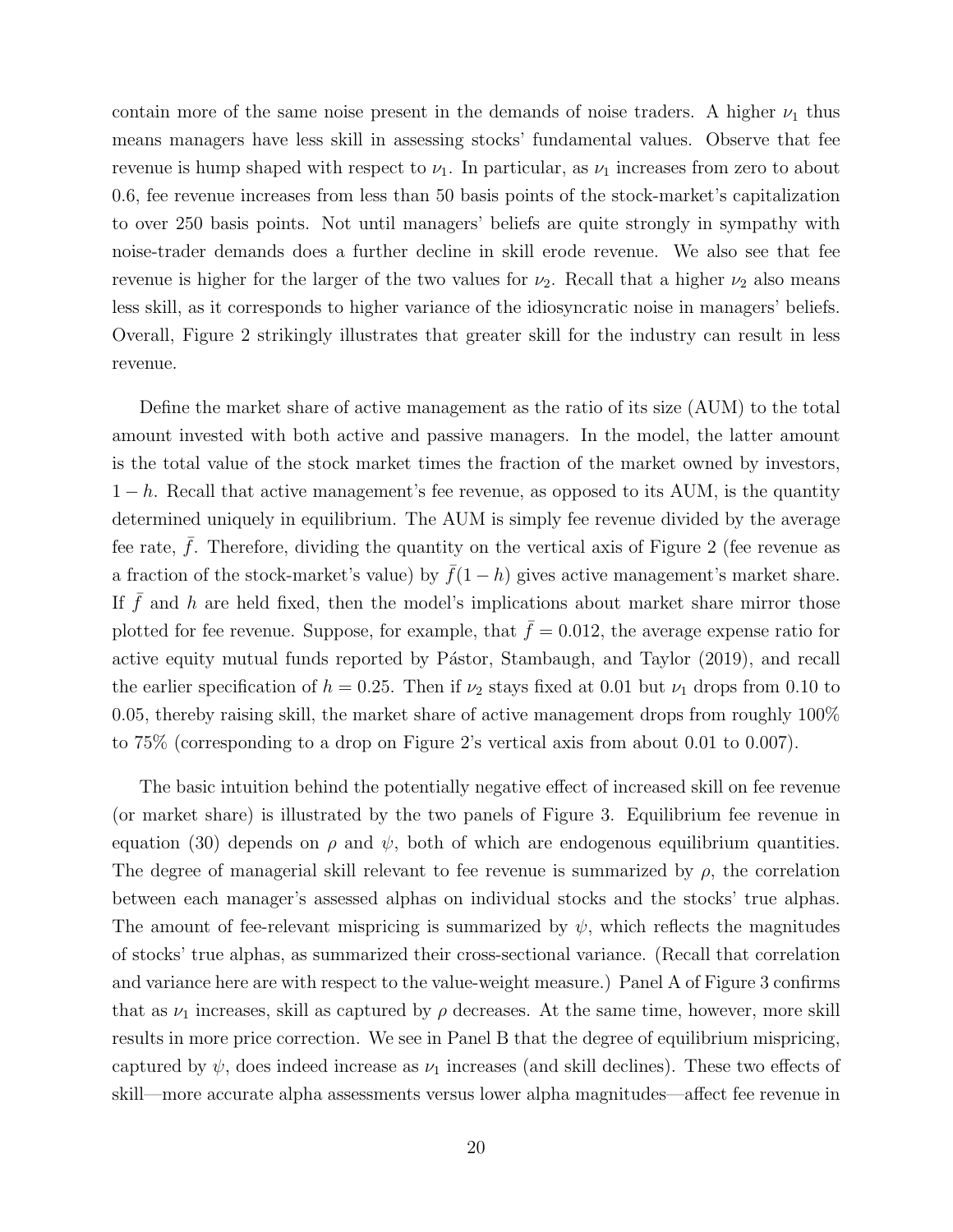contain more of the same noise present in the demands of noise traders. A higher $\nu_1$ thus means managers have less skill in assessing stocks' fundamental values. Observe that fee revenue is hump shaped with respect to $\nu_1$. In particular, as $\nu_1$ increases from zero to about 0.6, fee revenue increases from less than 50 basis points of the stock-market's capitalization to over 250 basis points. Not until managers' beliefs are quite strongly in sympathy with noise-trader demands does a further decline in skill erode revenue. We also see that fee revenue is higher for the larger of the two values for $\nu_2$. Recall that a higher $\nu_2$ also means less skill, as it corresponds to higher variance of the idiosyncratic noise in managers' beliefs. Overall, Figure 2 strikingly illustrates that greater skill for the industry can result in less revenue.

Define the market share of active management as the ratio of its size (AUM) to the total amount invested with both active and passive managers. In the model, the latter amount is the total value of the stock market times the fraction of the market owned by investors, $1 - h$. Recall that active management's fee revenue, as opposed to its AUM, is the quantity determined uniquely in equilibrium. The AUM is simply fee revenue divided by the average fee rate, $\bar{f}$. Therefore, dividing the quantity on the vertical axis of Figure 2 (fee revenue as a fraction of the stock-market's value) by $\bar{f}(1 - h)$ gives active management's market share. If $\bar{f}$ and $h$ are held fixed, then the model's implications about market share mirror those plotted for fee revenue. Suppose, for example, that $\bar{f} = 0.012$, the average expense ratio for active equity mutual funds reported by Pástor, Stambaugh, and Taylor (2019), and recall the earlier specification of $h = 0.25$. Then if $\nu_2$ stays fixed at 0.01 but $\nu_1$ drops from 0.10 to 0.05, thereby raising skill, the market share of active management drops from roughly 100% to 75% (corresponding to a drop on Figure 2's vertical axis from about 0.01 to 0.007).

The basic intuition behind the potentially negative effect of increased skill on fee revenue (or market share) is illustrated by the two panels of Figure 3. Equilibrium fee revenue in equation (30) depends on $\rho$ and $\psi$, both of which are endogenous equilibrium quantities. The degree of managerial skill relevant to fee revenue is summarized by $\rho$, the correlation between each manager's assessed alphas on individual stocks and the stocks' true alphas. The amount of fee-relevant mispricing is summarized by $\psi$, which reflects the magnitudes of stocks' true alphas, as summarized their cross-sectional variance. (Recall that correlation and variance here are with respect to the value-weight measure.) Panel A of Figure 3 confirms that as $\nu_1$ increases, skill as captured by $\rho$ decreases. At the same time, however, more skill results in more price correction. We see in Panel B that the degree of equilibrium mispricing, captured by $\psi$, does indeed increase as $\nu_1$ increases (and skill declines). These two effects of skill—more accurate alpha assessments versus lower alpha magnitudes—affect fee revenue in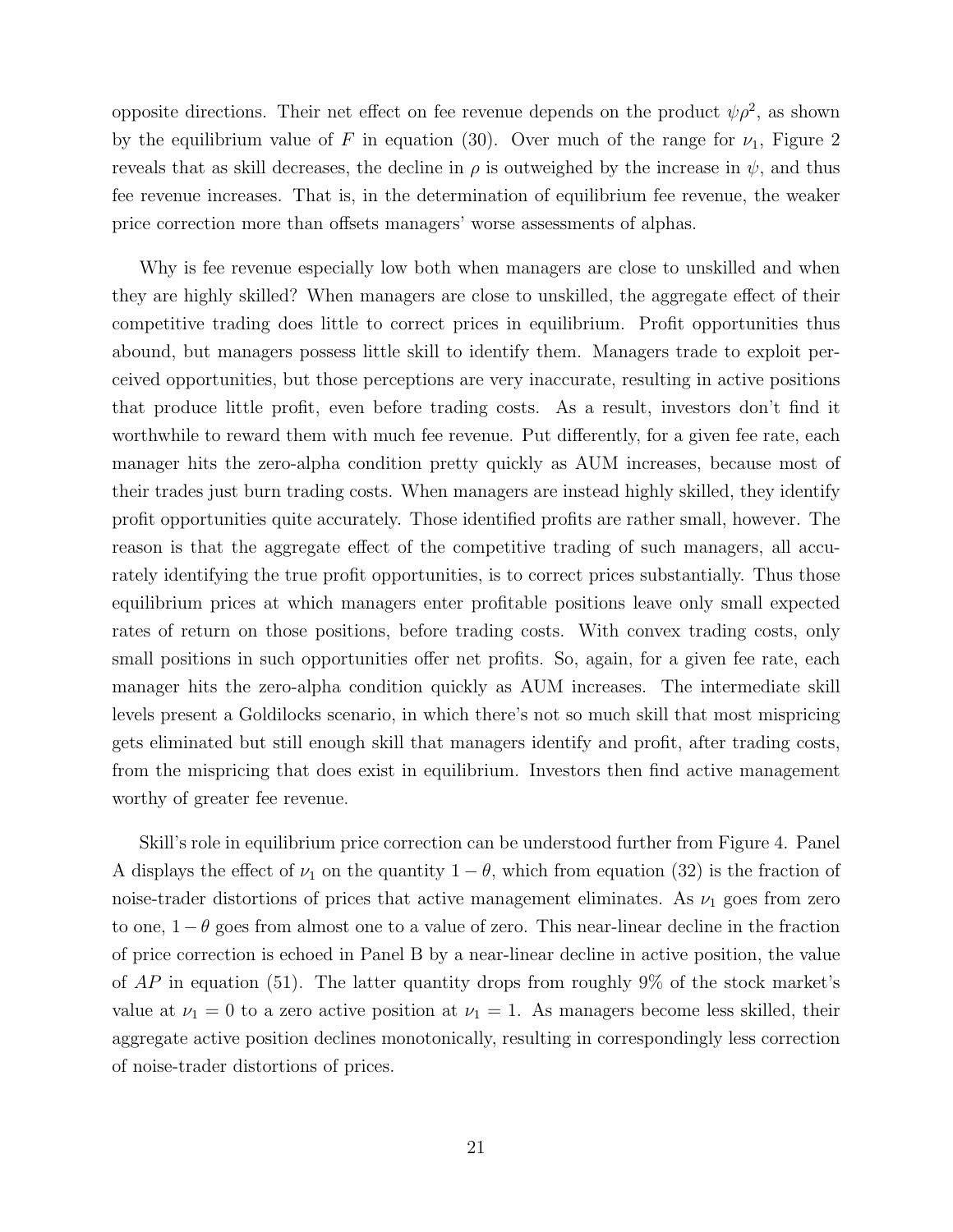opposite directions. Their net effect on fee revenue depends on the product $\psi\rho^2$, as shown by the equilibrium value of $F$ in equation (30). Over much of the range for $\nu_1$, Figure 2 reveals that as skill decreases, the decline in $\rho$ is outweighed by the increase in $\psi$, and thus fee revenue increases. That is, in the determination of equilibrium fee revenue, the weaker price correction more than offsets managers' worse assessments of alphas.

Why is fee revenue especially low both when managers are close to unskilled and when they are highly skilled? When managers are close to unskilled, the aggregate effect of their competitive trading does little to correct prices in equilibrium. Profit opportunities thus abound, but managers possess little skill to identify them. Managers trade to exploit perceived opportunities, but those perceptions are very inaccurate, resulting in active positions that produce little profit, even before trading costs. As a result, investors don't find it worthwhile to reward them with much fee revenue. Put differently, for a given fee rate, each manager hits the zero-alpha condition pretty quickly as AUM increases, because most of their trades just burn trading costs. When managers are instead highly skilled, they identify profit opportunities quite accurately. Those identified profits are rather small, however. The reason is that the aggregate effect of the competitive trading of such managers, all accurately identifying the true profit opportunities, is to correct prices substantially. Thus those equilibrium prices at which managers enter profitable positions leave only small expected rates of return on those positions, before trading costs. With convex trading costs, only small positions in such opportunities offer net profits. So, again, for a given fee rate, each manager hits the zero-alpha condition quickly as AUM increases. The intermediate skill levels present a Goldilocks scenario, in which there's not so much skill that most mispricing gets eliminated but still enough skill that managers identify and profit, after trading costs, from the mispricing that does exist in equilibrium. Investors then find active management worthy of greater fee revenue.

Skill's role in equilibrium price correction can be understood further from Figure 4. Panel A displays the effect of $\nu_1$ on the quantity $1 - \theta$, which from equation (32) is the fraction of noise-trader distortions of prices that active management eliminates. As $\nu_1$ goes from zero to one, $1 - \theta$ goes from almost one to a value of zero. This near-linear decline in the fraction of price correction is echoed in Panel B by a near-linear decline in active position, the value of $AP$ in equation (51). The latter quantity drops from roughly 9% of the stock market's value at $\nu_1 = 0$ to a zero active position at $\nu_1 = 1$. As managers become less skilled, their aggregate active position declines monotonically, resulting in correspondingly less correction of noise-trader distortions of prices.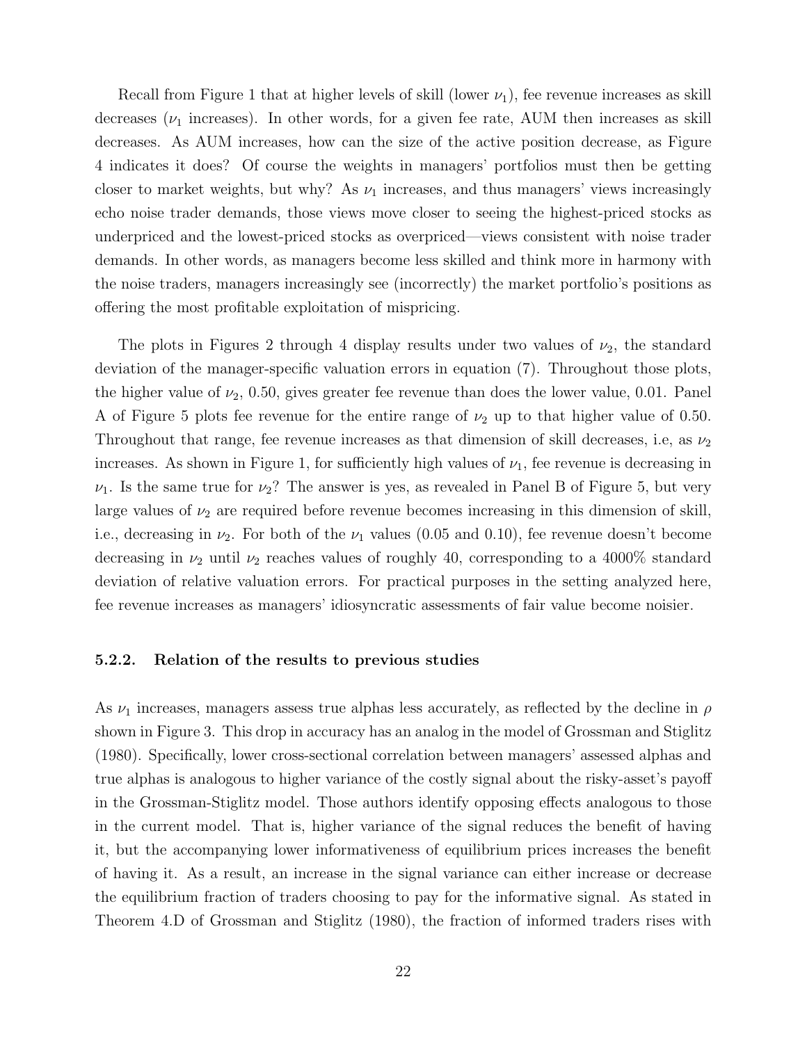Recall from Figure 1 that at higher levels of skill (lower $\nu_1$), fee revenue increases as skill decreases ($\nu_1$ increases). In other words, for a given fee rate, AUM then increases as skill decreases. As AUM increases, how can the size of the active position decrease, as Figure 4 indicates it does? Of course the weights in managers' portfolios must then be getting closer to market weights, but why? As $\nu_1$ increases, and thus managers' views increasingly echo noise trader demands, those views move closer to seeing the highest-priced stocks as underpriced and the lowest-priced stocks as overpriced—views consistent with noise trader demands. In other words, as managers become less skilled and think more in harmony with the noise traders, managers increasingly see (incorrectly) the market portfolio's positions as offering the most profitable exploitation of mispricing.

The plots in Figures 2 through 4 display results under two values of $\nu_2$, the standard deviation of the manager-specific valuation errors in equation (7). Throughout those plots, the higher value of $\nu_2$, 0.50, gives greater fee revenue than does the lower value, 0.01. Panel A of Figure 5 plots fee revenue for the entire range of $\nu_2$ up to that higher value of 0.50. Throughout that range, fee revenue increases as that dimension of skill decreases, i.e, as $\nu_2$ increases. As shown in Figure 1, for sufficiently high values of $\nu_1$, fee revenue is decreasing in $\nu_1$. Is the same true for $\nu_2$? The answer is yes, as revealed in Panel B of Figure 5, but very large values of $\nu_2$ are required before revenue becomes increasing in this dimension of skill, i.e., decreasing in $\nu_2$. For both of the $\nu_1$ values (0.05 and 0.10), fee revenue doesn't become decreasing in $\nu_2$ until $\nu_2$ reaches values of roughly 40, corresponding to a 4000% standard deviation of relative valuation errors. For practical purposes in the setting analyzed here, fee revenue increases as managers' idiosyncratic assessments of fair value become noisier.

### 5.2.2. Relation of the results to previous studies

As $\nu_1$ increases, managers assess true alphas less accurately, as reflected by the decline in $\rho$ shown in Figure 3. This drop in accuracy has an analog in the model of Grossman and Stiglitz (1980). Specifically, lower cross-sectional correlation between managers' assessed alphas and true alphas is analogous to higher variance of the costly signal about the risky-asset's payoff in the Grossman-Stiglitz model. Those authors identify opposing effects analogous to those in the current model. That is, higher variance of the signal reduces the benefit of having it, but the accompanying lower informativeness of equilibrium prices increases the benefit of having it. As a result, an increase in the signal variance can either increase or decrease the equilibrium fraction of traders choosing to pay for the informative signal. As stated in Theorem 4.D of Grossman and Stiglitz (1980), the fraction of informed traders rises with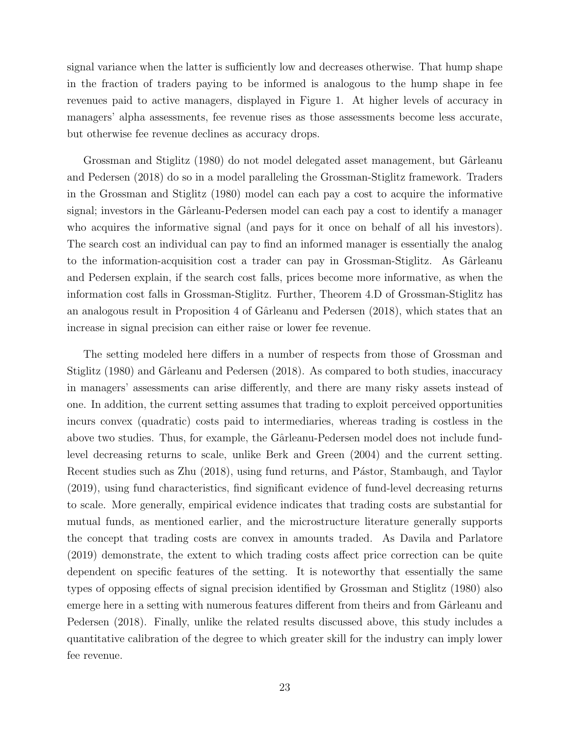signal variance when the latter is sufficiently low and decreases otherwise. That hump shape in the fraction of traders paying to be informed is analogous to the hump shape in fee revenues paid to active managers, displayed in Figure 1. At higher levels of accuracy in managers' alpha assessments, fee revenue rises as those assessments become less accurate, but otherwise fee revenue declines as accuracy drops.

Grossman and Stiglitz (1980) do not model delegated asset management, but Gârleanu and Pedersen (2018) do so in a model paralleling the Grossman-Stiglitz framework. Traders in the Grossman and Stiglitz (1980) model can each pay a cost to acquire the informative signal; investors in the Gârleanu-Pedersen model can each pay a cost to identify a manager who acquires the informative signal (and pays for it once on behalf of all his investors). The search cost an individual can pay to find an informed manager is essentially the analog to the information-acquisition cost a trader can pay in Grossman-Stiglitz. As Gârleanu and Pedersen explain, if the search cost falls, prices become more informative, as when the information cost falls in Grossman-Stiglitz. Further, Theorem 4.D of Grossman-Stiglitz has an analogous result in Proposition 4 of Gârleanu and Pedersen (2018), which states that an increase in signal precision can either raise or lower fee revenue.

The setting modeled here differs in a number of respects from those of Grossman and Stiglitz (1980) and Gârleanu and Pedersen (2018). As compared to both studies, inaccuracy in managers' assessments can arise differently, and there are many risky assets instead of one. In addition, the current setting assumes that trading to exploit perceived opportunities incurs convex (quadratic) costs paid to intermediaries, whereas trading is costless in the above two studies. Thus, for example, the Gârleanu-Pedersen model does not include fund-level decreasing returns to scale, unlike Berk and Green (2004) and the current setting. Recent studies such as Zhu (2018), using fund returns, and Pástor, Stambaugh, and Taylor (2019), using fund characteristics, find significant evidence of fund-level decreasing returns to scale. More generally, empirical evidence indicates that trading costs are substantial for mutual funds, as mentioned earlier, and the microstructure literature generally supports the concept that trading costs are convex in amounts traded. As Davila and Parlatore (2019) demonstrate, the extent to which trading costs affect price correction can be quite dependent on specific features of the setting. It is noteworthy that essentially the same types of opposing effects of signal precision identified by Grossman and Stiglitz (1980) also emerge here in a setting with numerous features different from theirs and from Gârleanu and Pedersen (2018). Finally, unlike the related results discussed above, this study includes a quantitative calibration of the degree to which greater skill for the industry can imply lower fee revenue.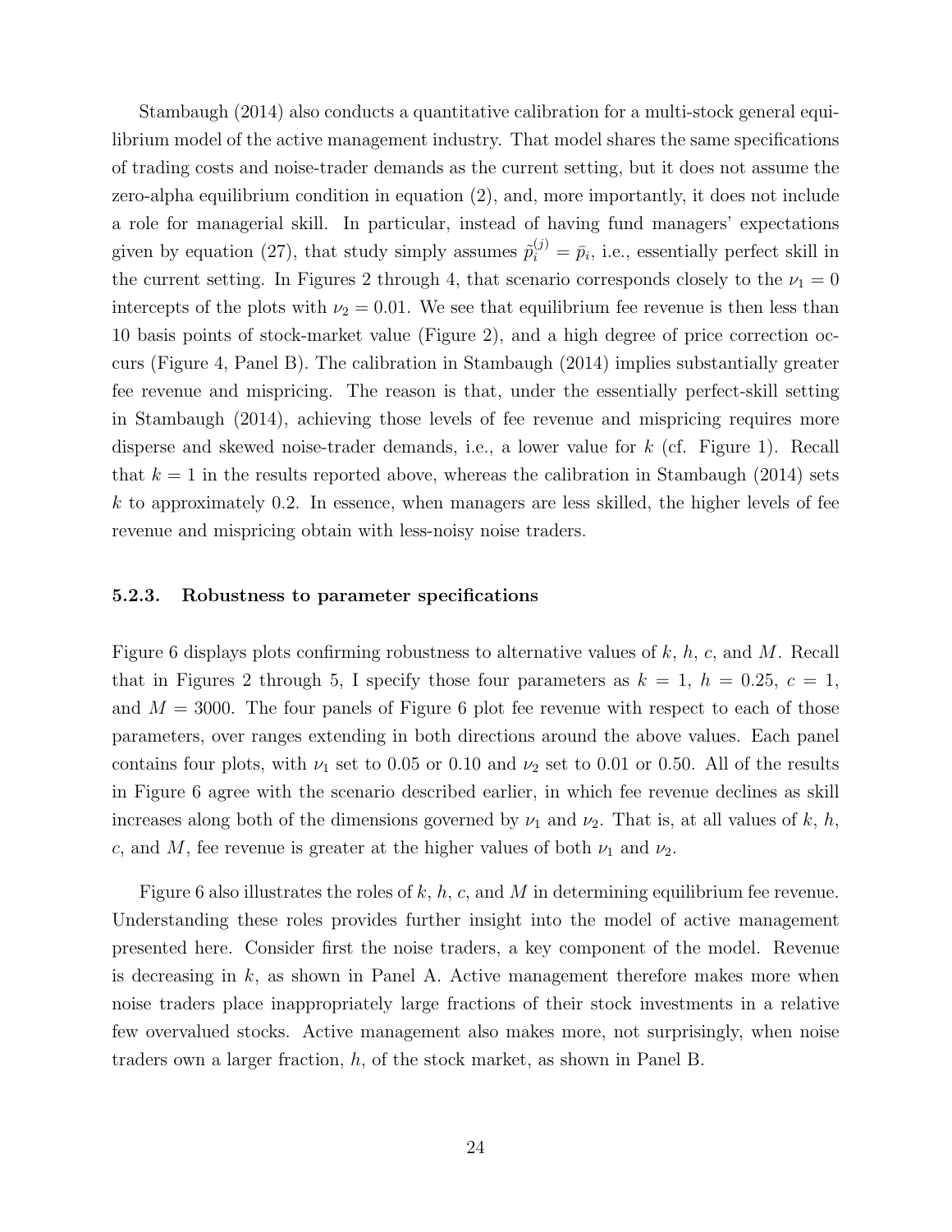Stambaugh (2014) also conducts a quantitative calibration for a multi-stock general equilibrium model of the active management industry. That model shares the same specifications of trading costs and noise-trader demands as the current setting, but it does not assume the zero-alpha equilibrium condition in equation (2), and, more importantly, it does not include a role for managerial skill. In particular, instead of having fund managers' expectations given by equation (27), that study simply assumes $\tilde{p}_i^{(j)} = \bar{p}_i$, i.e., essentially perfect skill in the current setting. In Figures 2 through 4, that scenario corresponds closely to the $\nu_1 = 0$ intercepts of the plots with $\nu_2 = 0.01$. We see that equilibrium fee revenue is then less than 10 basis points of stock-market value (Figure 2), and a high degree of price correction occurs (Figure 4, Panel B). The calibration in Stambaugh (2014) implies substantially greater fee revenue and mispricing. The reason is that, under the essentially perfect-skill setting in Stambaugh (2014), achieving those levels of fee revenue and mispricing requires more disperse and skewed noise-trader demands, i.e., a lower value for $k$ (cf. Figure 1). Recall that $k = 1$ in the results reported above, whereas the calibration in Stambaugh (2014) sets $k$ to approximately 0.2. In essence, when managers are less skilled, the higher levels of fee revenue and mispricing obtain with less-noisy noise traders.

### 5.2.3. Robustness to parameter specifications

Figure 6 displays plots confirming robustness to alternative values of $k$, $h$, $c$, and $M$. Recall that in Figures 2 through 5, I specify those four parameters as $k = 1$, $h = 0.25$, $c = 1$, and $M = 3000$. The four panels of Figure 6 plot fee revenue with respect to each of those parameters, over ranges extending in both directions around the above values. Each panel contains four plots, with $\nu_1$ set to 0.05 or 0.10 and $\nu_2$ set to 0.01 or 0.50. All of the results in Figure 6 agree with the scenario described earlier, in which fee revenue declines as skill increases along both of the dimensions governed by $\nu_1$ and $\nu_2$. That is, at all values of $k$, $h$, $c$, and $M$, fee revenue is greater at the higher values of both $\nu_1$ and $\nu_2$.

Figure 6 also illustrates the roles of $k$, $h$, $c$, and $M$ in determining equilibrium fee revenue. Understanding these roles provides further insight into the model of active management presented here. Consider first the noise traders, a key component of the model. Revenue is decreasing in $k$, as shown in Panel A. Active management therefore makes more when noise traders place inappropriately large fractions of their stock investments in a relative few overvalued stocks. Active management also makes more, not surprisingly, when noise traders own a larger fraction, $h$, of the stock market, as shown in Panel B.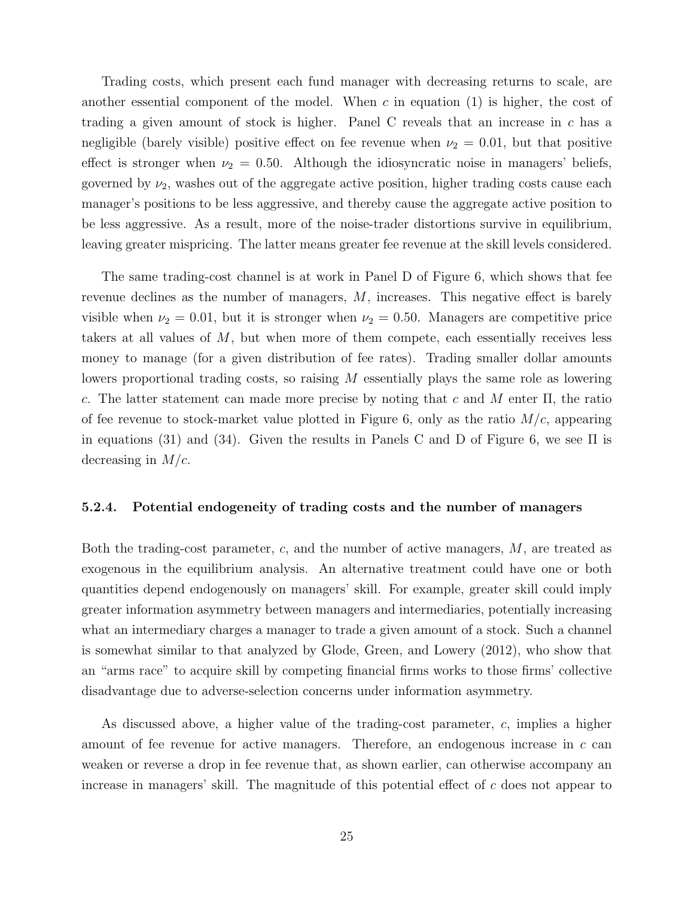Trading costs, which present each fund manager with decreasing returns to scale, are another essential component of the model. When $c$ in equation (1) is higher, the cost of trading a given amount of stock is higher. Panel C reveals that an increase in $c$ has a negligible (barely visible) positive effect on fee revenue when $\nu_2 = 0.01$, but that positive effect is stronger when $\nu_2 = 0.50$. Although the idiosyncratic noise in managers' beliefs, governed by $\nu_2$, washes out of the aggregate active position, higher trading costs cause each manager's positions to be less aggressive, and thereby cause the aggregate active position to be less aggressive. As a result, more of the noise-trader distortions survive in equilibrium, leaving greater mispricing. The latter means greater fee revenue at the skill levels considered.

The same trading-cost channel is at work in Panel D of Figure 6, which shows that fee revenue declines as the number of managers, $M$, increases. This negative effect is barely visible when $\nu_2 = 0.01$, but it is stronger when $\nu_2 = 0.50$. Managers are competitive price takers at all values of $M$, but when more of them compete, each essentially receives less money to manage (for a given distribution of fee rates). Trading smaller dollar amounts lowers proportional trading costs, so raising $M$ essentially plays the same role as lowering $c$. The latter statement can made more precise by noting that $c$ and $M$ enter $\Pi$, the ratio of fee revenue to stock-market value plotted in Figure 6, only as the ratio $M/c$, appearing in equations (31) and (34). Given the results in Panels C and D of Figure 6, we see $\Pi$ is decreasing in $M/c$.

### 5.2.4. Potential endogeneity of trading costs and the number of managers

Both the trading-cost parameter, $c$, and the number of active managers, $M$, are treated as exogenous in the equilibrium analysis. An alternative treatment could have one or both quantities depend endogenously on managers' skill. For example, greater skill could imply greater information asymmetry between managers and intermediaries, potentially increasing what an intermediary charges a manager to trade a given amount of a stock. Such a channel is somewhat similar to that analyzed by Glode, Green, and Lowery (2012), who show that an "arms race" to acquire skill by competing financial firms works to those firms' collective disadvantage due to adverse-selection concerns under information asymmetry.

As discussed above, a higher value of the trading-cost parameter, $c$, implies a higher amount of fee revenue for active managers. Therefore, an endogenous increase in $c$ can weaken or reverse a drop in fee revenue that, as shown earlier, can otherwise accompany an increase in managers' skill. The magnitude of this potential effect of $c$ does not appear to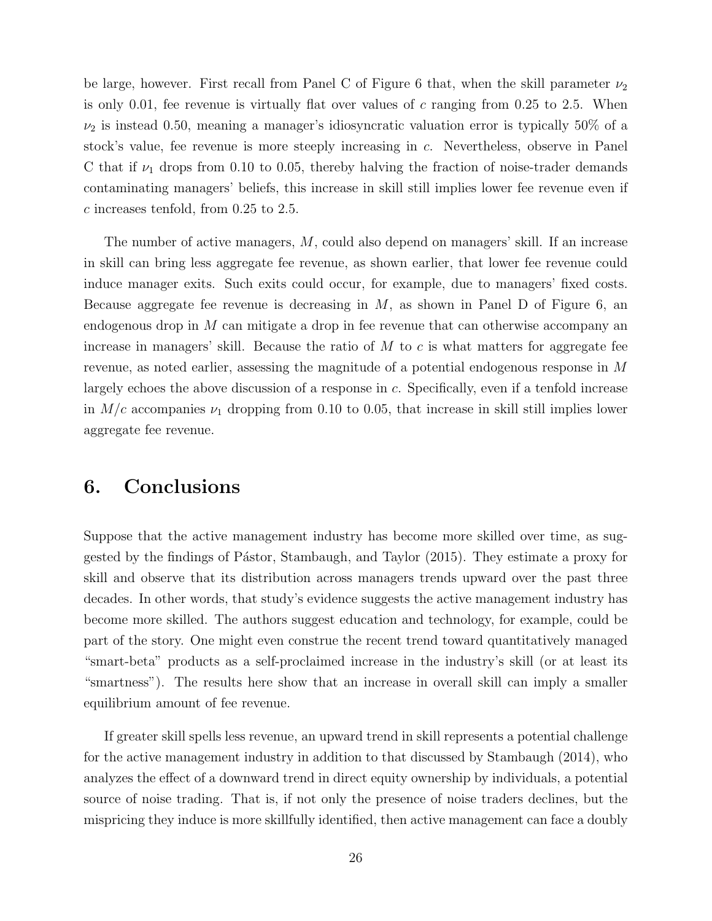be large, however. First recall from Panel C of Figure 6 that, when the skill parameter $\nu_2$ is only 0.01, fee revenue is virtually flat over values of $c$ ranging from 0.25 to 2.5. When $\nu_2$ is instead 0.50, meaning a manager's idiosyncratic valuation error is typically 50% of a stock's value, fee revenue is more steeply increasing in $c$. Nevertheless, observe in Panel C that if $\nu_1$ drops from 0.10 to 0.05, thereby halving the fraction of noise-trader demands contaminating managers' beliefs, this increase in skill still implies lower fee revenue even if $c$ increases tenfold, from 0.25 to 2.5.

The number of active managers, $M$, could also depend on managers' skill. If an increase in skill can bring less aggregate fee revenue, as shown earlier, that lower fee revenue could induce manager exits. Such exits could occur, for example, due to managers' fixed costs. Because aggregate fee revenue is decreasing in $M$, as shown in Panel D of Figure 6, an endogenous drop in $M$ can mitigate a drop in fee revenue that can otherwise accompany an increase in managers' skill. Because the ratio of $M$ to $c$ is what matters for aggregate fee revenue, as noted earlier, assessing the magnitude of a potential endogenous response in $M$ largely echoes the above discussion of a response in $c$. Specifically, even if a tenfold increase in $M/c$ accompanies $\nu_1$ dropping from 0.10 to 0.05, that increase in skill still implies lower aggregate fee revenue.

## 6. Conclusions

Suppose that the active management industry has become more skilled over time, as suggested by the findings of Pástor, Stambaugh, and Taylor (2015). They estimate a proxy for skill and observe that its distribution across managers trends upward over the past three decades. In other words, that study's evidence suggests the active management industry has become more skilled. The authors suggest education and technology, for example, could be part of the story. One might even construe the recent trend toward quantitatively managed "smart-beta" products as a self-proclaimed increase in the industry's skill (or at least its "smartness"). The results here show that an increase in overall skill can imply a smaller equilibrium amount of fee revenue.

If greater skill spells less revenue, an upward trend in skill represents a potential challenge for the active management industry in addition to that discussed by Stambaugh (2014), who analyzes the effect of a downward trend in direct equity ownership by individuals, a potential source of noise trading. That is, if not only the presence of noise traders declines, but the mispricing they induce is more skillfully identified, then active management can face a doubly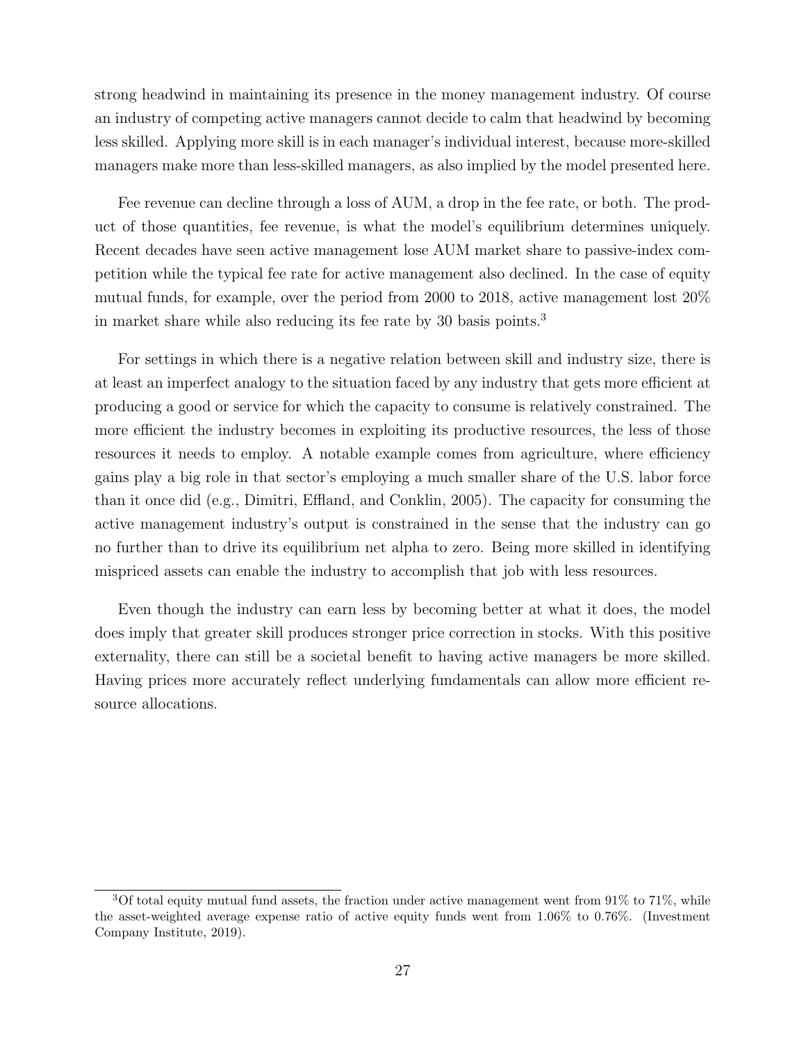strong headwind in maintaining its presence in the money management industry. Of course an industry of competing active managers cannot decide to calm that headwind by becoming less skilled. Applying more skill is in each manager's individual interest, because more-skilled managers make more than less-skilled managers, as also implied by the model presented here.

Fee revenue can decline through a loss of AUM, a drop in the fee rate, or both. The product of those quantities, fee revenue, is what the model's equilibrium determines uniquely. Recent decades have seen active management lose AUM market share to passive-index competition while the typical fee rate for active management also declined. In the case of equity mutual funds, for example, over the period from 2000 to 2018, active management lost 20% in market share while also reducing its fee rate by 30 basis points.[3]

For settings in which there is a negative relation between skill and industry size, there is at least an imperfect analogy to the situation faced by any industry that gets more efficient at producing a good or service for which the capacity to consume is relatively constrained. The more efficient the industry becomes in exploiting its productive resources, the less of those resources it needs to employ. A notable example comes from agriculture, where efficiency gains play a big role in that sector's employing a much smaller share of the U.S. labor force than it once did (e.g., Dimitri, Effland, and Conklin, 2005). The capacity for consuming the active management industry's output is constrained in the sense that the industry can go no further than to drive its equilibrium net alpha to zero. Being more skilled in identifying mispriced assets can enable the industry to accomplish that job with less resources.

Even though the industry can earn less by becoming better at what it does, the model does imply that greater skill produces stronger price correction in stocks. With this positive externality, there can still be a societal benefit to having active managers be more skilled. Having prices more accurately reflect underlying fundamentals can allow more efficient resource allocations.

[3] Of total equity mutual fund assets, the fraction under active management went from 91% to 71%, while the asset-weighted average expense ratio of active equity funds went from 1.06% to 0.76%. (Investment Company Institute, 2019).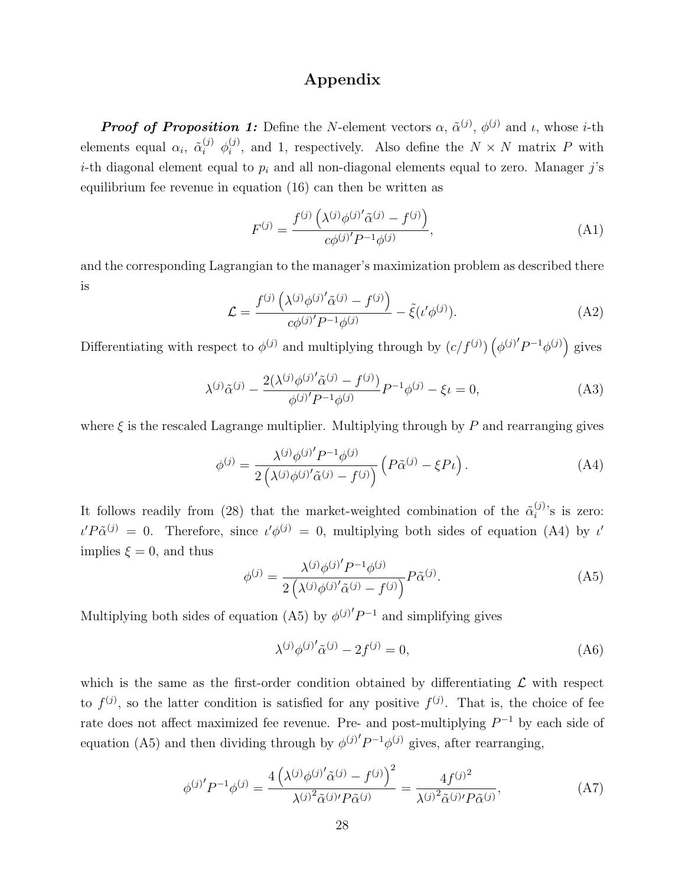# Appendix

***Proof of Proposition 1:*** Define the $N$-element vectors $\alpha$, $\tilde{\alpha}^{(j)}$, $\phi^{(j)}$ and $\iota$, whose $i$-th elements equal $\alpha_i$, $\tilde{\alpha}_i^{(j)}$ $\phi_i^{(j)}$, and 1, respectively. Also define the $N \times N$ matrix $P$ with $i$-th diagonal element equal to $p_i$ and all non-diagonal elements equal to zero. Manager $j$'s equilibrium fee revenue in equation (16) can then be written as

$$F^{(j)} = \frac{f^{(j)}\left(\lambda^{(j)}\phi^{(j)\prime}\tilde{\alpha}^{(j)} - f^{(j)}\right)}{c\phi^{(j)\prime}P^{-1}\phi^{(j)}}, \tag{A1}$$

and the corresponding Lagrangian to the manager's maximization problem as described there is

$$\mathcal{L} = \frac{f^{(j)}\left(\lambda^{(j)}\phi^{(j)\prime}\tilde{\alpha}^{(j)} - f^{(j)}\right)}{c\phi^{(j)\prime}P^{-1}\phi^{(j)}} - \tilde{\xi}(\iota'\phi^{(j)}). \tag{A2}$$

Differentiating with respect to $\phi^{(j)}$ and multiplying through by $(c/f^{(j)})\left(\phi^{(j)\prime}P^{-1}\phi^{(j)}\right)$ gives

$$\lambda^{(j)}\tilde{\alpha}^{(j)} - \frac{2(\lambda^{(j)}\phi^{(j)\prime}\tilde{\alpha}^{(j)} - f^{(j)})}{\phi^{(j)\prime}P^{-1}\phi^{(j)}}P^{-1}\phi^{(j)} - \xi\iota = 0, \tag{A3}$$

where $\xi$ is the rescaled Lagrange multiplier. Multiplying through by $P$ and rearranging gives

$$\phi^{(j)} = \frac{\lambda^{(j)}\phi^{(j)\prime}P^{-1}\phi^{(j)}}{2\left(\lambda^{(j)}\phi^{(j)\prime}\tilde{\alpha}^{(j)} - f^{(j)}\right)}\left(P\tilde{\alpha}^{(j)} - \xi P\iota\right). \tag{A4}$$

It follows readily from (28) that the market-weighted combination of the $\tilde{\alpha}_i^{(j)}$'s is zero: $\iota'P\tilde{\alpha}^{(j)} = 0$. Therefore, since $\iota'\phi^{(j)} = 0$, multiplying both sides of equation (A4) by $\iota'$ implies $\xi = 0$, and thus

$$\phi^{(j)} = \frac{\lambda^{(j)}\phi^{(j)\prime}P^{-1}\phi^{(j)}}{2\left(\lambda^{(j)}\phi^{(j)\prime}\tilde{\alpha}^{(j)} - f^{(j)}\right)}P\tilde{\alpha}^{(j)}. \tag{A5}$$

Multiplying both sides of equation (A5) by $\phi^{(j)\prime}P^{-1}$ and simplifying gives

$$\lambda^{(j)}\phi^{(j)\prime}\tilde{\alpha}^{(j)} - 2f^{(j)} = 0, \tag{A6}$$

which is the same as the first-order condition obtained by differentiating $\mathcal{L}$ with respect to $f^{(j)}$, so the latter condition is satisfied for any positive $f^{(j)}$. That is, the choice of fee rate does not affect maximized fee revenue. Pre- and post-multiplying $P^{-1}$ by each side of equation (A5) and then dividing through by $\phi^{(j)\prime}P^{-1}\phi^{(j)}$ gives, after rearranging,

$$\phi^{(j)\prime}P^{-1}\phi^{(j)} = \frac{4\left(\lambda^{(j)}\phi^{(j)\prime}\tilde{\alpha}^{(j)} - f^{(j)}\right)^2}{\lambda^{(j)2}\tilde{\alpha}^{(j)\prime}P\tilde{\alpha}^{(j)}} = \frac{4f^{(j)2}}{\lambda^{(j)2}\tilde{\alpha}^{(j)\prime}P\tilde{\alpha}^{(j)}}, \tag{A7}$$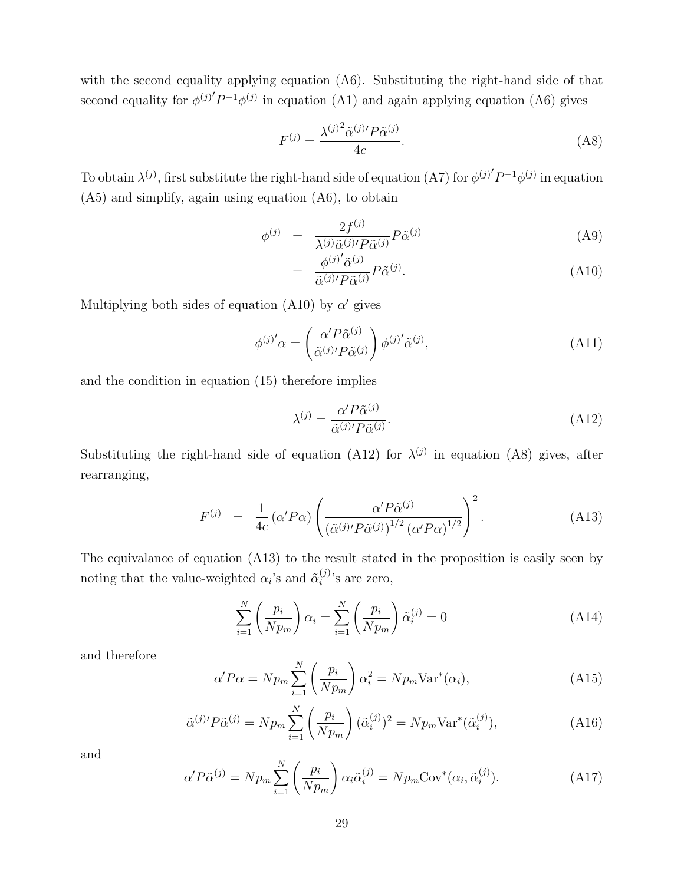with the second equality applying equation (A6). Substituting the right-hand side of that second equality for $\phi^{(j)\prime} P^{-1} \phi^{(j)}$ in equation (A1) and again applying equation (A6) gives

$$F^{(j)} = \frac{{\lambda^{(j)}}^2 \tilde{\alpha}^{(j)\prime} P \tilde{\alpha}^{(j)}}{4c}. \tag{A8}$$

To obtain $\lambda^{(j)}$, first substitute the right-hand side of equation (A7) for $\phi^{(j)\prime} P^{-1} \phi^{(j)}$ in equation (A5) and simplify, again using equation (A6), to obtain

$$\phi^{(j)} = \frac{2f^{(j)}}{\lambda^{(j)} \tilde{\alpha}^{(j)\prime} P \tilde{\alpha}^{(j)}} P \tilde{\alpha}^{(j)} \tag{A9}$$

$$= \frac{\phi^{(j)\prime} \tilde{\alpha}^{(j)}}{\tilde{\alpha}^{(j)\prime} P \tilde{\alpha}^{(j)}} P \tilde{\alpha}^{(j)}. \tag{A10}$$

Multiplying both sides of equation (A10) by $\alpha'$ gives

$$\phi^{(j)\prime} \alpha = \left( \frac{\alpha' P \tilde{\alpha}^{(j)}}{\tilde{\alpha}^{(j)\prime} P \tilde{\alpha}^{(j)}} \right) \phi^{(j)\prime} \tilde{\alpha}^{(j)}, \tag{A11}$$

and the condition in equation (15) therefore implies

$$\lambda^{(j)} = \frac{\alpha' P \tilde{\alpha}^{(j)}}{\tilde{\alpha}^{(j)\prime} P \tilde{\alpha}^{(j)}}. \tag{A12}$$

Substituting the right-hand side of equation (A12) for $\lambda^{(j)}$ in equation (A8) gives, after rearranging,

$$F^{(j)} = \frac{1}{4c} (\alpha' P \alpha) \left( \frac{\alpha' P \tilde{\alpha}^{(j)}}{(\tilde{\alpha}^{(j)\prime} P \tilde{\alpha}^{(j)})^{1/2} (\alpha' P \alpha)^{1/2}} \right)^2. \tag{A13}$$

The equivalance of equation (A13) to the result stated in the proposition is easily seen by noting that the value-weighted $\alpha_i$'s and $\tilde{\alpha}_i^{(j)}$'s are zero,

$$\sum_{i=1}^{N} \left( \frac{p_i}{N p_m} \right) \alpha_i = \sum_{i=1}^{N} \left( \frac{p_i}{N p_m} \right) \tilde{\alpha}_i^{(j)} = 0 \tag{A14}$$

and therefore

$$\alpha' P \alpha = N p_m \sum_{i=1}^{N} \left( \frac{p_i}{N p_m} \right) \alpha_i^2 = N p_m \mathrm{Var}^*(\alpha_i), \tag{A15}$$

$$\tilde{\alpha}^{(j)\prime} P \tilde{\alpha}^{(j)} = N p_m \sum_{i=1}^{N} \left( \frac{p_i}{N p_m} \right) (\tilde{\alpha}_i^{(j)})^2 = N p_m \mathrm{Var}^*(\tilde{\alpha}_i^{(j)}), \tag{A16}$$

and

$$\alpha' P \tilde{\alpha}^{(j)} = N p_m \sum_{i=1}^{N} \left( \frac{p_i}{N p_m} \right) \alpha_i \tilde{\alpha}_i^{(j)} = N p_m \mathrm{Cov}^*(\alpha_i, \tilde{\alpha}_i^{(j)}). \tag{A17}$$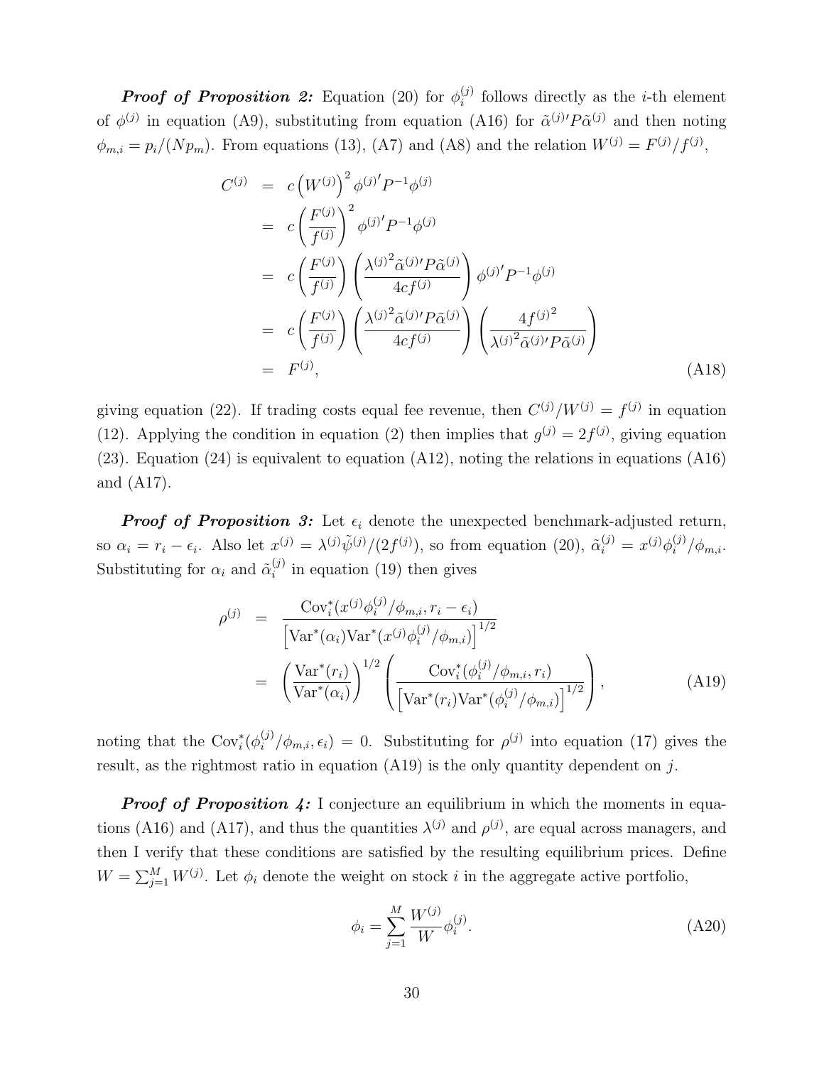***Proof of Proposition 2:*** Equation (20) for $\phi_i^{(j)}$ follows directly as the $i$-th element of $\phi^{(j)}$ in equation (A9), substituting from equation (A16) for $\tilde{\alpha}^{(j)\prime} P \tilde{\alpha}^{(j)}$ and then noting $\phi_{m,i} = p_i/(Np_m)$. From equations (13), (A7) and (A8) and the relation $W^{(j)} = F^{(j)}/f^{(j)}$,

$$
\begin{aligned}
C^{(j)} &= c\left(W^{(j)}\right)^2 \phi^{(j)\prime} P^{-1} \phi^{(j)} \\
&= c\left(\frac{F^{(j)}}{f^{(j)}}\right)^2 \phi^{(j)\prime} P^{-1} \phi^{(j)} \\
&= c\left(\frac{F^{(j)}}{f^{(j)}}\right)\left(\frac{{\lambda^{(j)}}^2 \tilde{\alpha}^{(j)\prime} P \tilde{\alpha}^{(j)}}{4cf^{(j)}}\right) \phi^{(j)\prime} P^{-1} \phi^{(j)} \\
&= c\left(\frac{F^{(j)}}{f^{(j)}}\right)\left(\frac{{\lambda^{(j)}}^2 \tilde{\alpha}^{(j)\prime} P \tilde{\alpha}^{(j)}}{4cf^{(j)}}\right)\left(\frac{4{f^{(j)}}^2}{{\lambda^{(j)}}^2 \tilde{\alpha}^{(j)\prime} P \tilde{\alpha}^{(j)}}\right) \\
&= F^{(j)},
\end{aligned} \tag{A18}
$$

giving equation (22). If trading costs equal fee revenue, then $C^{(j)}/W^{(j)} = f^{(j)}$ in equation (12). Applying the condition in equation (2) then implies that $g^{(j)} = 2f^{(j)}$, giving equation (23). Equation (24) is equivalent to equation (A12), noting the relations in equations (A16) and (A17).

***Proof of Proposition 3:*** Let $\epsilon_i$ denote the unexpected benchmark-adjusted return, so $\alpha_i = r_i - \epsilon_i$. Also let $x^{(j)} = \lambda^{(j)} \tilde{\psi}^{(j)}/(2f^{(j)})$, so from equation (20), $\tilde{\alpha}_i^{(j)} = x^{(j)} \phi_i^{(j)}/\phi_{m,i}$. Substituting for $\alpha_i$ and $\tilde{\alpha}_i^{(j)}$ in equation (19) then gives

$$
\begin{aligned}
\rho^{(j)} &= \frac{\mathrm{Cov}_i^*(x^{(j)}\phi_i^{(j)}/\phi_{m,i}, r_i - \epsilon_i)}{\left[\mathrm{Var}^*(\alpha_i)\mathrm{Var}^*(x^{(j)}\phi_i^{(j)}/\phi_{m,i})\right]^{1/2}} \\
&= \left(\frac{\mathrm{Var}^*(r_i)}{\mathrm{Var}^*(\alpha_i)}\right)^{1/2}\left(\frac{\mathrm{Cov}_i^*(\phi_i^{(j)}/\phi_{m,i}, r_i)}{\left[\mathrm{Var}^*(r_i)\mathrm{Var}^*(\phi_i^{(j)}/\phi_{m,i})\right]^{1/2}}\right),
\end{aligned} \tag{A19}
$$

noting that the $\mathrm{Cov}_i^*(\phi_i^{(j)}/\phi_{m,i}, \epsilon_i) = 0$. Substituting for $\rho^{(j)}$ into equation (17) gives the result, as the rightmost ratio in equation (A19) is the only quantity dependent on $j$.

***Proof of Proposition 4:*** I conjecture an equilibrium in which the moments in equations (A16) and (A17), and thus the quantities $\lambda^{(j)}$ and $\rho^{(j)}$, are equal across managers, and then I verify that these conditions are satisfied by the resulting equilibrium prices. Define $W = \sum_{j=1}^{M} W^{(j)}$. Let $\phi_i$ denote the weight on stock $i$ in the aggregate active portfolio,

$$
\phi_i = \sum_{j=1}^{M} \frac{W^{(j)}}{W} \phi_i^{(j)}. \tag{A20}
$$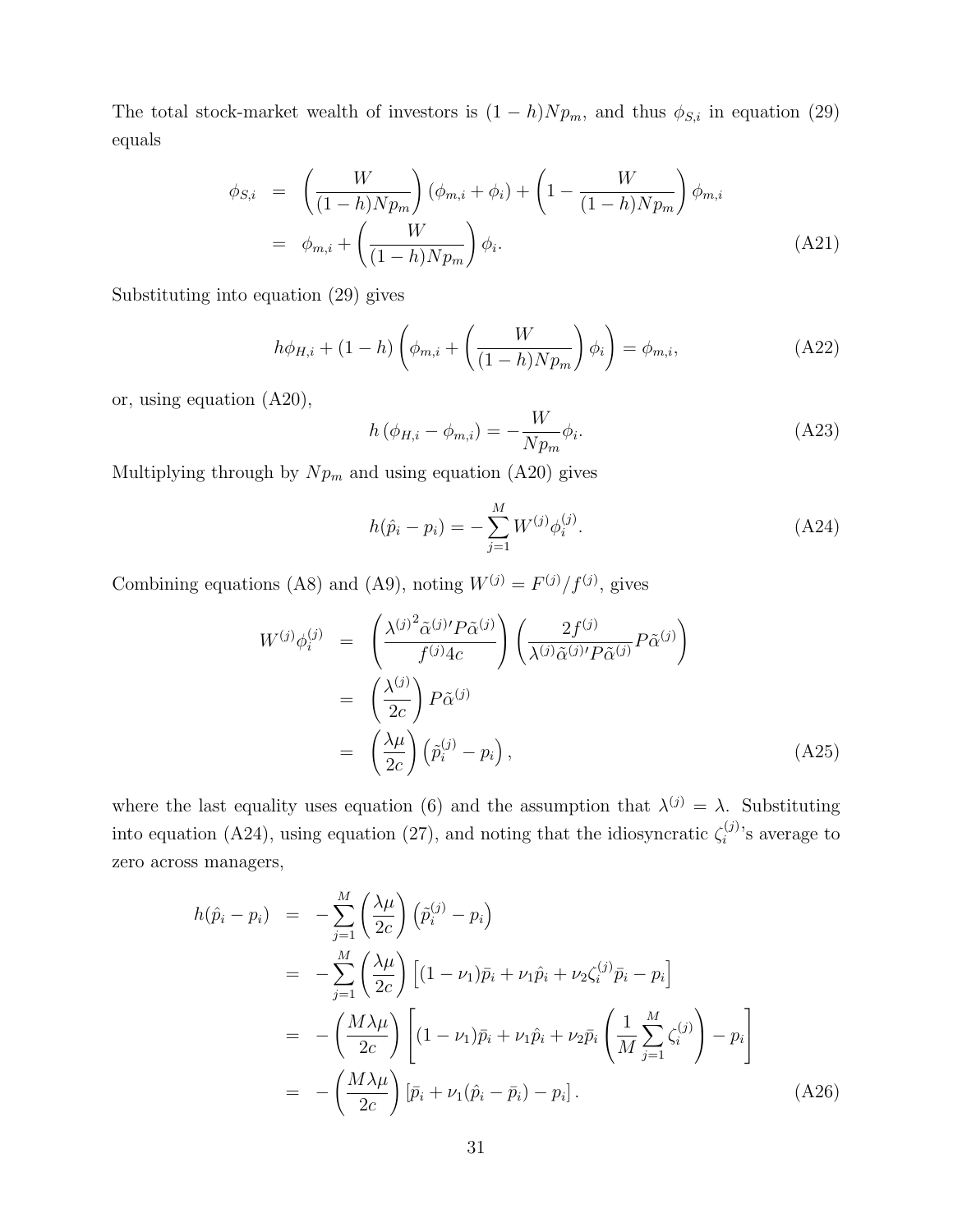The total stock-market wealth of investors is $(1-h)Np_m$, and thus $\phi_{S,i}$ in equation (29) equals

$$\begin{aligned}
\phi_{S,i} &= \left(\frac{W}{(1-h)Np_m}\right)(\phi_{m,i}+\phi_i) + \left(1-\frac{W}{(1-h)Np_m}\right)\phi_{m,i} \\
&= \phi_{m,i} + \left(\frac{W}{(1-h)Np_m}\right)\phi_i. \qquad \text{(A21)}
\end{aligned}$$

Substituting into equation (29) gives

$$h\phi_{H,i} + (1-h)\left(\phi_{m,i} + \left(\frac{W}{(1-h)Np_m}\right)\phi_i\right) = \phi_{m,i}, \qquad \text{(A22)}$$

or, using equation (A20),

$$h\left(\phi_{H,i} - \phi_{m,i}\right) = -\frac{W}{Np_m}\phi_i. \qquad \text{(A23)}$$

Multiplying through by $Np_m$ and using equation (A20) gives

$$h(\hat{p}_i - p_i) = -\sum_{j=1}^{M} W^{(j)}\phi_i^{(j)}. \qquad \text{(A24)}$$

Combining equations (A8) and (A9), noting $W^{(j)} = F^{(j)}/f^{(j)}$, gives

$$\begin{aligned}
W^{(j)}\phi_i^{(j)} &= \left(\frac{{\lambda^{(j)}}^2\tilde{\alpha}^{(j)\prime}P\tilde{\alpha}^{(j)}}{f^{(j)}4c}\right)\left(\frac{2f^{(j)}}{\lambda^{(j)}\tilde{\alpha}^{(j)\prime}P\tilde{\alpha}^{(j)}}P\tilde{\alpha}^{(j)}\right) \\
&= \left(\frac{\lambda^{(j)}}{2c}\right)P\tilde{\alpha}^{(j)} \\
&= \left(\frac{\lambda\mu}{2c}\right)\left(\tilde{p}_i^{(j)} - p_i\right), \qquad \text{(A25)}
\end{aligned}$$

where the last equality uses equation (6) and the assumption that $\lambda^{(j)} = \lambda$. Substituting into equation (A24), using equation (27), and noting that the idiosyncratic $\zeta_i^{(j)}$'s average to zero across managers,

$$\begin{aligned}
h(\hat{p}_i - p_i) &= -\sum_{j=1}^{M}\left(\frac{\lambda\mu}{2c}\right)\left(\tilde{p}_i^{(j)} - p_i\right) \\
&= -\sum_{j=1}^{M}\left(\frac{\lambda\mu}{2c}\right)\left[(1-\nu_1)\bar{p}_i + \nu_1\hat{p}_i + \nu_2\zeta_i^{(j)}\bar{p}_i - p_i\right] \\
&= -\left(\frac{M\lambda\mu}{2c}\right)\left[(1-\nu_1)\bar{p}_i + \nu_1\hat{p}_i + \nu_2\bar{p}_i\left(\frac{1}{M}\sum_{j=1}^{M}\zeta_i^{(j)}\right) - p_i\right] \\
&= -\left(\frac{M\lambda\mu}{2c}\right)\left[\bar{p}_i + \nu_1(\hat{p}_i - \bar{p}_i) - p_i\right]. \qquad \text{(A26)}
\end{aligned}$$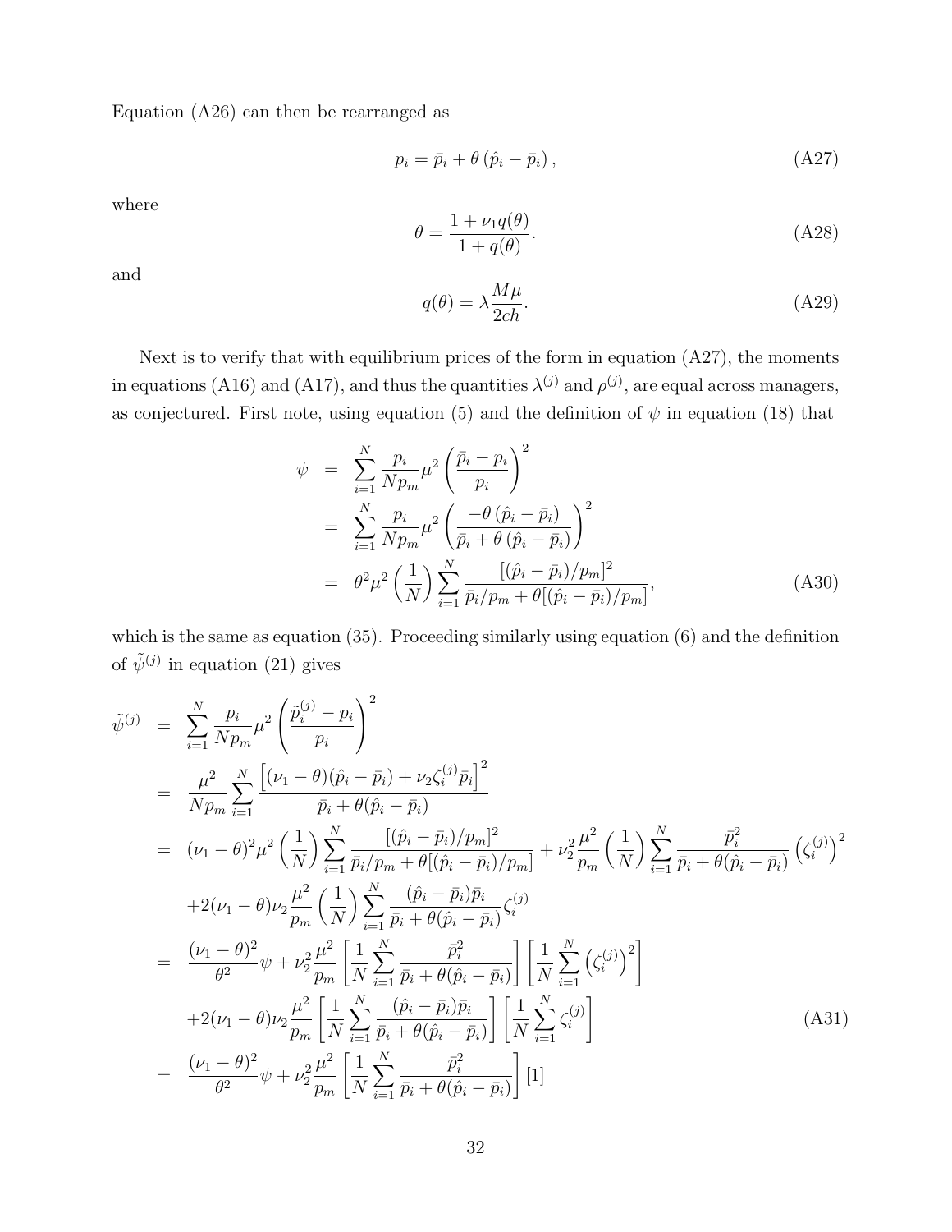Equation (A26) can then be rearranged as

$$p_i = \bar{p}_i + \theta\left(\hat{p}_i - \bar{p}_i\right), \tag{A27}$$

where

$$\theta = \frac{1 + \nu_1 q(\theta)}{1 + q(\theta)}. \tag{A28}$$

and

$$q(\theta) = \lambda \frac{M\mu}{2ch}. \tag{A29}$$

Next is to verify that with equilibrium prices of the form in equation (A27), the moments in equations (A16) and (A17), and thus the quantities $\lambda^{(j)}$ and $\rho^{(j)}$, are equal across managers, as conjectured. First note, using equation (5) and the definition of $\psi$ in equation (18) that

$$\begin{aligned}
\psi &= \sum_{i=1}^{N} \frac{p_i}{Np_m}\mu^2 \left(\frac{\bar{p}_i - p_i}{p_i}\right)^2 \\
&= \sum_{i=1}^{N} \frac{p_i}{Np_m}\mu^2 \left(\frac{-\theta\left(\hat{p}_i - \bar{p}_i\right)}{\bar{p}_i + \theta\left(\hat{p}_i - \bar{p}_i\right)}\right)^2 \\
&= \theta^2\mu^2\left(\frac{1}{N}\right)\sum_{i=1}^{N} \frac{[(\hat{p}_i - \bar{p}_i)/p_m]^2}{\bar{p}_i/p_m + \theta[(\hat{p}_i - \bar{p}_i)/p_m]},
\end{aligned} \tag{A30}$$

which is the same as equation (35). Proceeding similarly using equation (6) and the definition of $\tilde{\psi}^{(j)}$ in equation (21) gives

$$\begin{aligned}
\tilde{\psi}^{(j)} &= \sum_{i=1}^{N} \frac{p_i}{Np_m}\mu^2 \left(\frac{\tilde{p}_i^{(j)} - p_i}{p_i}\right)^2 \\
&= \frac{\mu^2}{Np_m}\sum_{i=1}^{N} \frac{\left[(\nu_1 - \theta)(\hat{p}_i - \bar{p}_i) + \nu_2\zeta_i^{(j)}\bar{p}_i\right]^2}{\bar{p}_i + \theta(\hat{p}_i - \bar{p}_i)} \\
&= (\nu_1 - \theta)^2\mu^2\left(\frac{1}{N}\right)\sum_{i=1}^{N} \frac{[(\hat{p}_i - \bar{p}_i)/p_m]^2}{\bar{p}_i/p_m + \theta[(\hat{p}_i - \bar{p}_i)/p_m]} + \nu_2^2\frac{\mu^2}{p_m}\left(\frac{1}{N}\right)\sum_{i=1}^{N} \frac{\bar{p}_i^2}{\bar{p}_i + \theta(\hat{p}_i - \bar{p}_i)}\left(\zeta_i^{(j)}\right)^2 \\
&\quad + 2(\nu_1 - \theta)\nu_2\frac{\mu^2}{p_m}\left(\frac{1}{N}\right)\sum_{i=1}^{N} \frac{(\hat{p}_i - \bar{p}_i)\bar{p}_i}{\bar{p}_i + \theta(\hat{p}_i - \bar{p}_i)}\zeta_i^{(j)} \\
&= \frac{(\nu_1 - \theta)^2}{\theta^2}\psi + \nu_2^2\frac{\mu^2}{p_m}\left[\frac{1}{N}\sum_{i=1}^{N} \frac{\bar{p}_i^2}{\bar{p}_i + \theta(\hat{p}_i - \bar{p}_i)}\right]\left[\frac{1}{N}\sum_{i=1}^{N}\left(\zeta_i^{(j)}\right)^2\right] \\
&\quad + 2(\nu_1 - \theta)\nu_2\frac{\mu^2}{p_m}\left[\frac{1}{N}\sum_{i=1}^{N} \frac{(\hat{p}_i - \bar{p}_i)\bar{p}_i}{\bar{p}_i + \theta(\hat{p}_i - \bar{p}_i)}\right]\left[\frac{1}{N}\sum_{i=1}^{N}\zeta_i^{(j)}\right] \\
&= \frac{(\nu_1 - \theta)^2}{\theta^2}\psi + \nu_2^2\frac{\mu^2}{p_m}\left[\frac{1}{N}\sum_{i=1}^{N} \frac{\bar{p}_i^2}{\bar{p}_i + \theta(\hat{p}_i - \bar{p}_i)}\right][1]
\end{aligned} \tag{A31}$$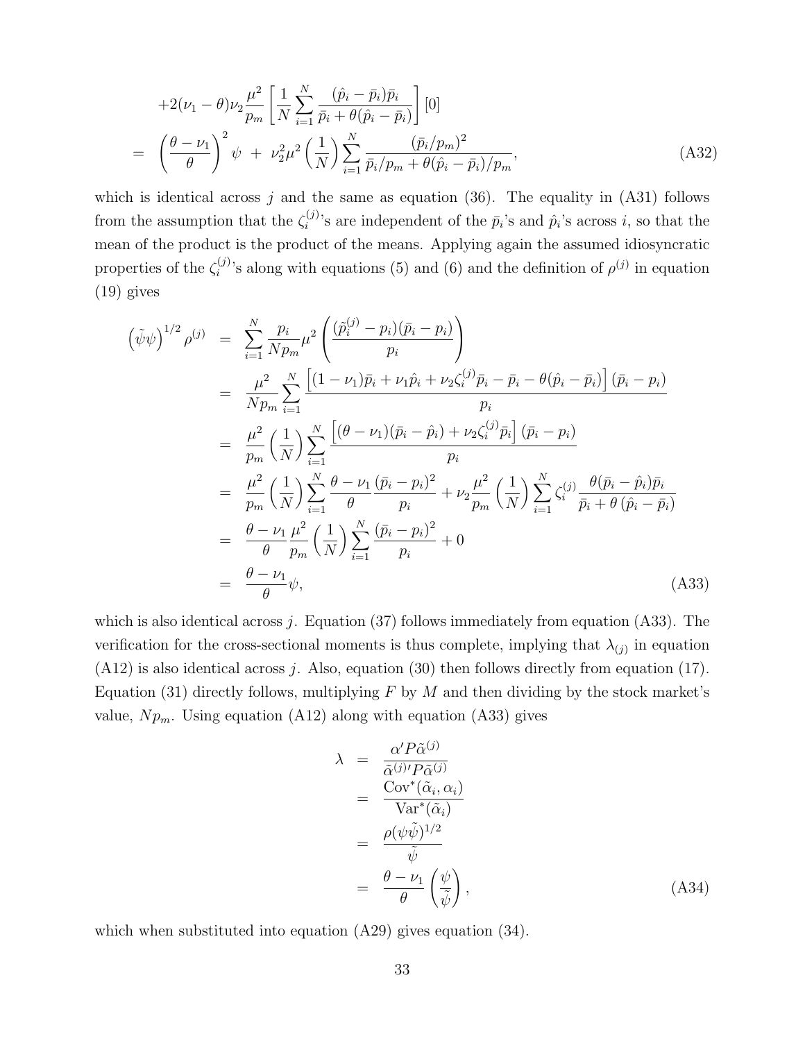$$
\begin{aligned}
&+2(\nu_1-\theta)\nu_2\frac{\mu^2}{p_m}\left[\frac{1}{N}\sum_{i=1}^{N}\frac{(\hat{p}_i-\bar{p}_i)\bar{p}_i}{\bar{p}_i+\theta(\hat{p}_i-\bar{p}_i)}\right][0] \\
=\; &\left(\frac{\theta-\nu_1}{\theta}\right)^2\psi \;+\; \nu_2^2\mu^2\left(\frac{1}{N}\right)\sum_{i=1}^{N}\frac{(\bar{p}_i/p_m)^2}{\bar{p}_i/p_m+\theta(\hat{p}_i-\bar{p}_i)/p_m},
\end{aligned} \tag{A32}
$$

which is identical across $j$ and the same as equation (36). The equality in (A31) follows from the assumption that the $\zeta_i^{(j)}$'s are independent of the $\bar{p}_i$'s and $\hat{p}_i$'s across $i$, so that the mean of the product is the product of the means. Applying again the assumed idiosyncratic properties of the $\zeta_i^{(j)}$'s along with equations (5) and (6) and the definition of $\rho^{(j)}$ in equation (19) gives

$$
\begin{aligned}
\left(\tilde{\psi}\psi\right)^{1/2}\rho^{(j)} &= \sum_{i=1}^{N}\frac{p_i}{Np_m}\mu^2\left(\frac{(\tilde{p}_i^{(j)}-p_i)(\bar{p}_i-p_i)}{p_i}\right) \\
&= \frac{\mu^2}{Np_m}\sum_{i=1}^{N}\frac{\left[(1-\nu_1)\bar{p}_i+\nu_1\hat{p}_i+\nu_2\zeta_i^{(j)}\bar{p}_i-\bar{p}_i-\theta(\hat{p}_i-\bar{p}_i)\right](\bar{p}_i-p_i)}{p_i} \\
&= \frac{\mu^2}{p_m}\left(\frac{1}{N}\right)\sum_{i=1}^{N}\frac{\left[(\theta-\nu_1)(\bar{p}_i-\hat{p}_i)+\nu_2\zeta_i^{(j)}\bar{p}_i\right](\bar{p}_i-p_i)}{p_i} \\
&= \frac{\mu^2}{p_m}\left(\frac{1}{N}\right)\sum_{i=1}^{N}\frac{\theta-\nu_1}{\theta}\frac{(\bar{p}_i-p_i)^2}{p_i}+\nu_2\frac{\mu^2}{p_m}\left(\frac{1}{N}\right)\sum_{i=1}^{N}\zeta_i^{(j)}\frac{\theta(\bar{p}_i-\hat{p}_i)\bar{p}_i}{\bar{p}_i+\theta\left(\hat{p}_i-\bar{p}_i\right)} \\
&= \frac{\theta-\nu_1}{\theta}\frac{\mu^2}{p_m}\left(\frac{1}{N}\right)\sum_{i=1}^{N}\frac{(\bar{p}_i-p_i)^2}{p_i}+0 \\
&= \frac{\theta-\nu_1}{\theta}\psi,
\end{aligned} \tag{A33}
$$

which is also identical across $j$. Equation (37) follows immediately from equation (A33). The verification for the cross-sectional moments is thus complete, implying that $\lambda_{(j)}$ in equation (A12) is also identical across $j$. Also, equation (30) then follows directly from equation (17). Equation (31) directly follows, multiplying $F$ by $M$ and then dividing by the stock market's value, $Np_m$. Using equation (A12) along with equation (A33) gives

$$
\begin{aligned}
\lambda &= \frac{\alpha' P\tilde{\alpha}^{(j)}}{\tilde{\alpha}^{(j)\prime}P\tilde{\alpha}^{(j)}} \\
&= \frac{\mathrm{Cov}^*(\tilde{\alpha}_i,\alpha_i)}{\mathrm{Var}^*(\tilde{\alpha}_i)} \\
&= \frac{\rho(\psi\tilde{\psi})^{1/2}}{\tilde{\psi}} \\
&= \frac{\theta-\nu_1}{\theta}\left(\frac{\psi}{\tilde{\psi}}\right),
\end{aligned} \tag{A34}
$$

which when substituted into equation (A29) gives equation (34).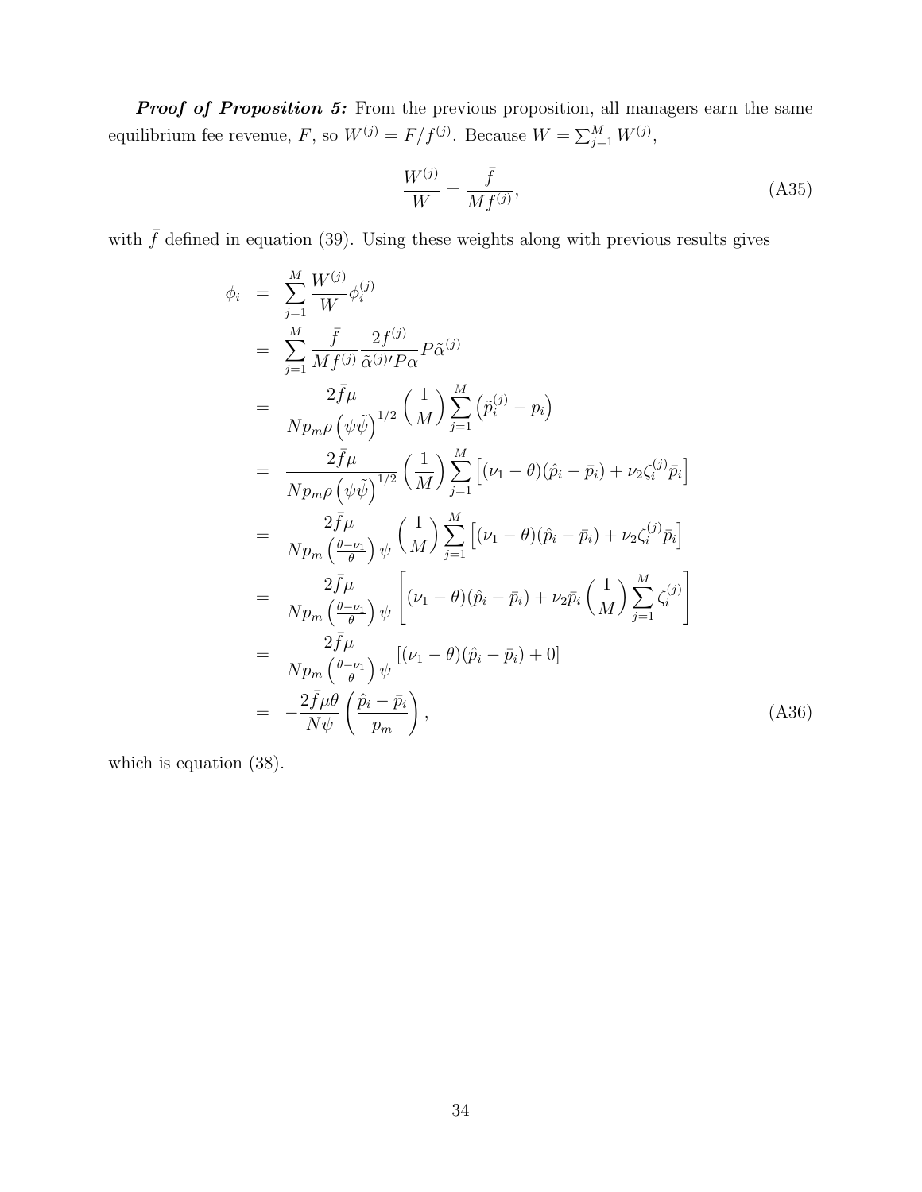***Proof of Proposition 5:*** From the previous proposition, all managers earn the same equilibrium fee revenue, $F$, so $W^{(j)} = F/f^{(j)}$. Because $W = \sum_{j=1}^{M} W^{(j)}$,

$$\frac{W^{(j)}}{W} = \frac{\bar{f}}{Mf^{(j)}}, \tag{A35}$$

with $\bar{f}$ defined in equation (39). Using these weights along with previous results gives

$$\begin{aligned}
\phi_i &= \sum_{j=1}^{M} \frac{W^{(j)}}{W}\phi_i^{(j)} \\
&= \sum_{j=1}^{M} \frac{\bar{f}}{Mf^{(j)}} \frac{2f^{(j)}}{\tilde{\alpha}^{(j)\prime}P\alpha} P\tilde{\alpha}^{(j)} \\
&= \frac{2\bar{f}\mu}{Np_m\rho\left(\psi\tilde{\psi}\right)^{1/2}} \left(\frac{1}{M}\right) \sum_{j=1}^{M} \left(\tilde{p}_i^{(j)} - p_i\right) \\
&= \frac{2\bar{f}\mu}{Np_m\rho\left(\psi\tilde{\psi}\right)^{1/2}} \left(\frac{1}{M}\right) \sum_{j=1}^{M} \left[(\nu_1 - \theta)(\hat{p}_i - \bar{p}_i) + \nu_2\zeta_i^{(j)}\bar{p}_i\right] \\
&= \frac{2\bar{f}\mu}{Np_m\left(\frac{\theta-\nu_1}{\theta}\right)\psi} \left(\frac{1}{M}\right) \sum_{j=1}^{M} \left[(\nu_1 - \theta)(\hat{p}_i - \bar{p}_i) + \nu_2\zeta_i^{(j)}\bar{p}_i\right] \\
&= \frac{2\bar{f}\mu}{Np_m\left(\frac{\theta-\nu_1}{\theta}\right)\psi} \left[(\nu_1 - \theta)(\hat{p}_i - \bar{p}_i) + \nu_2\bar{p}_i\left(\frac{1}{M}\right)\sum_{j=1}^{M}\zeta_i^{(j)}\right] \\
&= \frac{2\bar{f}\mu}{Np_m\left(\frac{\theta-\nu_1}{\theta}\right)\psi} \left[(\nu_1 - \theta)(\hat{p}_i - \bar{p}_i) + 0\right] \\
&= -\frac{2\bar{f}\mu\theta}{N\psi}\left(\frac{\hat{p}_i - \bar{p}_i}{p_m}\right),
\end{aligned} \tag{A36}$$

which is equation (38).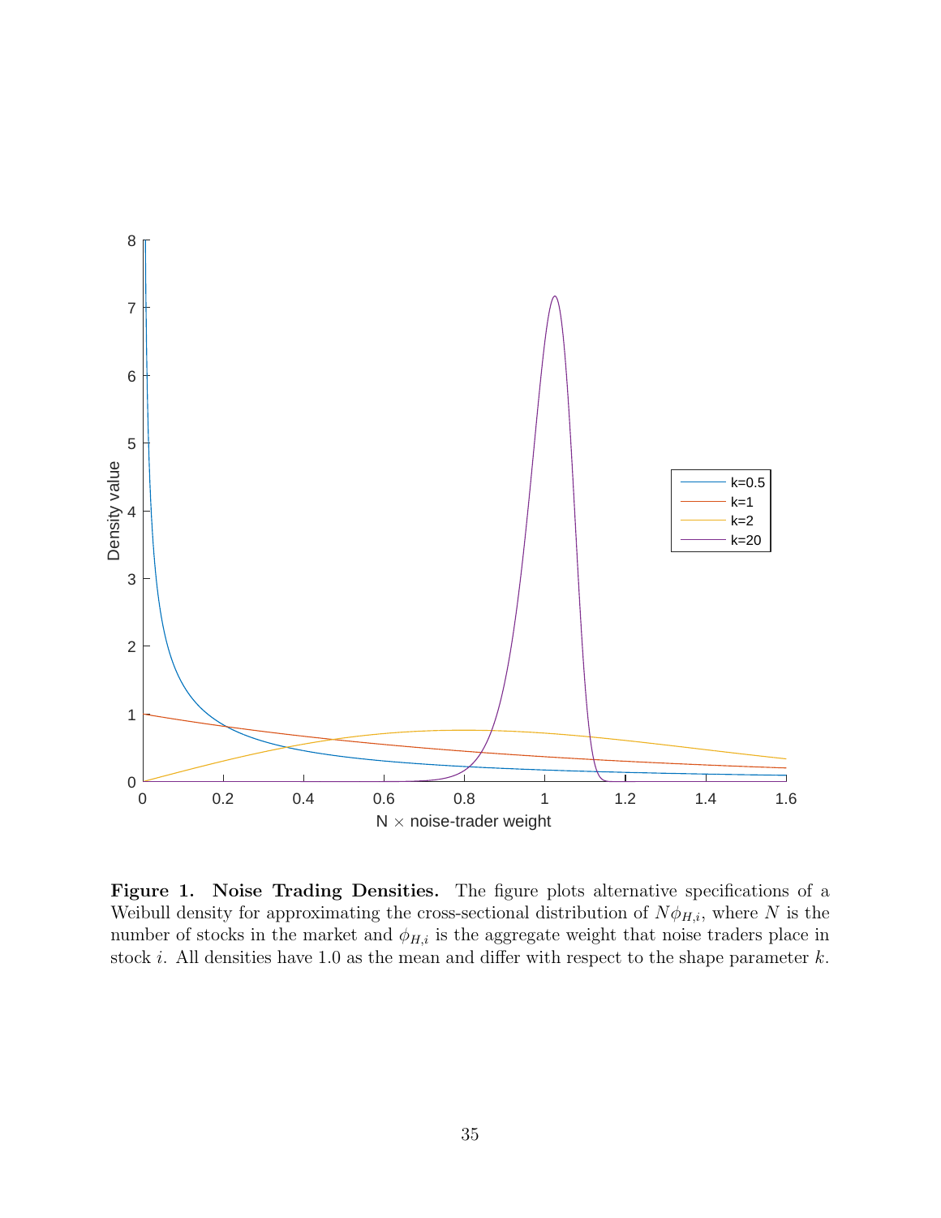**Figure 1. Noise Trading Densities.** The figure plots alternative specifications of a Weibull density for approximating the cross-sectional distribution of $N\phi_{H,i}$, where $N$ is the number of stocks in the market and $\phi_{H,i}$ is the aggregate weight that noise traders place in stock $i$. All densities have 1.0 as the mean and differ with respect to the shape parameter $k$.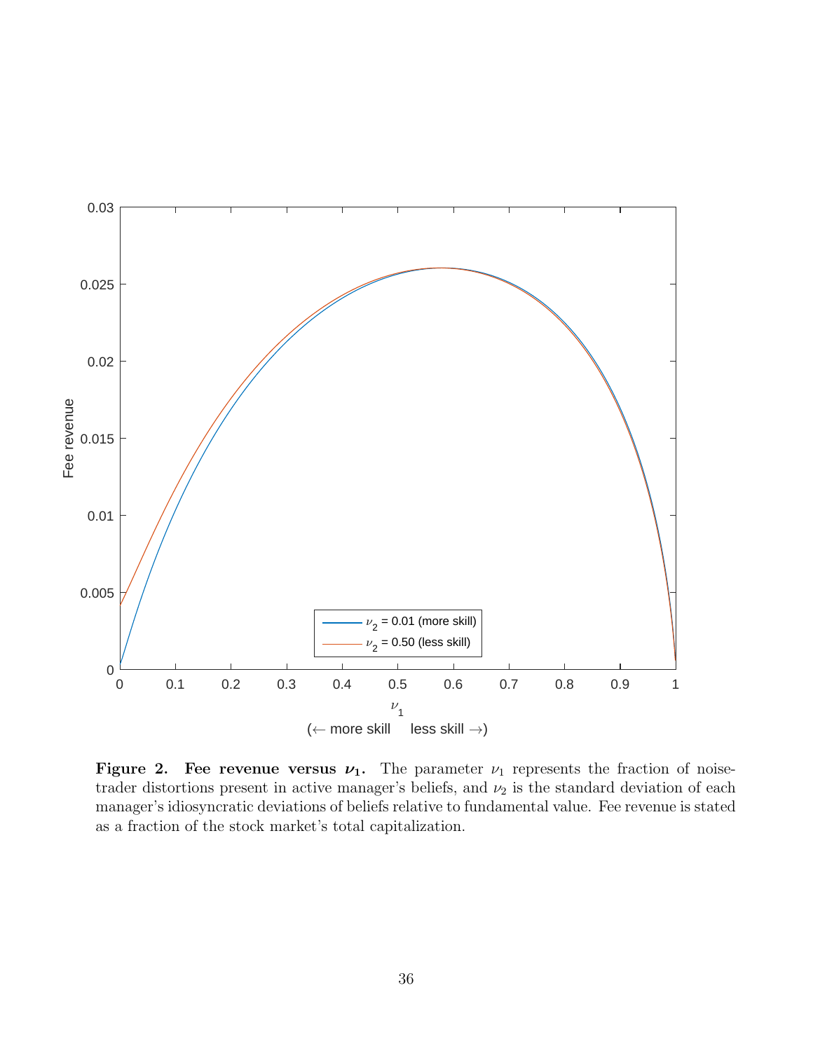**Figure 2. Fee revenue versus $\boldsymbol{\nu_1}$.** The parameter $\nu_1$ represents the fraction of noise-trader distortions present in active manager's beliefs, and $\nu_2$ is the standard deviation of each manager's idiosyncratic deviations of beliefs relative to fundamental value. Fee revenue is stated as a fraction of the stock market's total capitalization.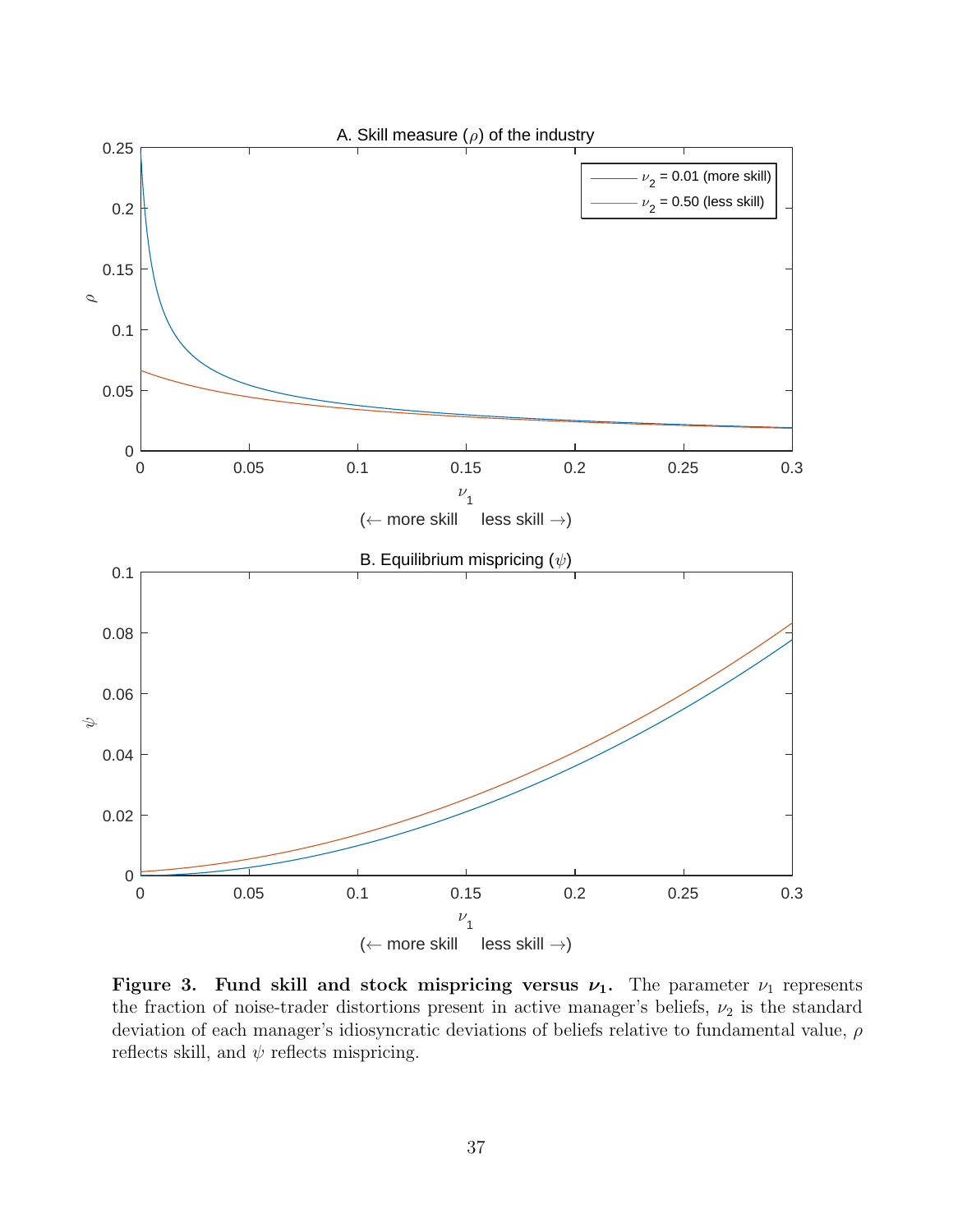**Figure 3. Fund skill and stock mispricing versus $\nu_1$.** The parameter $\nu_1$ represents the fraction of noise-trader distortions present in active manager's beliefs, $\nu_2$ is the standard deviation of each manager's idiosyncratic deviations of beliefs relative to fundamental value, $\rho$ reflects skill, and $\psi$ reflects mispricing.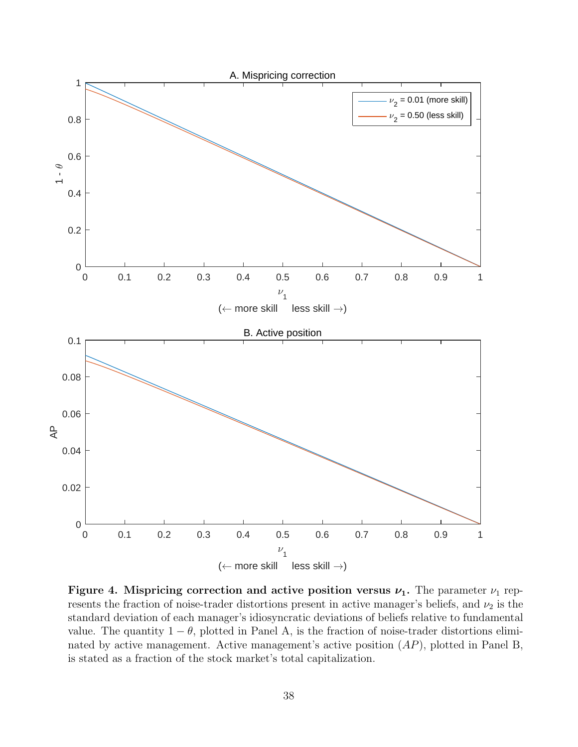**Figure 4. Mispricing correction and active position versus $\nu_1$.** The parameter $\nu_1$ represents the fraction of noise-trader distortions present in active manager's beliefs, and $\nu_2$ is the standard deviation of each manager's idiosyncratic deviations of beliefs relative to fundamental value. The quantity $1 - \theta$, plotted in Panel A, is the fraction of noise-trader distortions eliminated by active management. Active management's active position ($AP$), plotted in Panel B, is stated as a fraction of the stock market's total capitalization.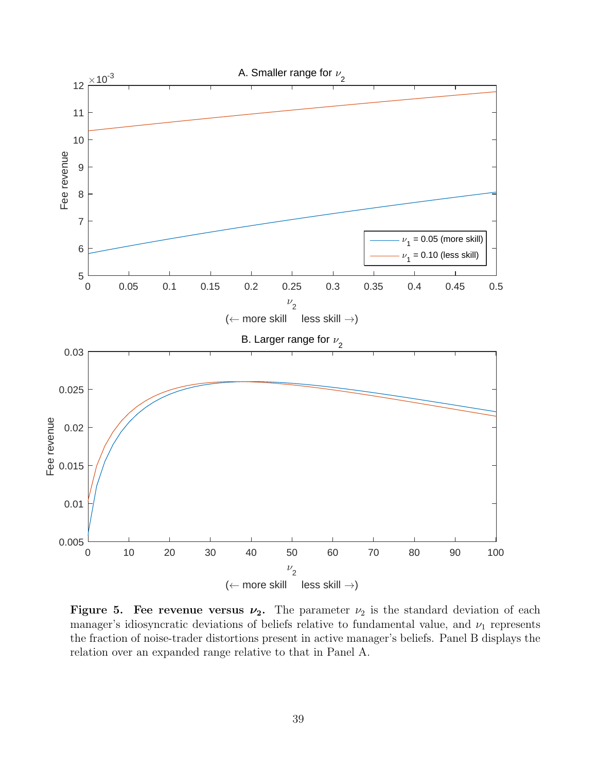**Figure 5. Fee revenue versus $\nu_2$.** The parameter $\nu_2$ is the standard deviation of each manager's idiosyncratic deviations of beliefs relative to fundamental value, and $\nu_1$ represents the fraction of noise-trader distortions present in active manager's beliefs. Panel B displays the relation over an expanded range relative to that in Panel A.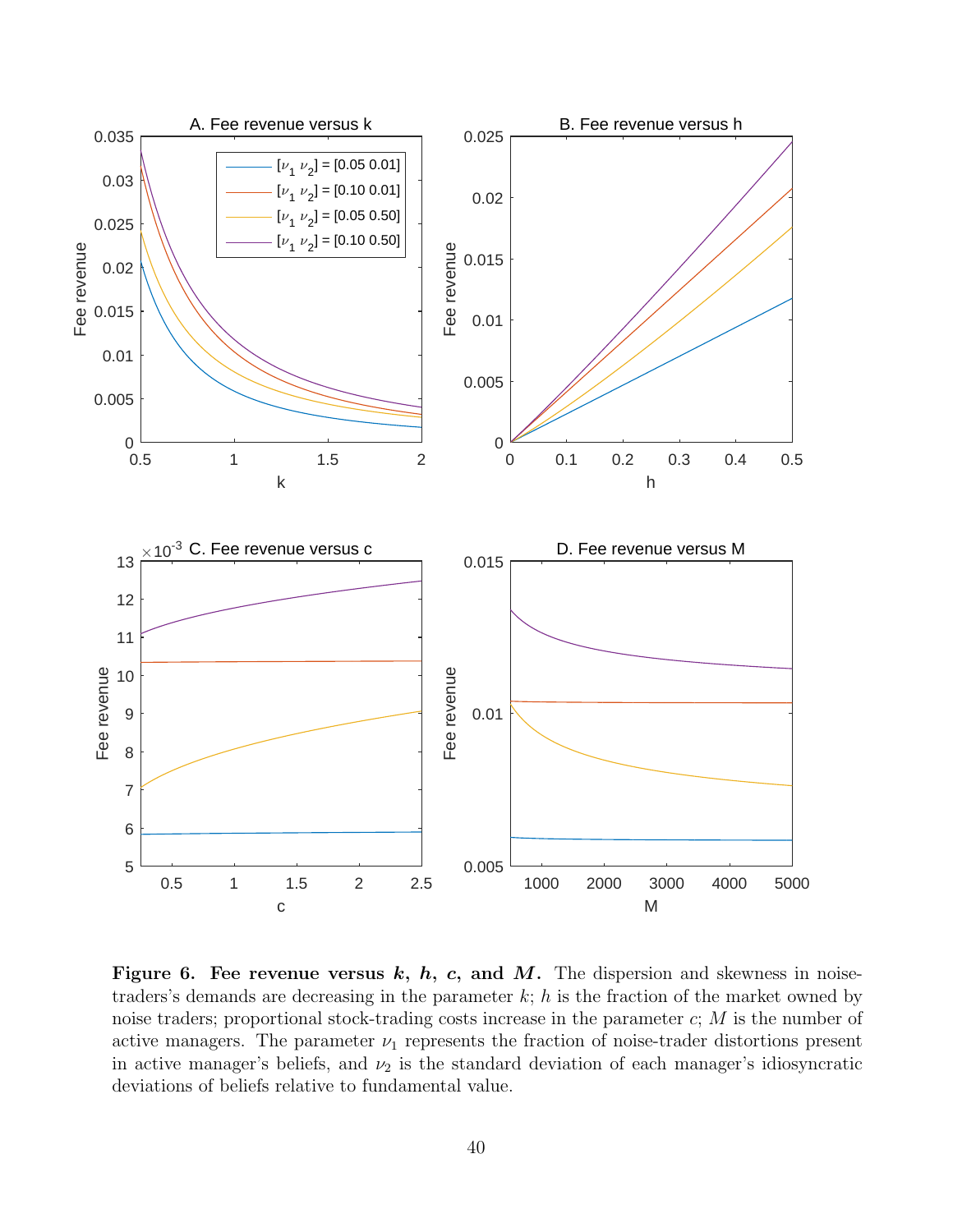**Figure 6. Fee revenue versus $k$, $h$, $c$, and $M$.** The dispersion and skewness in noise-traders's demands are decreasing in the parameter $k$; $h$ is the fraction of the market owned by noise traders; proportional stock-trading costs increase in the parameter $c$; $M$ is the number of active managers. The parameter $\nu_1$ represents the fraction of noise-trader distortions present in active manager's beliefs, and $\nu_2$ is the standard deviation of each manager's idiosyncratic deviations of beliefs relative to fundamental value.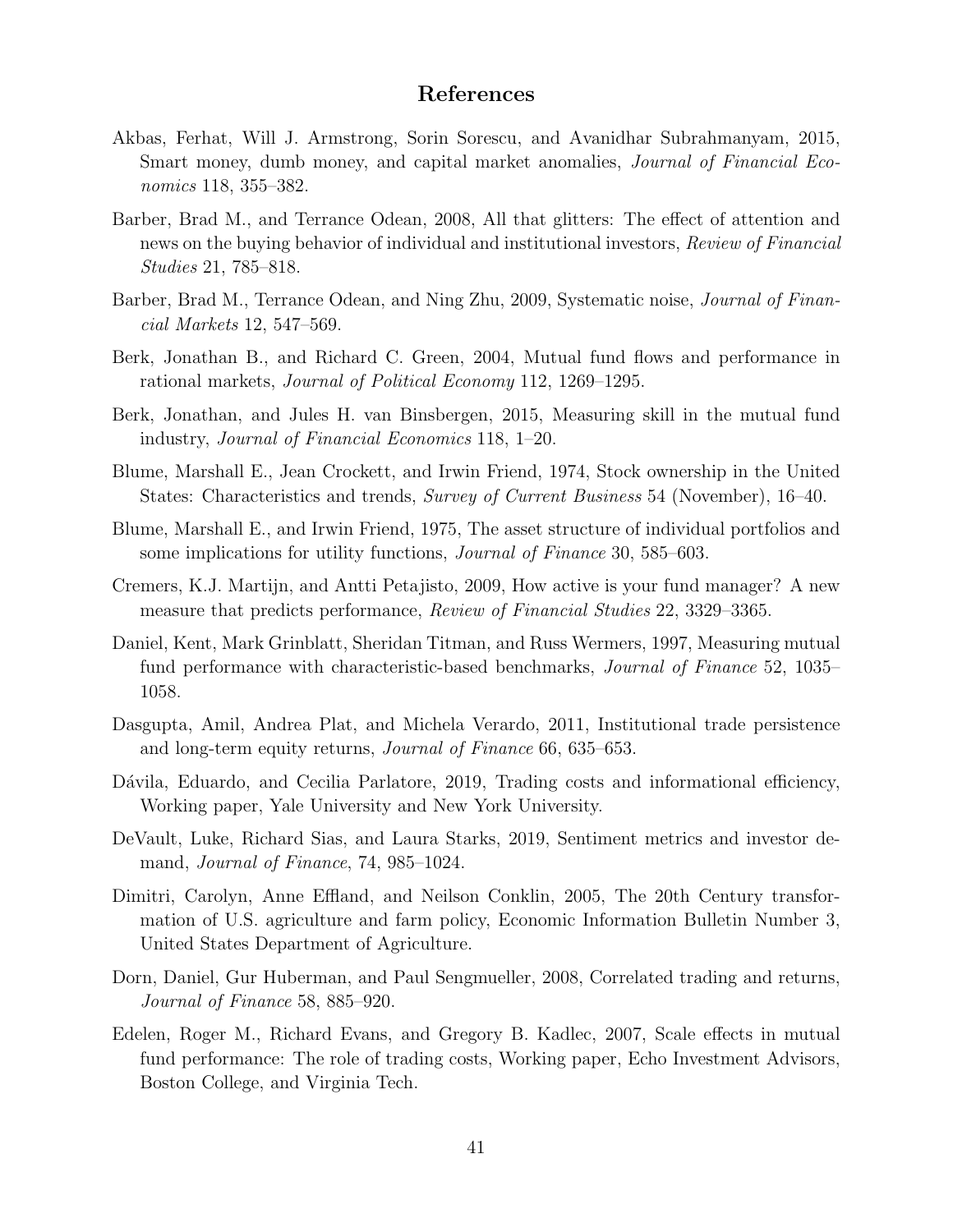# References

Akbas, Ferhat, Will J. Armstrong, Sorin Sorescu, and Avanidhar Subrahmanyam, 2015, Smart money, dumb money, and capital market anomalies, *Journal of Financial Economics* 118, 355–382.

Barber, Brad M., and Terrance Odean, 2008, All that glitters: The effect of attention and news on the buying behavior of individual and institutional investors, *Review of Financial Studies* 21, 785–818.

Barber, Brad M., Terrance Odean, and Ning Zhu, 2009, Systematic noise, *Journal of Financial Markets* 12, 547–569.

Berk, Jonathan B., and Richard C. Green, 2004, Mutual fund flows and performance in rational markets, *Journal of Political Economy* 112, 1269–1295.

Berk, Jonathan, and Jules H. van Binsbergen, 2015, Measuring skill in the mutual fund industry, *Journal of Financial Economics* 118, 1–20.

Blume, Marshall E., Jean Crockett, and Irwin Friend, 1974, Stock ownership in the United States: Characteristics and trends, *Survey of Current Business* 54 (November), 16–40.

Blume, Marshall E., and Irwin Friend, 1975, The asset structure of individual portfolios and some implications for utility functions, *Journal of Finance* 30, 585–603.

Cremers, K.J. Martijn, and Antti Petajisto, 2009, How active is your fund manager? A new measure that predicts performance, *Review of Financial Studies* 22, 3329–3365.

Daniel, Kent, Mark Grinblatt, Sheridan Titman, and Russ Wermers, 1997, Measuring mutual fund performance with characteristic-based benchmarks, *Journal of Finance* 52, 1035–1058.

Dasgupta, Amil, Andrea Plat, and Michela Verardo, 2011, Institutional trade persistence and long-term equity returns, *Journal of Finance* 66, 635–653.

Dávila, Eduardo, and Cecilia Parlatore, 2019, Trading costs and informational efficiency, Working paper, Yale University and New York University.

DeVault, Luke, Richard Sias, and Laura Starks, 2019, Sentiment metrics and investor demand, *Journal of Finance*, 74, 985–1024.

Dimitri, Carolyn, Anne Effland, and Neilson Conklin, 2005, The 20th Century transformation of U.S. agriculture and farm policy, Economic Information Bulletin Number 3, United States Department of Agriculture.

Dorn, Daniel, Gur Huberman, and Paul Sengmueller, 2008, Correlated trading and returns, *Journal of Finance* 58, 885–920.

Edelen, Roger M., Richard Evans, and Gregory B. Kadlec, 2007, Scale effects in mutual fund performance: The role of trading costs, Working paper, Echo Investment Advisors, Boston College, and Virginia Tech.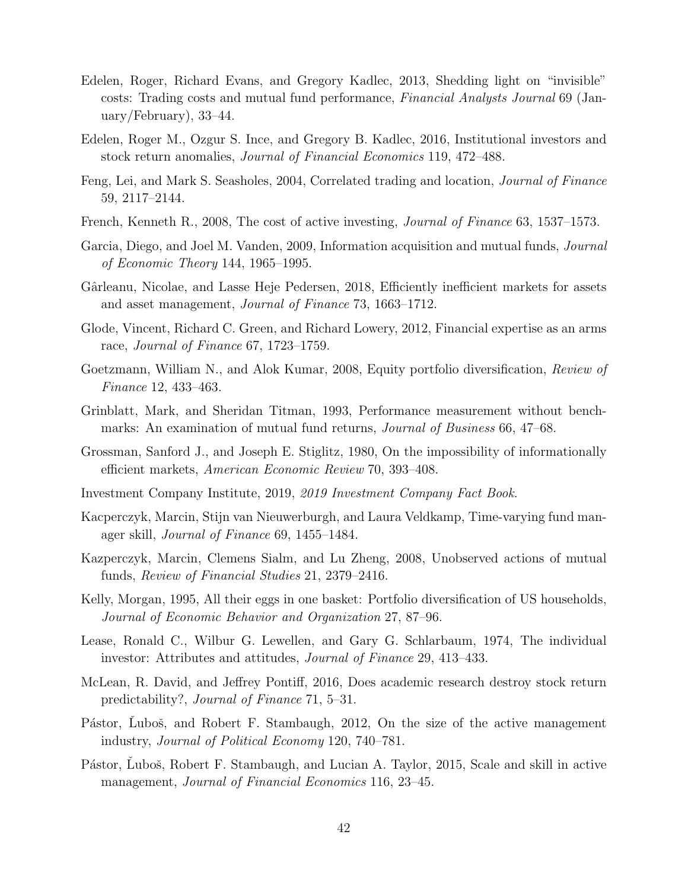Edelen, Roger, Richard Evans, and Gregory Kadlec, 2013, Shedding light on "invisible" costs: Trading costs and mutual fund performance, *Financial Analysts Journal* 69 (January/February), 33–44.

Edelen, Roger M., Ozgur S. Ince, and Gregory B. Kadlec, 2016, Institutional investors and stock return anomalies, *Journal of Financial Economics* 119, 472–488.

Feng, Lei, and Mark S. Seasholes, 2004, Correlated trading and location, *Journal of Finance* 59, 2117–2144.

French, Kenneth R., 2008, The cost of active investing, *Journal of Finance* 63, 1537–1573.

Garcia, Diego, and Joel M. Vanden, 2009, Information acquisition and mutual funds, *Journal of Economic Theory* 144, 1965–1995.

Gârleanu, Nicolae, and Lasse Heje Pedersen, 2018, Efficiently inefficient markets for assets and asset management, *Journal of Finance* 73, 1663–1712.

Glode, Vincent, Richard C. Green, and Richard Lowery, 2012, Financial expertise as an arms race, *Journal of Finance* 67, 1723–1759.

Goetzmann, William N., and Alok Kumar, 2008, Equity portfolio diversification, *Review of Finance* 12, 433–463.

Grinblatt, Mark, and Sheridan Titman, 1993, Performance measurement without benchmarks: An examination of mutual fund returns, *Journal of Business* 66, 47–68.

Grossman, Sanford J., and Joseph E. Stiglitz, 1980, On the impossibility of informationally efficient markets, *American Economic Review* 70, 393–408.

Investment Company Institute, 2019, *2019 Investment Company Fact Book*.

Kacperczyk, Marcin, Stijn van Nieuwerburgh, and Laura Veldkamp, Time-varying fund manager skill, *Journal of Finance* 69, 1455–1484.

Kazperczyk, Marcin, Clemens Sialm, and Lu Zheng, 2008, Unobserved actions of mutual funds, *Review of Financial Studies* 21, 2379–2416.

Kelly, Morgan, 1995, All their eggs in one basket: Portfolio diversification of US households, *Journal of Economic Behavior and Organization* 27, 87–96.

Lease, Ronald C., Wilbur G. Lewellen, and Gary G. Schlarbaum, 1974, The individual investor: Attributes and attitudes, *Journal of Finance* 29, 413–433.

McLean, R. David, and Jeffrey Pontiff, 2016, Does academic research destroy stock return predictability?, *Journal of Finance* 71, 5–31.

Pástor, Ľuboš, and Robert F. Stambaugh, 2012, On the size of the active management industry, *Journal of Political Economy* 120, 740–781.

Pástor, Ľuboš, Robert F. Stambaugh, and Lucian A. Taylor, 2015, Scale and skill in active management, *Journal of Financial Economics* 116, 23–45.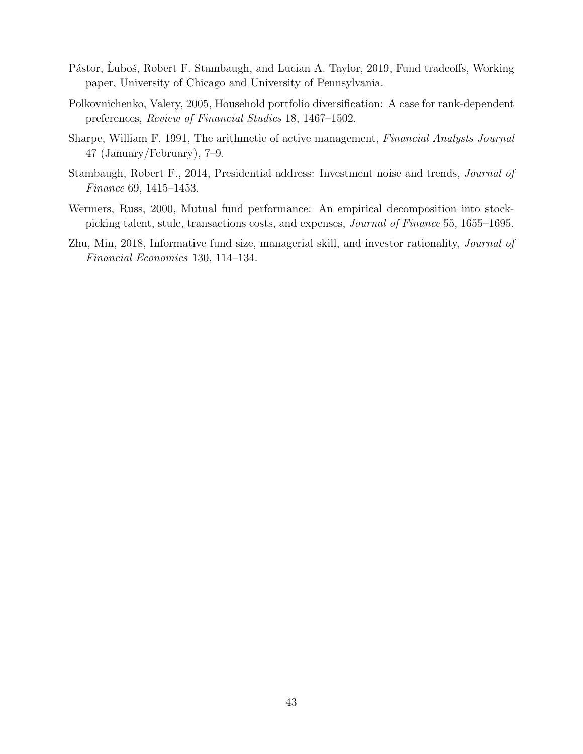Pástor, Ľuboš, Robert F. Stambaugh, and Lucian A. Taylor, 2019, Fund tradeoffs, Working paper, University of Chicago and University of Pennsylvania.

Polkovnichenko, Valery, 2005, Household portfolio diversification: A case for rank-dependent preferences, *Review of Financial Studies* 18, 1467–1502.

Sharpe, William F. 1991, The arithmetic of active management, *Financial Analysts Journal* 47 (January/February), 7–9.

Stambaugh, Robert F., 2014, Presidential address: Investment noise and trends, *Journal of Finance* 69, 1415–1453.

Wermers, Russ, 2000, Mutual fund performance: An empirical decomposition into stock-picking talent, stule, transactions costs, and expenses, *Journal of Finance* 55, 1655–1695.

Zhu, Min, 2018, Informative fund size, managerial skill, and investor rationality, *Journal of Financial Economics* 130, 114–134.